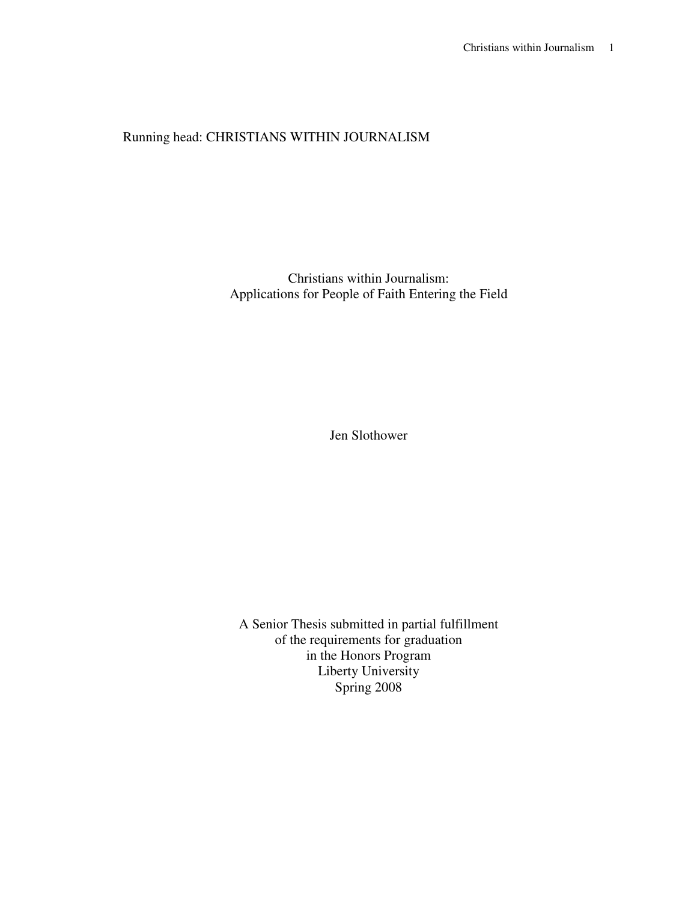Running head: CHRISTIANS WITHIN JOURNALISM

# Christians within Journalism:
## Applications for People of Faith Entering the Field

Jen Slothower

A Senior Thesis submitted in partial fulfillment
of the requirements for graduation
in the Honors Program
Liberty University
Spring 2008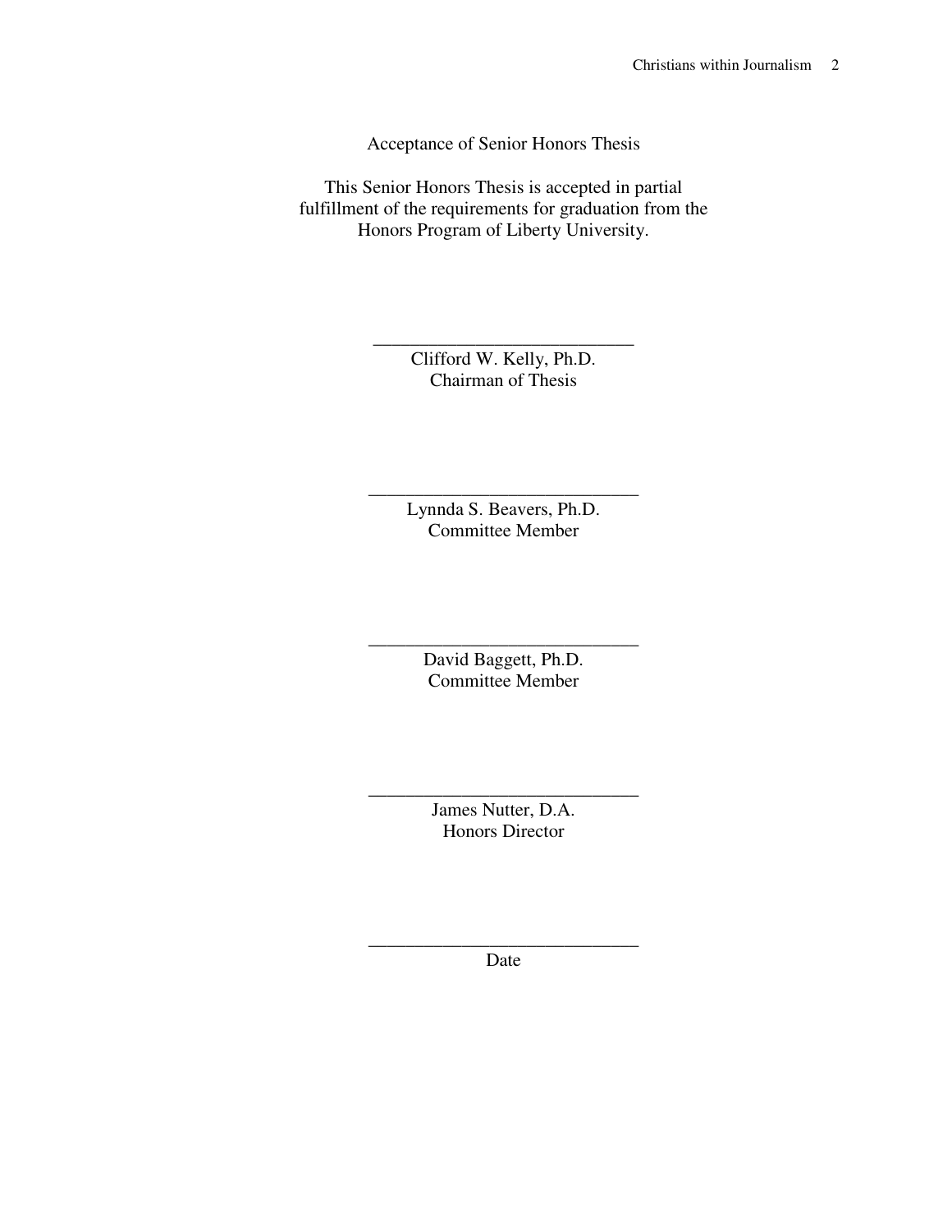Acceptance of Senior Honors Thesis

This Senior Honors Thesis is accepted in partial fulfillment of the requirements for graduation from the Honors Program of Liberty University.

______________________________
Clifford W. Kelly, Ph.D.
Chairman of Thesis

______________________________
Lynnda S. Beavers, Ph.D.
Committee Member

______________________________
David Baggett, Ph.D.
Committee Member

______________________________
James Nutter, D.A.
Honors Director

______________________________
Date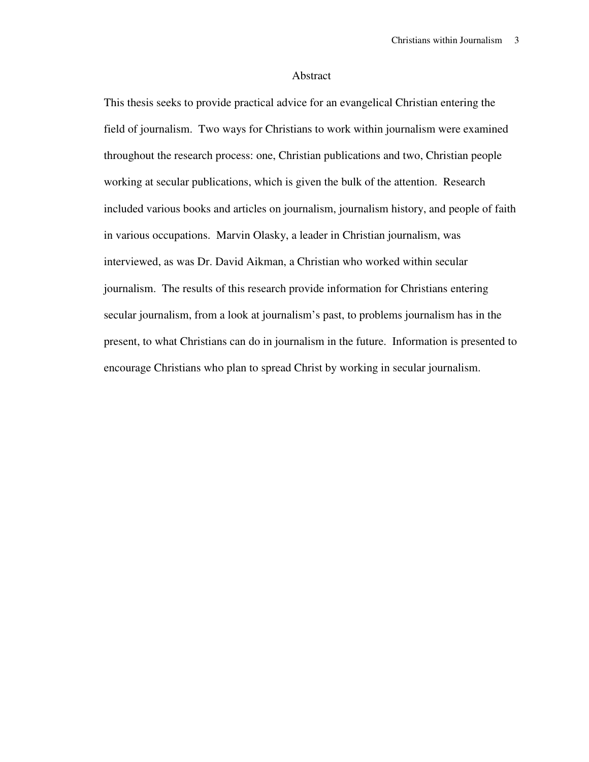# Abstract

This thesis seeks to provide practical advice for an evangelical Christian entering the field of journalism. Two ways for Christians to work within journalism were examined throughout the research process: one, Christian publications and two, Christian people working at secular publications, which is given the bulk of the attention. Research included various books and articles on journalism, journalism history, and people of faith in various occupations. Marvin Olasky, a leader in Christian journalism, was interviewed, as was Dr. David Aikman, a Christian who worked within secular journalism. The results of this research provide information for Christians entering secular journalism, from a look at journalism's past, to problems journalism has in the present, to what Christians can do in journalism in the future. Information is presented to encourage Christians who plan to spread Christ by working in secular journalism.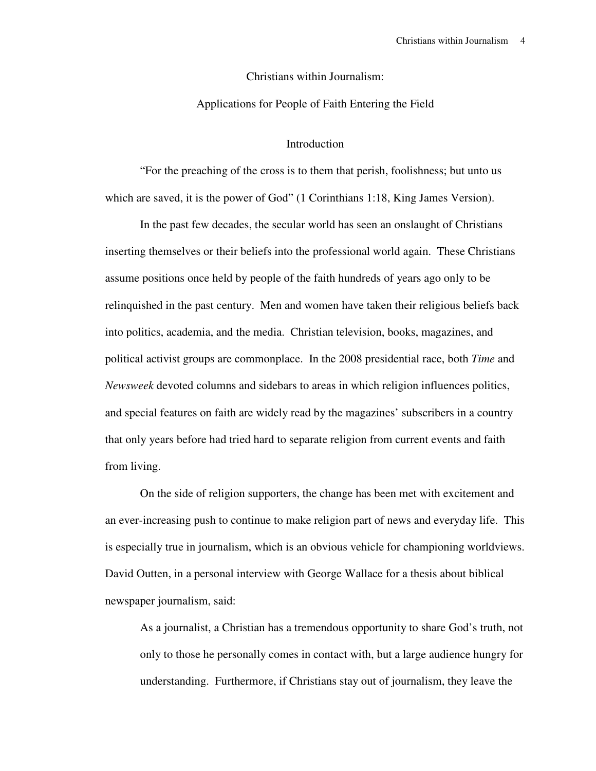# Christians within Journalism:

# Applications for People of Faith Entering the Field

## Introduction

"For the preaching of the cross is to them that perish, foolishness; but unto us which are saved, it is the power of God" (1 Corinthians 1:18, King James Version).

In the past few decades, the secular world has seen an onslaught of Christians inserting themselves or their beliefs into the professional world again. These Christians assume positions once held by people of the faith hundreds of years ago only to be relinquished in the past century. Men and women have taken their religious beliefs back into politics, academia, and the media. Christian television, books, magazines, and political activist groups are commonplace. In the 2008 presidential race, both *Time* and *Newsweek* devoted columns and sidebars to areas in which religion influences politics, and special features on faith are widely read by the magazines' subscribers in a country that only years before had tried hard to separate religion from current events and faith from living.

On the side of religion supporters, the change has been met with excitement and an ever-increasing push to continue to make religion part of news and everyday life. This is especially true in journalism, which is an obvious vehicle for championing worldviews. David Outten, in a personal interview with George Wallace for a thesis about biblical newspaper journalism, said:

> As a journalist, a Christian has a tremendous opportunity to share God's truth, not only to those he personally comes in contact with, but a large audience hungry for understanding. Furthermore, if Christians stay out of journalism, they leave the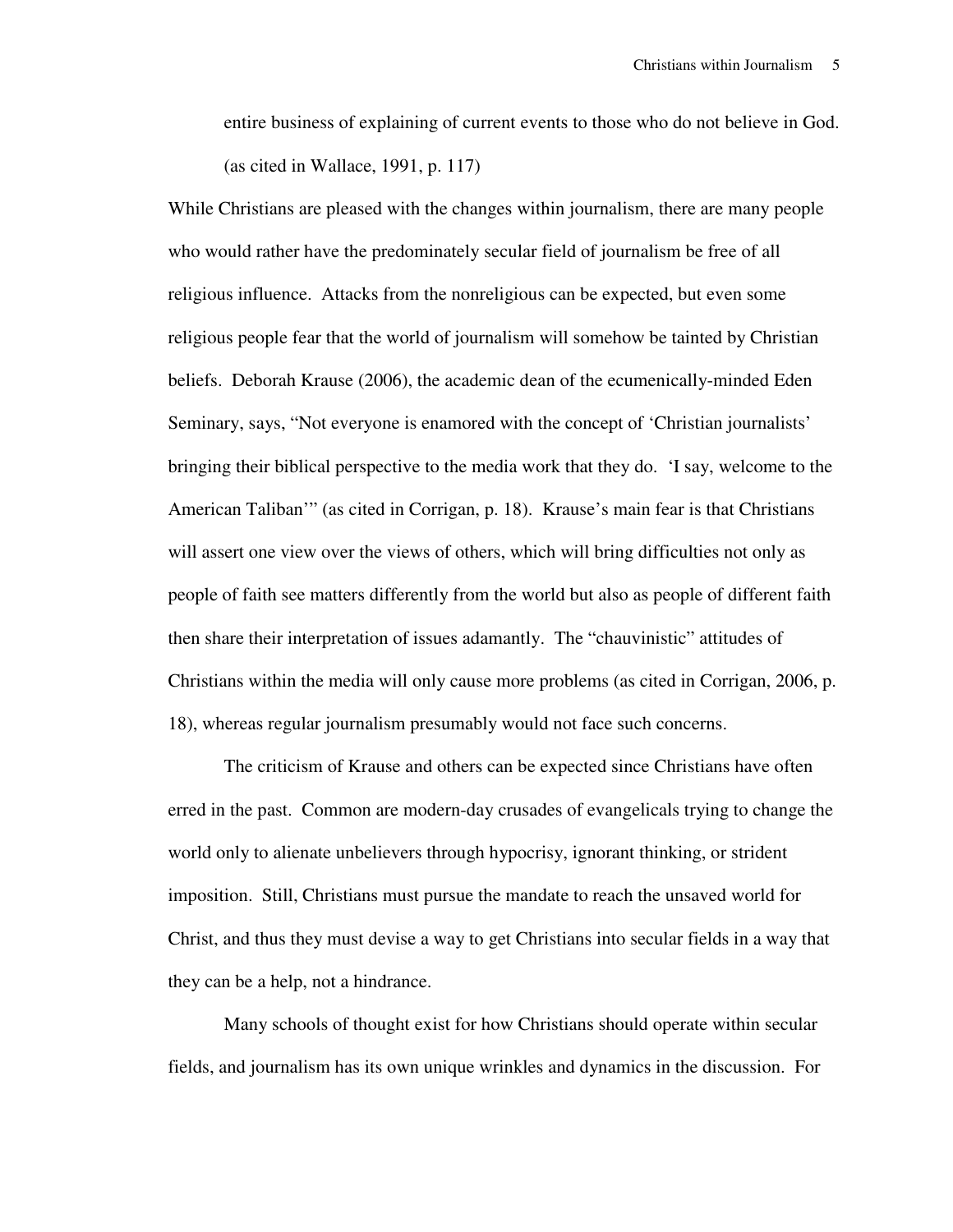> entire business of explaining of current events to those who do not believe in God. (as cited in Wallace, 1991, p. 117)

While Christians are pleased with the changes within journalism, there are many people who would rather have the predominately secular field of journalism be free of all religious influence. Attacks from the nonreligious can be expected, but even some religious people fear that the world of journalism will somehow be tainted by Christian beliefs. Deborah Krause (2006), the academic dean of the ecumenically-minded Eden Seminary, says, "Not everyone is enamored with the concept of 'Christian journalists' bringing their biblical perspective to the media work that they do. 'I say, welcome to the American Taliban'" (as cited in Corrigan, p. 18). Krause's main fear is that Christians will assert one view over the views of others, which will bring difficulties not only as people of faith see matters differently from the world but also as people of different faith then share their interpretation of issues adamantly. The "chauvinistic" attitudes of Christians within the media will only cause more problems (as cited in Corrigan, 2006, p. 18), whereas regular journalism presumably would not face such concerns.

The criticism of Krause and others can be expected since Christians have often erred in the past. Common are modern-day crusades of evangelicals trying to change the world only to alienate unbelievers through hypocrisy, ignorant thinking, or strident imposition. Still, Christians must pursue the mandate to reach the unsaved world for Christ, and thus they must devise a way to get Christians into secular fields in a way that they can be a help, not a hindrance.

Many schools of thought exist for how Christians should operate within secular fields, and journalism has its own unique wrinkles and dynamics in the discussion. For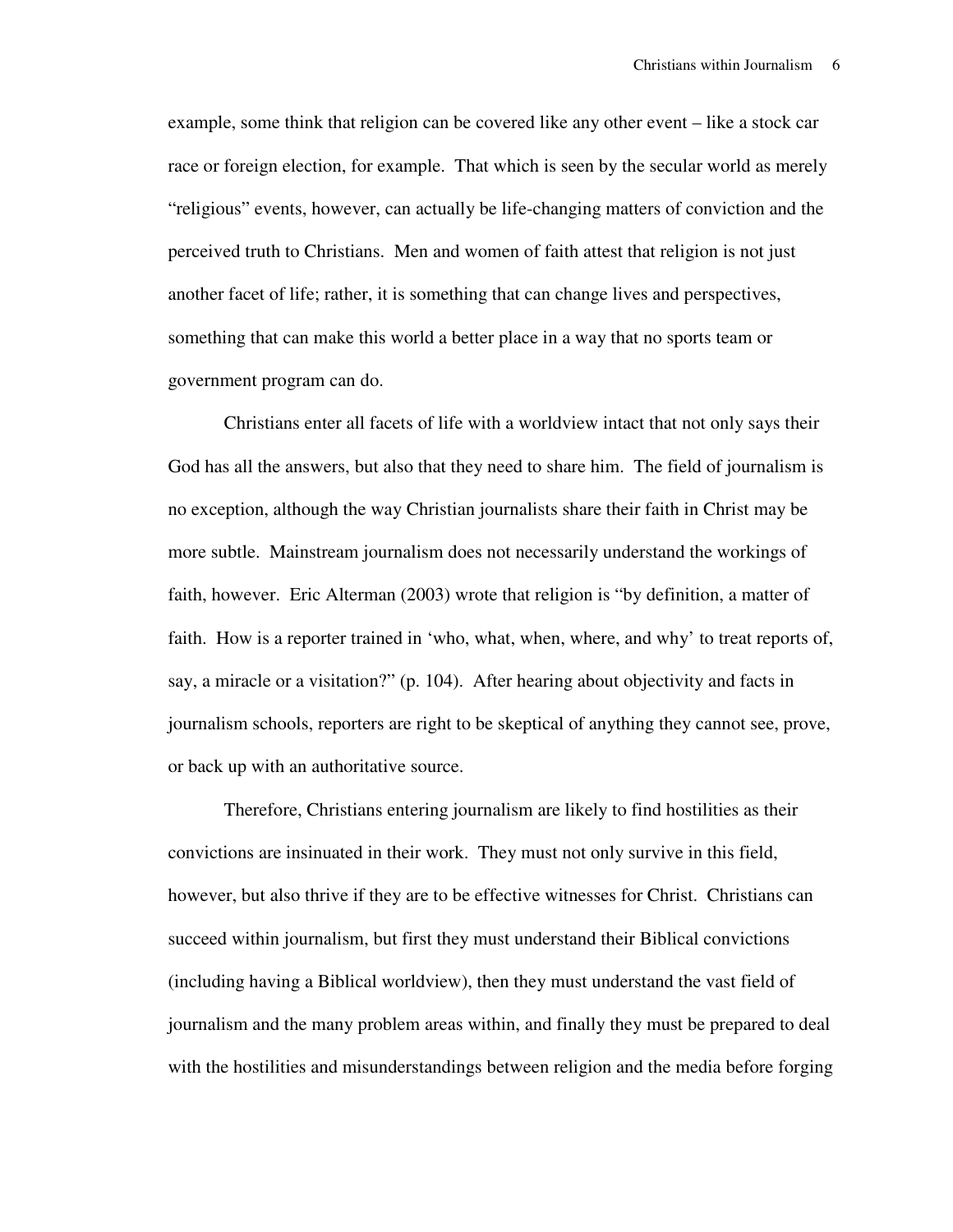example, some think that religion can be covered like any other event – like a stock car race or foreign election, for example. That which is seen by the secular world as merely "religious" events, however, can actually be life-changing matters of conviction and the perceived truth to Christians. Men and women of faith attest that religion is not just another facet of life; rather, it is something that can change lives and perspectives, something that can make this world a better place in a way that no sports team or government program can do.

Christians enter all facets of life with a worldview intact that not only says their God has all the answers, but also that they need to share him. The field of journalism is no exception, although the way Christian journalists share their faith in Christ may be more subtle. Mainstream journalism does not necessarily understand the workings of faith, however. Eric Alterman (2003) wrote that religion is "by definition, a matter of faith. How is a reporter trained in 'who, what, when, where, and why' to treat reports of, say, a miracle or a visitation?" (p. 104). After hearing about objectivity and facts in journalism schools, reporters are right to be skeptical of anything they cannot see, prove, or back up with an authoritative source.

Therefore, Christians entering journalism are likely to find hostilities as their convictions are insinuated in their work. They must not only survive in this field, however, but also thrive if they are to be effective witnesses for Christ. Christians can succeed within journalism, but first they must understand their Biblical convictions (including having a Biblical worldview), then they must understand the vast field of journalism and the many problem areas within, and finally they must be prepared to deal with the hostilities and misunderstandings between religion and the media before forging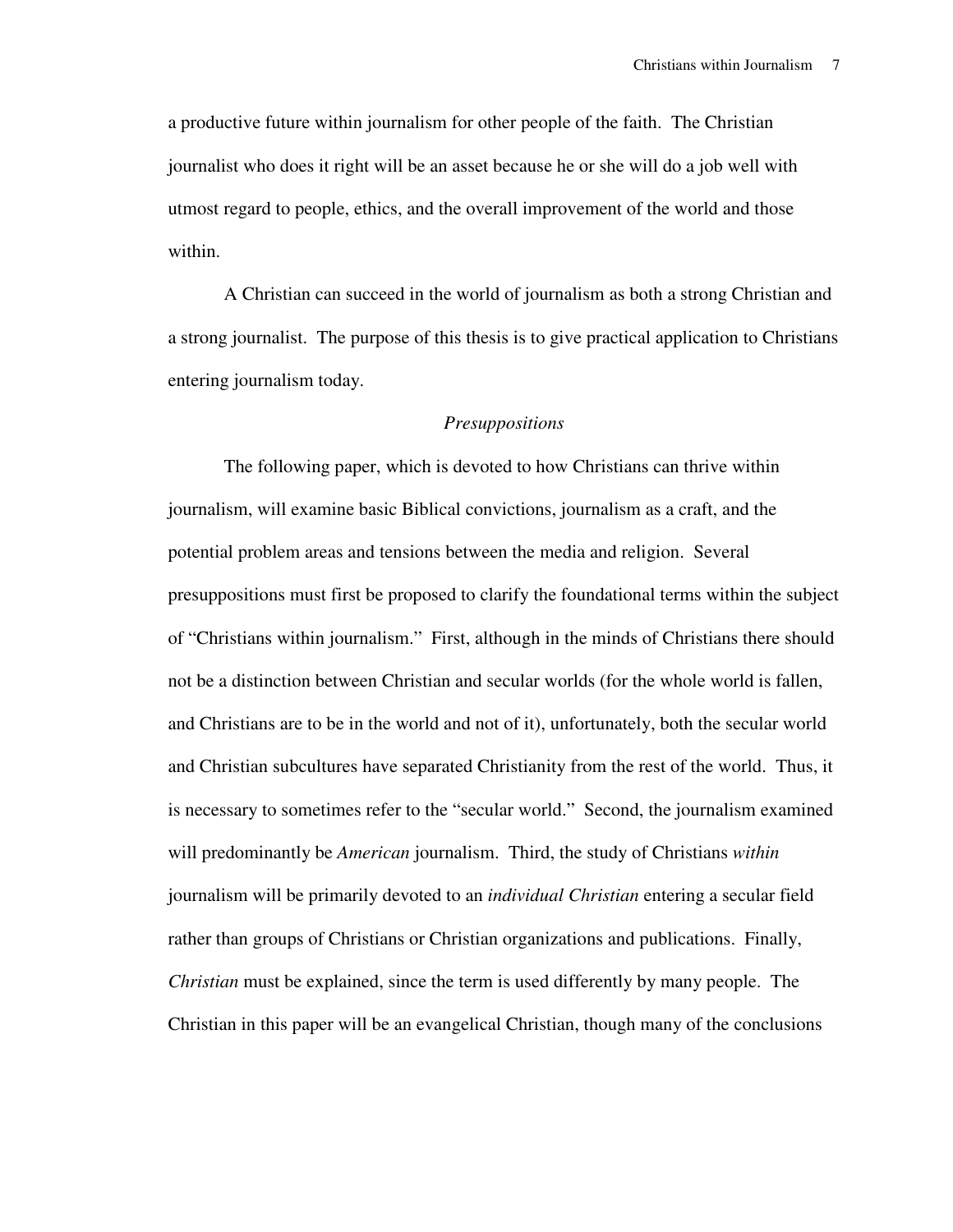a productive future within journalism for other people of the faith. The Christian journalist who does it right will be an asset because he or she will do a job well with utmost regard to people, ethics, and the overall improvement of the world and those within.

A Christian can succeed in the world of journalism as both a strong Christian and a strong journalist. The purpose of this thesis is to give practical application to Christians entering journalism today.

### *Presuppositions*

The following paper, which is devoted to how Christians can thrive within journalism, will examine basic Biblical convictions, journalism as a craft, and the potential problem areas and tensions between the media and religion. Several presuppositions must first be proposed to clarify the foundational terms within the subject of "Christians within journalism." First, although in the minds of Christians there should not be a distinction between Christian and secular worlds (for the whole world is fallen, and Christians are to be in the world and not of it), unfortunately, both the secular world and Christian subcultures have separated Christianity from the rest of the world. Thus, it is necessary to sometimes refer to the "secular world." Second, the journalism examined will predominantly be *American* journalism. Third, the study of Christians *within* journalism will be primarily devoted to an *individual Christian* entering a secular field rather than groups of Christians or Christian organizations and publications. Finally, *Christian* must be explained, since the term is used differently by many people. The Christian in this paper will be an evangelical Christian, though many of the conclusions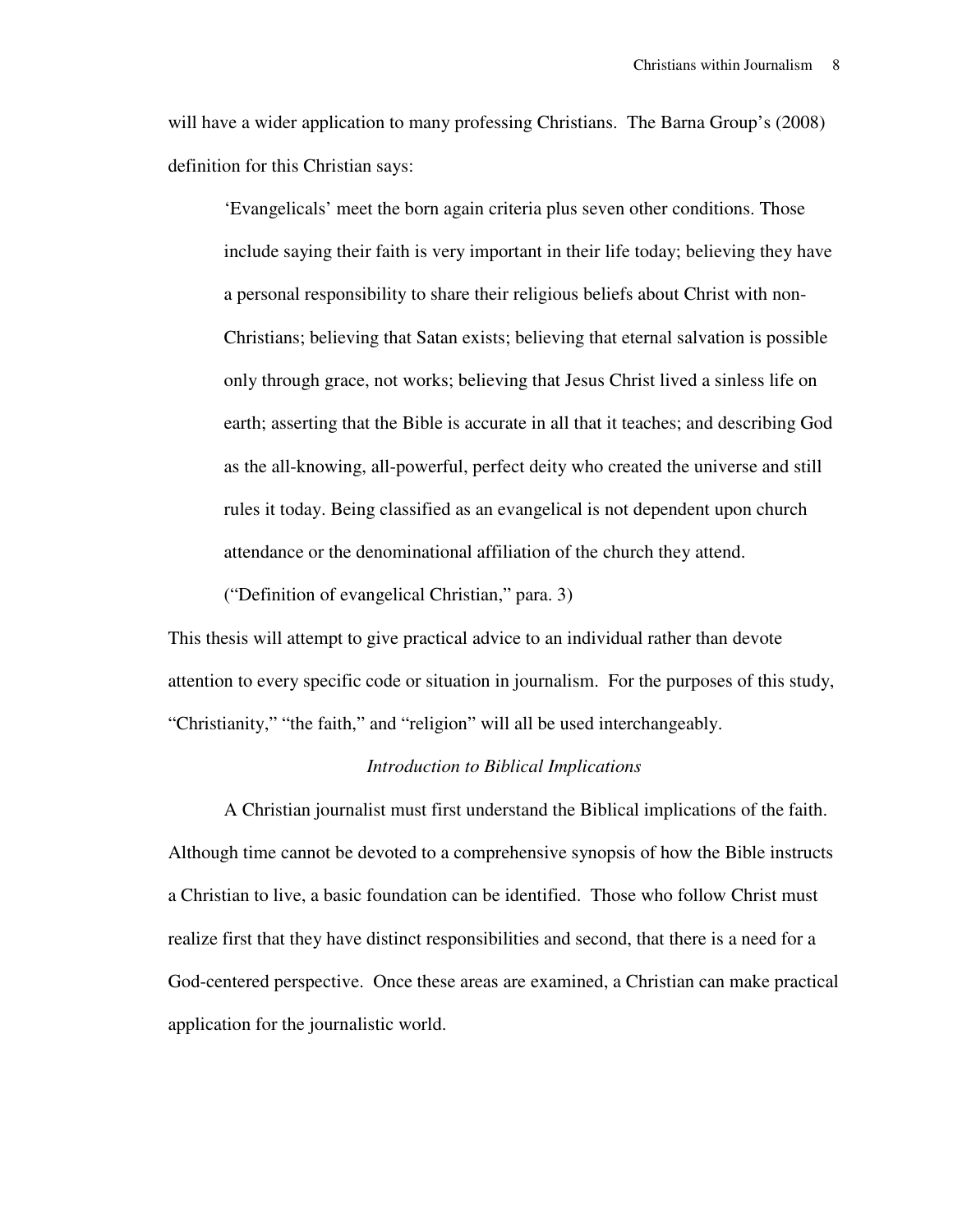will have a wider application to many professing Christians. The Barna Group's (2008) definition for this Christian says:

> 'Evangelicals' meet the born again criteria plus seven other conditions. Those include saying their faith is very important in their life today; believing they have a personal responsibility to share their religious beliefs about Christ with non-Christians; believing that Satan exists; believing that eternal salvation is possible only through grace, not works; believing that Jesus Christ lived a sinless life on earth; asserting that the Bible is accurate in all that it teaches; and describing God as the all-knowing, all-powerful, perfect deity who created the universe and still rules it today. Being classified as an evangelical is not dependent upon church attendance or the denominational affiliation of the church they attend. ("Definition of evangelical Christian," para. 3)

This thesis will attempt to give practical advice to an individual rather than devote attention to every specific code or situation in journalism. For the purposes of this study, "Christianity," "the faith," and "religion" will all be used interchangeably.

### *Introduction to Biblical Implications*

A Christian journalist must first understand the Biblical implications of the faith. Although time cannot be devoted to a comprehensive synopsis of how the Bible instructs a Christian to live, a basic foundation can be identified. Those who follow Christ must realize first that they have distinct responsibilities and second, that there is a need for a God-centered perspective. Once these areas are examined, a Christian can make practical application for the journalistic world.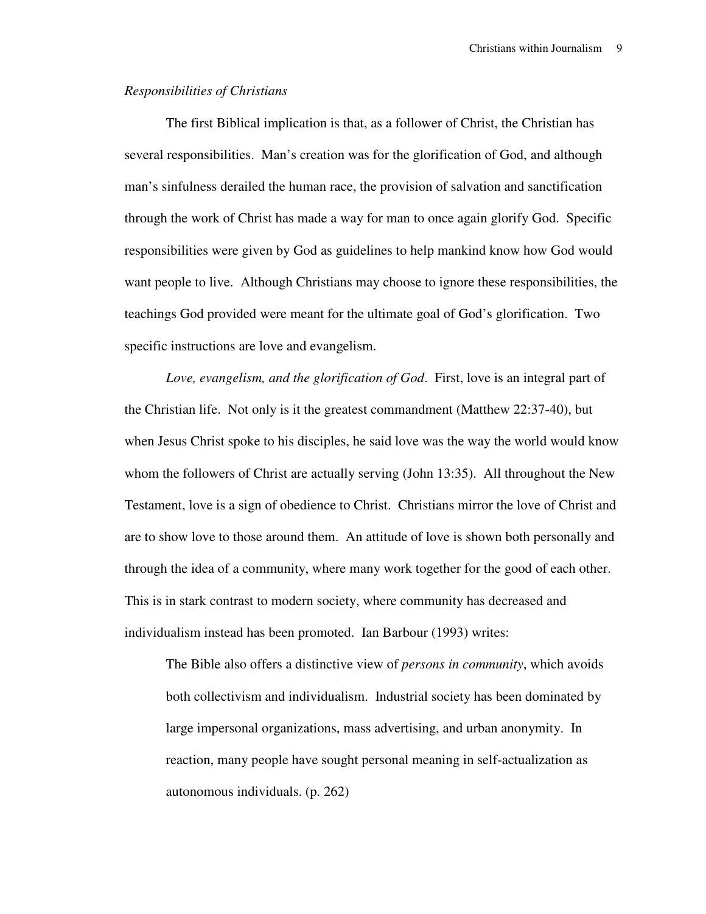*Responsibilities of Christians*

The first Biblical implication is that, as a follower of Christ, the Christian has several responsibilities. Man's creation was for the glorification of God, and although man's sinfulness derailed the human race, the provision of salvation and sanctification through the work of Christ has made a way for man to once again glorify God. Specific responsibilities were given by God as guidelines to help mankind know how God would want people to live. Although Christians may choose to ignore these responsibilities, the teachings God provided were meant for the ultimate goal of God's glorification. Two specific instructions are love and evangelism.

*Love, evangelism, and the glorification of God*. First, love is an integral part of the Christian life. Not only is it the greatest commandment (Matthew 22:37-40), but when Jesus Christ spoke to his disciples, he said love was the way the world would know whom the followers of Christ are actually serving (John 13:35). All throughout the New Testament, love is a sign of obedience to Christ. Christians mirror the love of Christ and are to show love to those around them. An attitude of love is shown both personally and through the idea of a community, where many work together for the good of each other. This is in stark contrast to modern society, where community has decreased and individualism instead has been promoted. Ian Barbour (1993) writes:

> The Bible also offers a distinctive view of *persons in community*, which avoids both collectivism and individualism. Industrial society has been dominated by large impersonal organizations, mass advertising, and urban anonymity. In reaction, many people have sought personal meaning in self-actualization as autonomous individuals. (p. 262)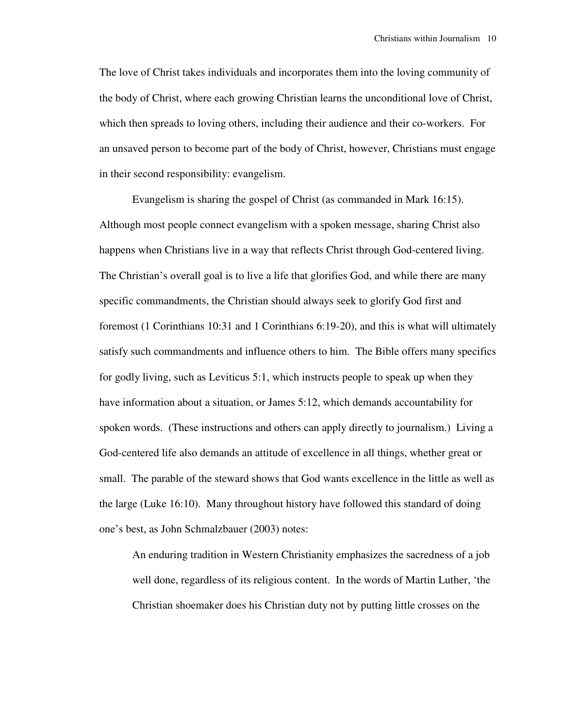The love of Christ takes individuals and incorporates them into the loving community of the body of Christ, where each growing Christian learns the unconditional love of Christ, which then spreads to loving others, including their audience and their co-workers. For an unsaved person to become part of the body of Christ, however, Christians must engage in their second responsibility: evangelism.

Evangelism is sharing the gospel of Christ (as commanded in Mark 16:15). Although most people connect evangelism with a spoken message, sharing Christ also happens when Christians live in a way that reflects Christ through God-centered living. The Christian's overall goal is to live a life that glorifies God, and while there are many specific commandments, the Christian should always seek to glorify God first and foremost (1 Corinthians 10:31 and 1 Corinthians 6:19-20), and this is what will ultimately satisfy such commandments and influence others to him. The Bible offers many specifics for godly living, such as Leviticus 5:1, which instructs people to speak up when they have information about a situation, or James 5:12, which demands accountability for spoken words. (These instructions and others can apply directly to journalism.) Living a God-centered life also demands an attitude of excellence in all things, whether great or small. The parable of the steward shows that God wants excellence in the little as well as the large (Luke 16:10). Many throughout history have followed this standard of doing one's best, as John Schmalzbauer (2003) notes:

> An enduring tradition in Western Christianity emphasizes the sacredness of a job well done, regardless of its religious content. In the words of Martin Luther, 'the Christian shoemaker does his Christian duty not by putting little crosses on the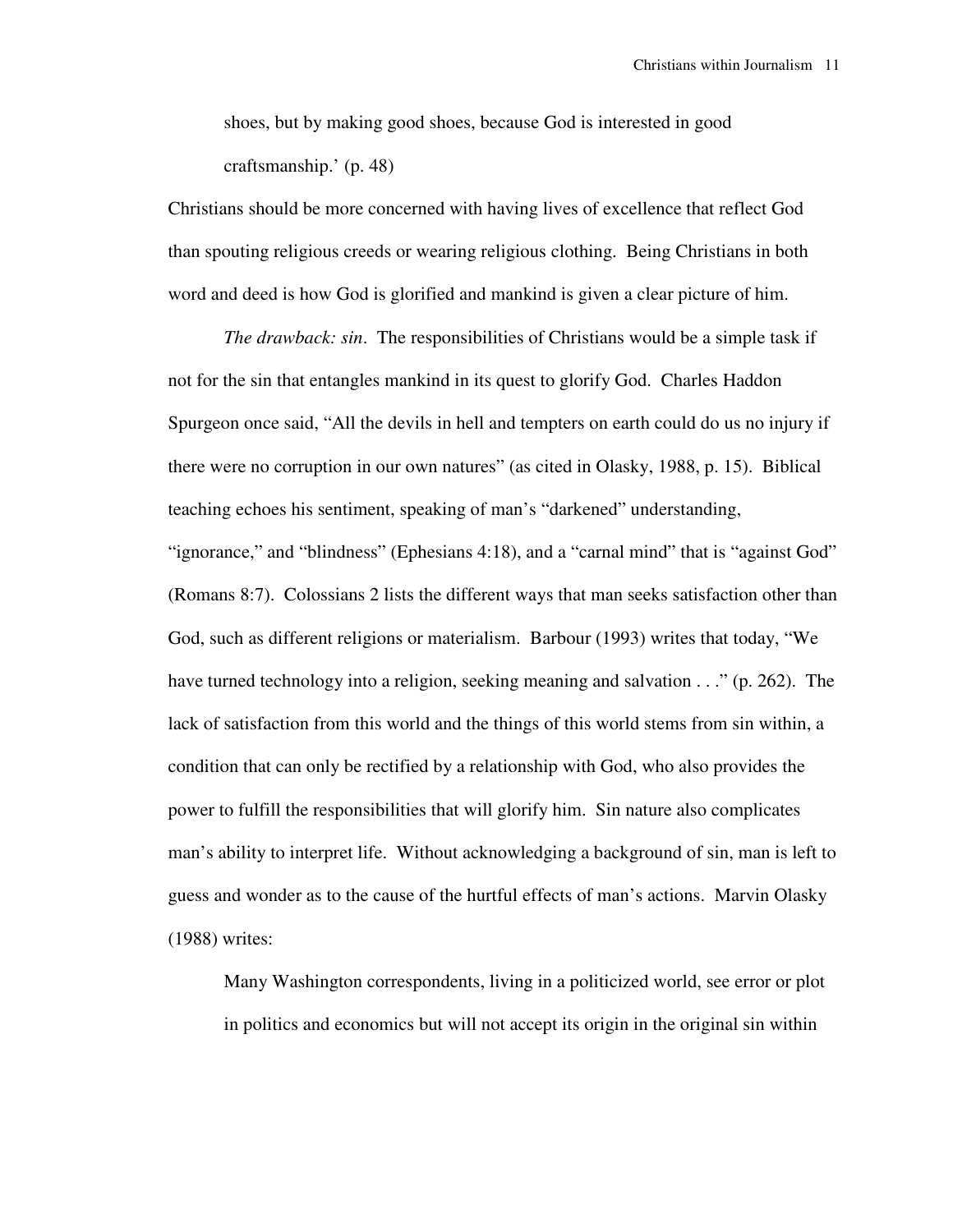> shoes, but by making good shoes, because God is interested in good craftsmanship.' (p. 48)

Christians should be more concerned with having lives of excellence that reflect God than spouting religious creeds or wearing religious clothing. Being Christians in both word and deed is how God is glorified and mankind is given a clear picture of him.

*The drawback: sin*. The responsibilities of Christians would be a simple task if not for the sin that entangles mankind in its quest to glorify God. Charles Haddon Spurgeon once said, "All the devils in hell and tempters on earth could do us no injury if there were no corruption in our own natures" (as cited in Olasky, 1988, p. 15). Biblical teaching echoes his sentiment, speaking of man's "darkened" understanding, "ignorance," and "blindness" (Ephesians 4:18), and a "carnal mind" that is "against God" (Romans 8:7). Colossians 2 lists the different ways that man seeks satisfaction other than God, such as different religions or materialism. Barbour (1993) writes that today, "We have turned technology into a religion, seeking meaning and salvation . . ." (p. 262). The lack of satisfaction from this world and the things of this world stems from sin within, a condition that can only be rectified by a relationship with God, who also provides the power to fulfill the responsibilities that will glorify him. Sin nature also complicates man's ability to interpret life. Without acknowledging a background of sin, man is left to guess and wonder as to the cause of the hurtful effects of man's actions. Marvin Olasky (1988) writes:

> Many Washington correspondents, living in a politicized world, see error or plot in politics and economics but will not accept its origin in the original sin within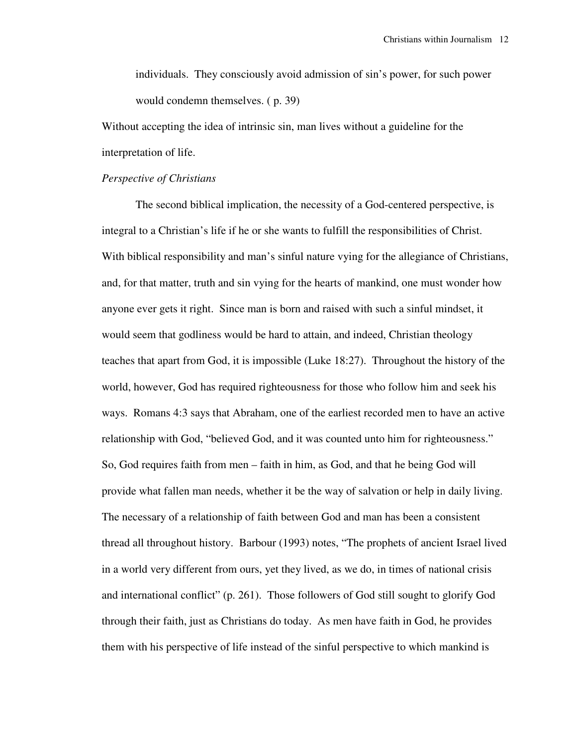individuals. They consciously avoid admission of sin's power, for such power would condemn themselves. ( p. 39)

Without accepting the idea of intrinsic sin, man lives without a guideline for the interpretation of life.

*Perspective of Christians*

The second biblical implication, the necessity of a God-centered perspective, is integral to a Christian's life if he or she wants to fulfill the responsibilities of Christ. With biblical responsibility and man's sinful nature vying for the allegiance of Christians, and, for that matter, truth and sin vying for the hearts of mankind, one must wonder how anyone ever gets it right. Since man is born and raised with such a sinful mindset, it would seem that godliness would be hard to attain, and indeed, Christian theology teaches that apart from God, it is impossible (Luke 18:27). Throughout the history of the world, however, God has required righteousness for those who follow him and seek his ways. Romans 4:3 says that Abraham, one of the earliest recorded men to have an active relationship with God, "believed God, and it was counted unto him for righteousness." So, God requires faith from men – faith in him, as God, and that he being God will provide what fallen man needs, whether it be the way of salvation or help in daily living. The necessary of a relationship of faith between God and man has been a consistent thread all throughout history. Barbour (1993) notes, "The prophets of ancient Israel lived in a world very different from ours, yet they lived, as we do, in times of national crisis and international conflict" (p. 261). Those followers of God still sought to glorify God through their faith, just as Christians do today. As men have faith in God, he provides them with his perspective of life instead of the sinful perspective to which mankind is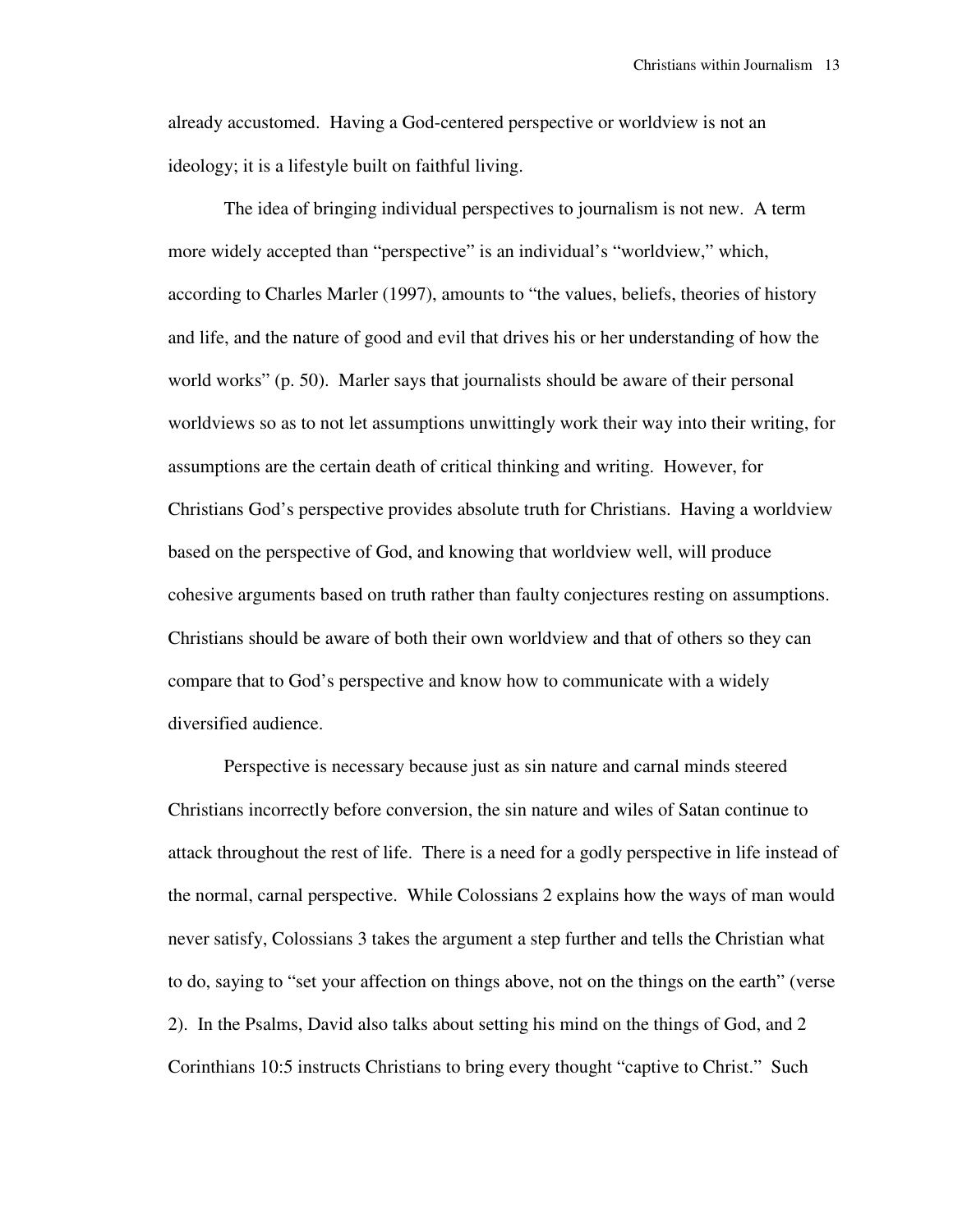already accustomed. Having a God-centered perspective or worldview is not an ideology; it is a lifestyle built on faithful living.

The idea of bringing individual perspectives to journalism is not new. A term more widely accepted than "perspective" is an individual's "worldview," which, according to Charles Marler (1997), amounts to "the values, beliefs, theories of history and life, and the nature of good and evil that drives his or her understanding of how the world works" (p. 50). Marler says that journalists should be aware of their personal worldviews so as to not let assumptions unwittingly work their way into their writing, for assumptions are the certain death of critical thinking and writing. However, for Christians God's perspective provides absolute truth for Christians. Having a worldview based on the perspective of God, and knowing that worldview well, will produce cohesive arguments based on truth rather than faulty conjectures resting on assumptions. Christians should be aware of both their own worldview and that of others so they can compare that to God's perspective and know how to communicate with a widely diversified audience.

Perspective is necessary because just as sin nature and carnal minds steered Christians incorrectly before conversion, the sin nature and wiles of Satan continue to attack throughout the rest of life. There is a need for a godly perspective in life instead of the normal, carnal perspective. While Colossians 2 explains how the ways of man would never satisfy, Colossians 3 takes the argument a step further and tells the Christian what to do, saying to "set your affection on things above, not on the things on the earth" (verse 2). In the Psalms, David also talks about setting his mind on the things of God, and 2 Corinthians 10:5 instructs Christians to bring every thought "captive to Christ." Such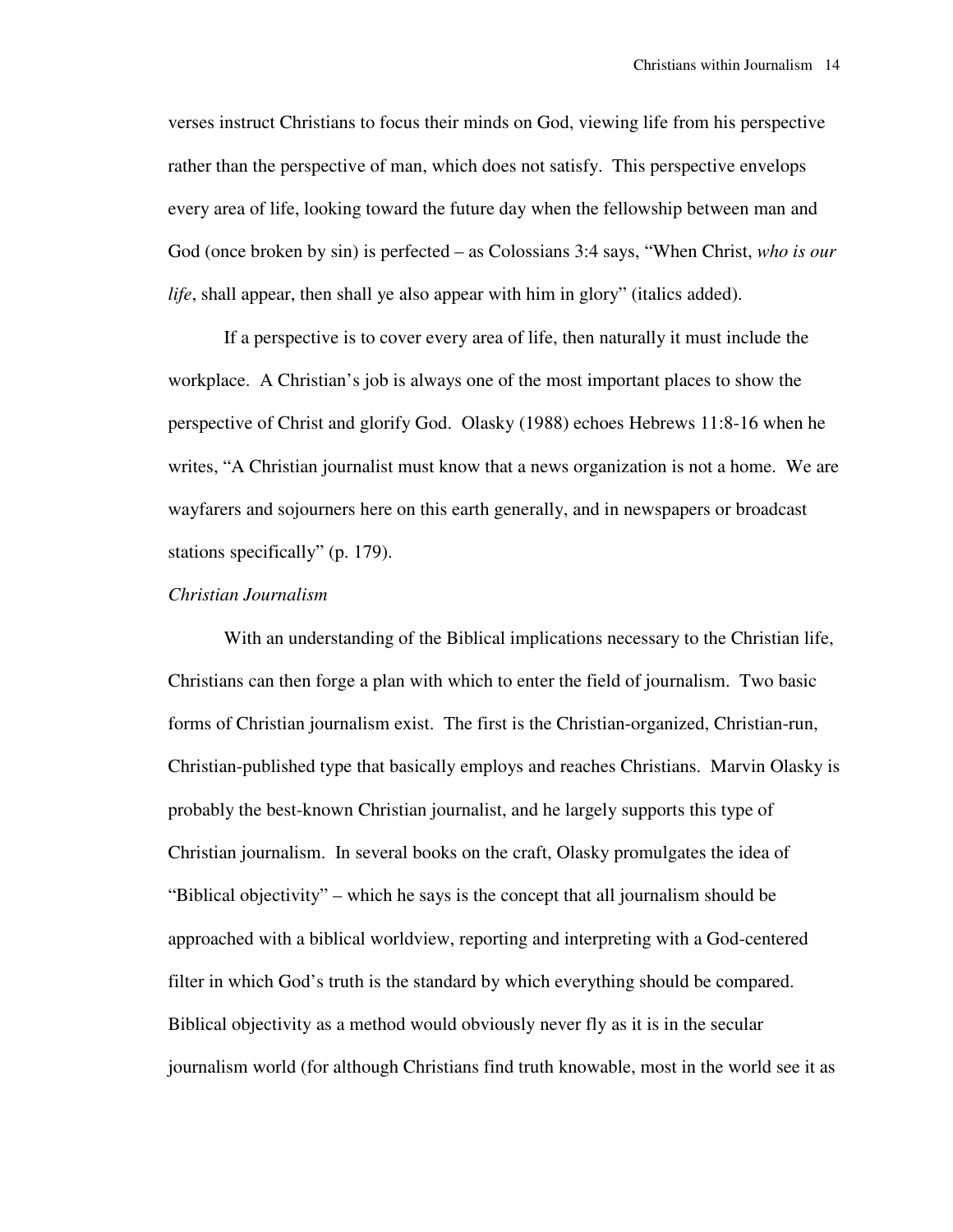verses instruct Christians to focus their minds on God, viewing life from his perspective rather than the perspective of man, which does not satisfy. This perspective envelops every area of life, looking toward the future day when the fellowship between man and God (once broken by sin) is perfected – as Colossians 3:4 says, "When Christ, *who is our life*, shall appear, then shall ye also appear with him in glory" (italics added).

If a perspective is to cover every area of life, then naturally it must include the workplace. A Christian's job is always one of the most important places to show the perspective of Christ and glorify God. Olasky (1988) echoes Hebrews 11:8-16 when he writes, "A Christian journalist must know that a news organization is not a home. We are wayfarers and sojourners here on this earth generally, and in newspapers or broadcast stations specifically" (p. 179).

### *Christian Journalism*

With an understanding of the Biblical implications necessary to the Christian life, Christians can then forge a plan with which to enter the field of journalism. Two basic forms of Christian journalism exist. The first is the Christian-organized, Christian-run, Christian-published type that basically employs and reaches Christians. Marvin Olasky is probably the best-known Christian journalist, and he largely supports this type of Christian journalism. In several books on the craft, Olasky promulgates the idea of "Biblical objectivity" – which he says is the concept that all journalism should be approached with a biblical worldview, reporting and interpreting with a God-centered filter in which God's truth is the standard by which everything should be compared. Biblical objectivity as a method would obviously never fly as it is in the secular journalism world (for although Christians find truth knowable, most in the world see it as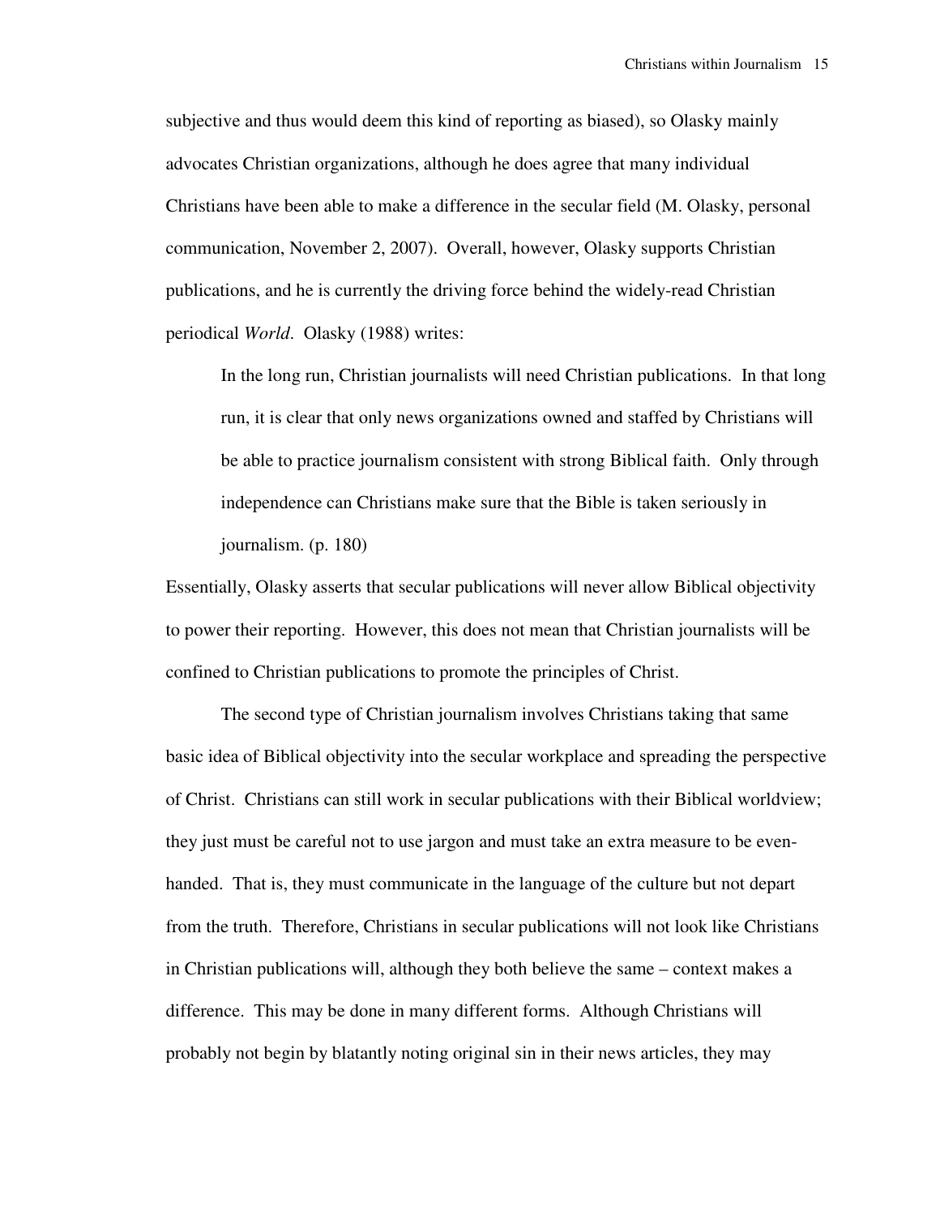subjective and thus would deem this kind of reporting as biased), so Olasky mainly advocates Christian organizations, although he does agree that many individual Christians have been able to make a difference in the secular field (M. Olasky, personal communication, November 2, 2007). Overall, however, Olasky supports Christian publications, and he is currently the driving force behind the widely-read Christian periodical *World*. Olasky (1988) writes:

> In the long run, Christian journalists will need Christian publications. In that long run, it is clear that only news organizations owned and staffed by Christians will be able to practice journalism consistent with strong Biblical faith. Only through independence can Christians make sure that the Bible is taken seriously in journalism. (p. 180)

Essentially, Olasky asserts that secular publications will never allow Biblical objectivity to power their reporting. However, this does not mean that Christian journalists will be confined to Christian publications to promote the principles of Christ.

The second type of Christian journalism involves Christians taking that same basic idea of Biblical objectivity into the secular workplace and spreading the perspective of Christ. Christians can still work in secular publications with their Biblical worldview; they just must be careful not to use jargon and must take an extra measure to be even-handed. That is, they must communicate in the language of the culture but not depart from the truth. Therefore, Christians in secular publications will not look like Christians in Christian publications will, although they both believe the same – context makes a difference. This may be done in many different forms. Although Christians will probably not begin by blatantly noting original sin in their news articles, they may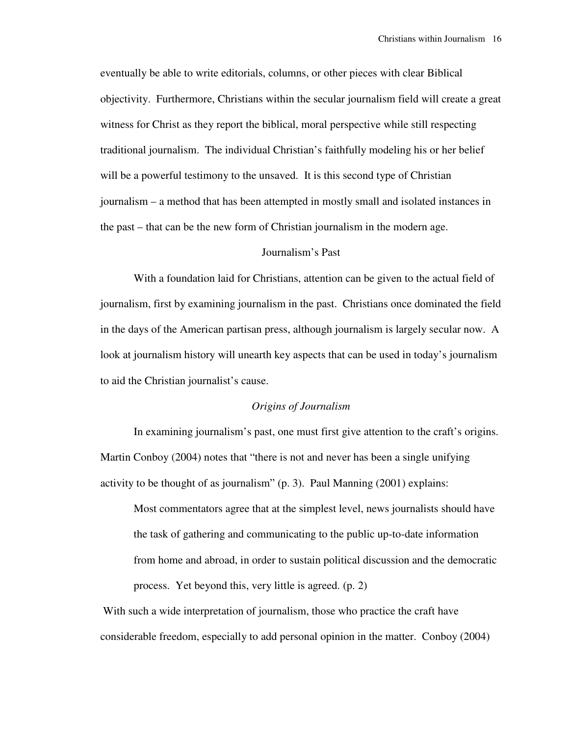eventually be able to write editorials, columns, or other pieces with clear Biblical objectivity. Furthermore, Christians within the secular journalism field will create a great witness for Christ as they report the biblical, moral perspective while still respecting traditional journalism. The individual Christian's faithfully modeling his or her belief will be a powerful testimony to the unsaved. It is this second type of Christian journalism – a method that has been attempted in mostly small and isolated instances in the past – that can be the new form of Christian journalism in the modern age.

## Journalism's Past

With a foundation laid for Christians, attention can be given to the actual field of journalism, first by examining journalism in the past. Christians once dominated the field in the days of the American partisan press, although journalism is largely secular now. A look at journalism history will unearth key aspects that can be used in today's journalism to aid the Christian journalist's cause.

### *Origins of Journalism*

In examining journalism's past, one must first give attention to the craft's origins. Martin Conboy (2004) notes that "there is not and never has been a single unifying activity to be thought of as journalism" (p. 3). Paul Manning (2001) explains:

> Most commentators agree that at the simplest level, news journalists should have the task of gathering and communicating to the public up-to-date information from home and abroad, in order to sustain political discussion and the democratic process. Yet beyond this, very little is agreed. (p. 2)

With such a wide interpretation of journalism, those who practice the craft have considerable freedom, especially to add personal opinion in the matter. Conboy (2004)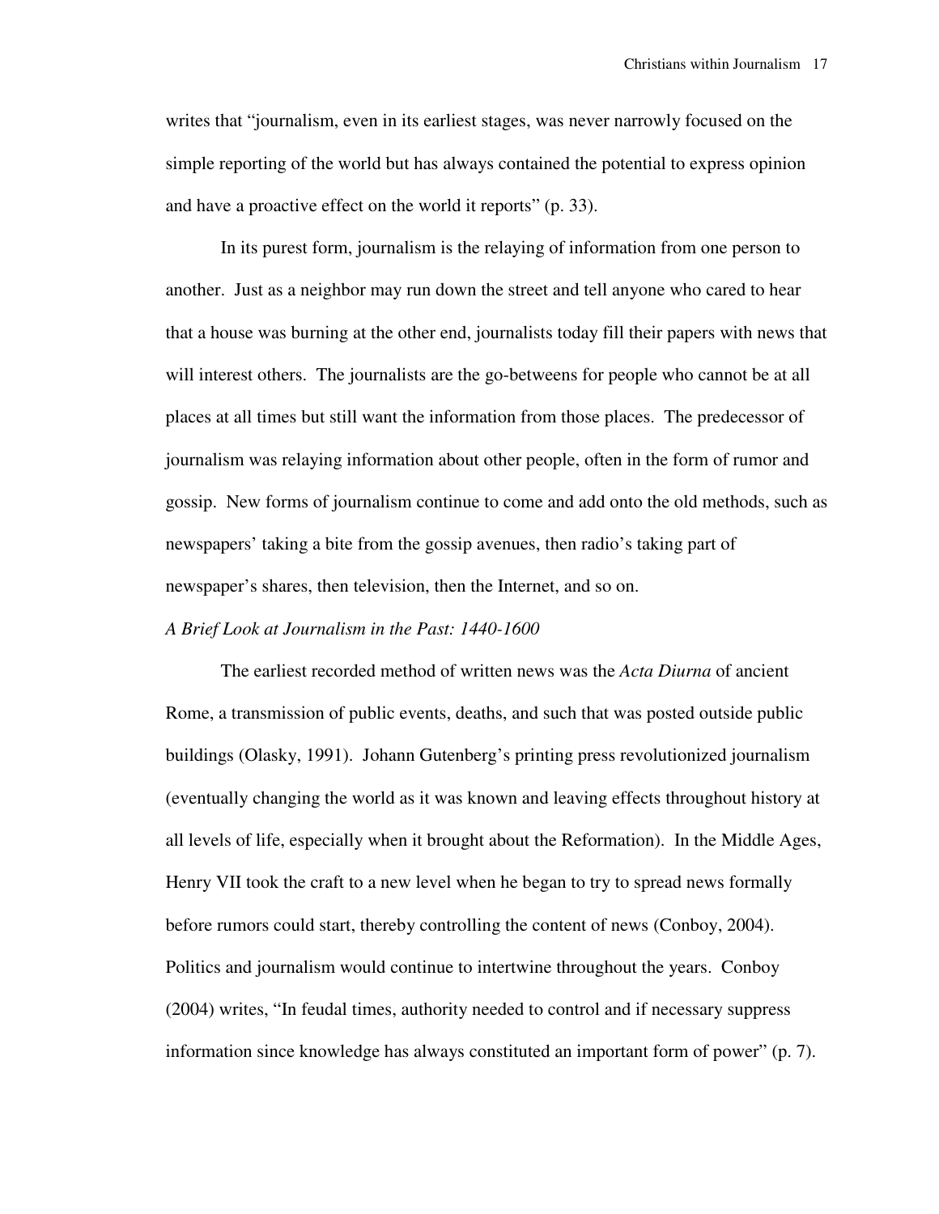writes that "journalism, even in its earliest stages, was never narrowly focused on the simple reporting of the world but has always contained the potential to express opinion and have a proactive effect on the world it reports" (p. 33).

In its purest form, journalism is the relaying of information from one person to another. Just as a neighbor may run down the street and tell anyone who cared to hear that a house was burning at the other end, journalists today fill their papers with news that will interest others. The journalists are the go-betweens for people who cannot be at all places at all times but still want the information from those places. The predecessor of journalism was relaying information about other people, often in the form of rumor and gossip. New forms of journalism continue to come and add onto the old methods, such as newspapers' taking a bite from the gossip avenues, then radio's taking part of newspaper's shares, then television, then the Internet, and so on.

### *A Brief Look at Journalism in the Past: 1440-1600*

The earliest recorded method of written news was the *Acta Diurna* of ancient Rome, a transmission of public events, deaths, and such that was posted outside public buildings (Olasky, 1991). Johann Gutenberg's printing press revolutionized journalism (eventually changing the world as it was known and leaving effects throughout history at all levels of life, especially when it brought about the Reformation). In the Middle Ages, Henry VII took the craft to a new level when he began to try to spread news formally before rumors could start, thereby controlling the content of news (Conboy, 2004). Politics and journalism would continue to intertwine throughout the years. Conboy (2004) writes, "In feudal times, authority needed to control and if necessary suppress information since knowledge has always constituted an important form of power" (p. 7).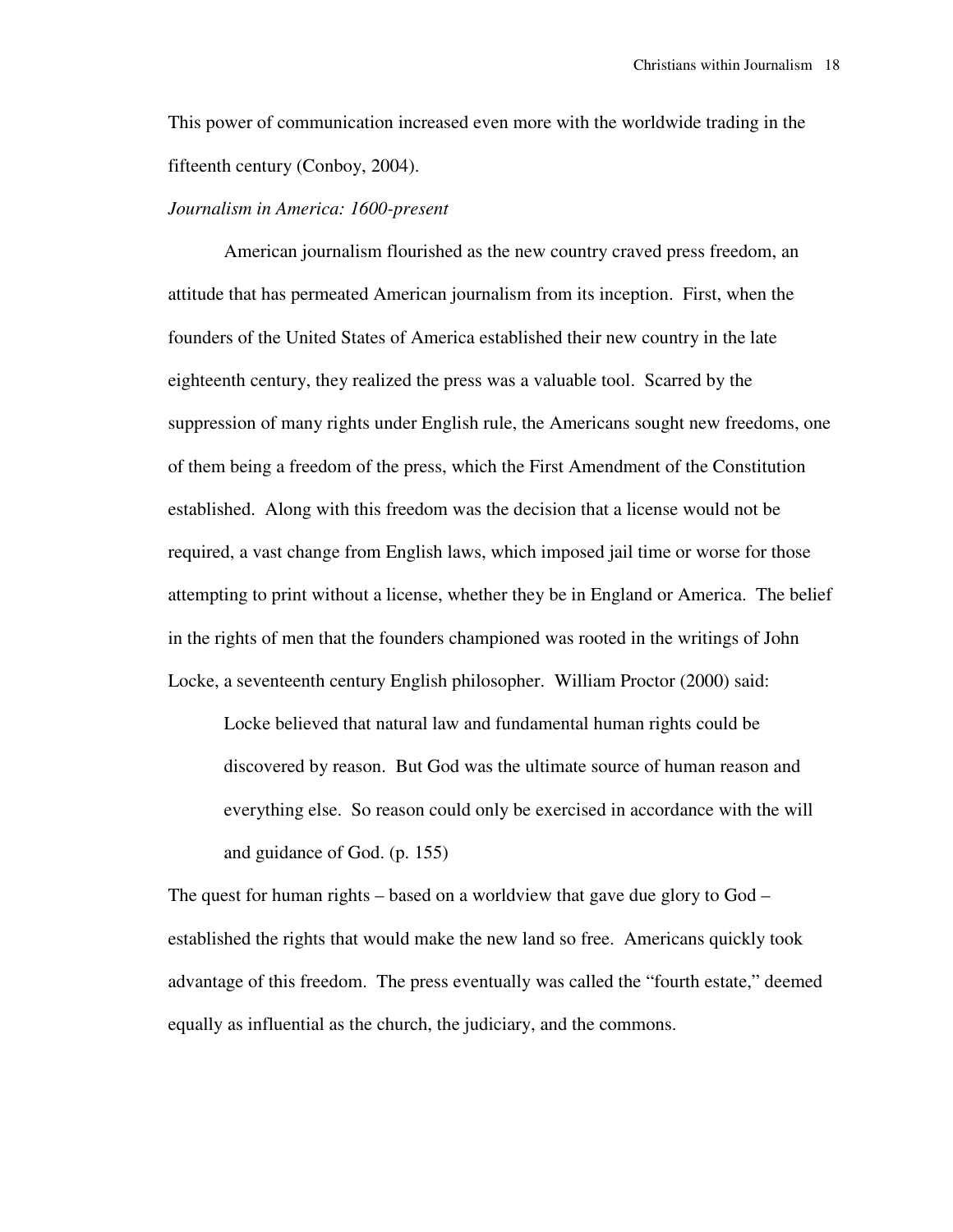This power of communication increased even more with the worldwide trading in the fifteenth century (Conboy, 2004).

*Journalism in America: 1600-present*

American journalism flourished as the new country craved press freedom, an attitude that has permeated American journalism from its inception. First, when the founders of the United States of America established their new country in the late eighteenth century, they realized the press was a valuable tool. Scarred by the suppression of many rights under English rule, the Americans sought new freedoms, one of them being a freedom of the press, which the First Amendment of the Constitution established. Along with this freedom was the decision that a license would not be required, a vast change from English laws, which imposed jail time or worse for those attempting to print without a license, whether they be in England or America. The belief in the rights of men that the founders championed was rooted in the writings of John Locke, a seventeenth century English philosopher. William Proctor (2000) said:

> Locke believed that natural law and fundamental human rights could be discovered by reason. But God was the ultimate source of human reason and everything else. So reason could only be exercised in accordance with the will and guidance of God. (p. 155)

The quest for human rights – based on a worldview that gave due glory to God – established the rights that would make the new land so free. Americans quickly took advantage of this freedom. The press eventually was called the "fourth estate," deemed equally as influential as the church, the judiciary, and the commons.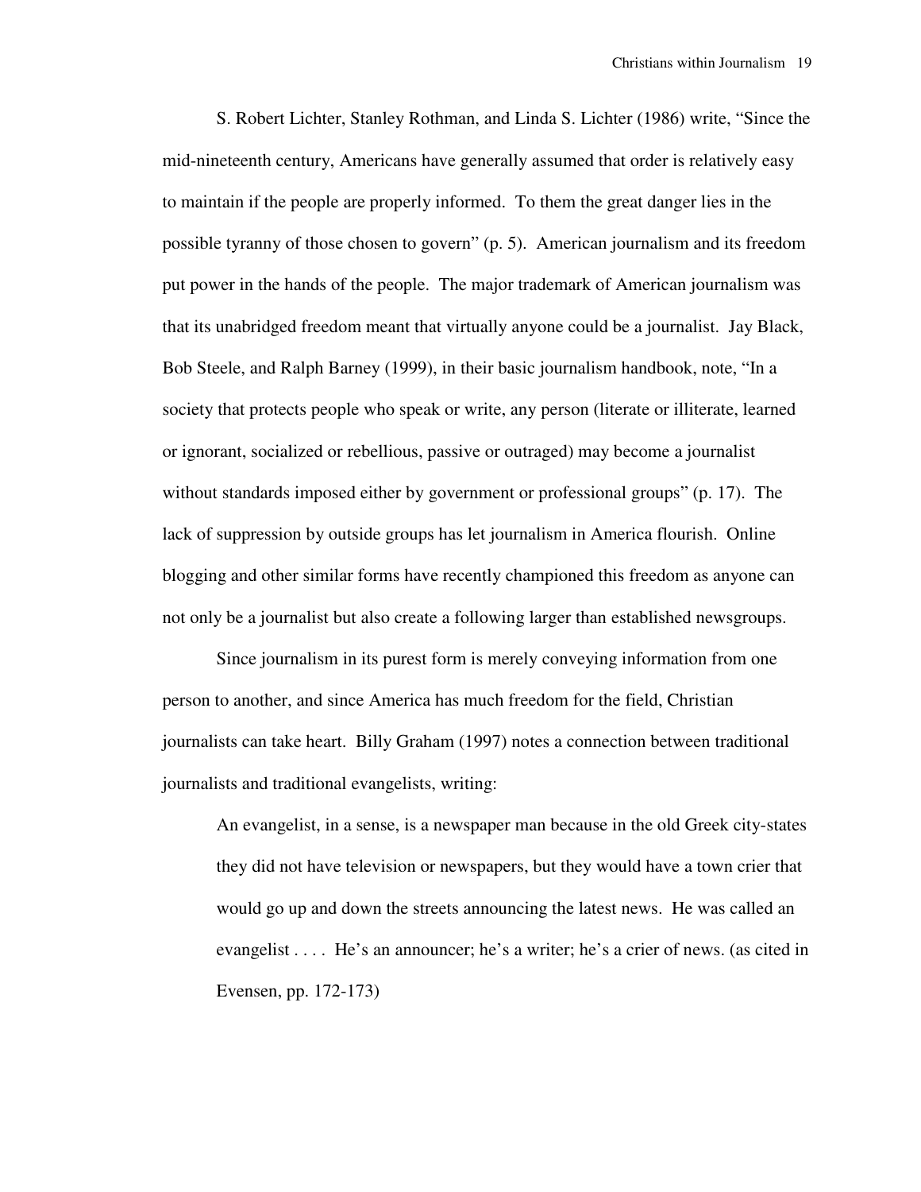S. Robert Lichter, Stanley Rothman, and Linda S. Lichter (1986) write, “Since the mid-nineteenth century, Americans have generally assumed that order is relatively easy to maintain if the people are properly informed. To them the great danger lies in the possible tyranny of those chosen to govern” (p. 5). American journalism and its freedom put power in the hands of the people. The major trademark of American journalism was that its unabridged freedom meant that virtually anyone could be a journalist. Jay Black, Bob Steele, and Ralph Barney (1999), in their basic journalism handbook, note, “In a society that protects people who speak or write, any person (literate or illiterate, learned or ignorant, socialized or rebellious, passive or outraged) may become a journalist without standards imposed either by government or professional groups” (p. 17). The lack of suppression by outside groups has let journalism in America flourish. Online blogging and other similar forms have recently championed this freedom as anyone can not only be a journalist but also create a following larger than established newsgroups.

Since journalism in its purest form is merely conveying information from one person to another, and since America has much freedom for the field, Christian journalists can take heart. Billy Graham (1997) notes a connection between traditional journalists and traditional evangelists, writing:

> An evangelist, in a sense, is a newspaper man because in the old Greek city-states they did not have television or newspapers, but they would have a town crier that would go up and down the streets announcing the latest news. He was called an evangelist . . . . He’s an announcer; he’s a writer; he’s a crier of news. (as cited in Evensen, pp. 172-173)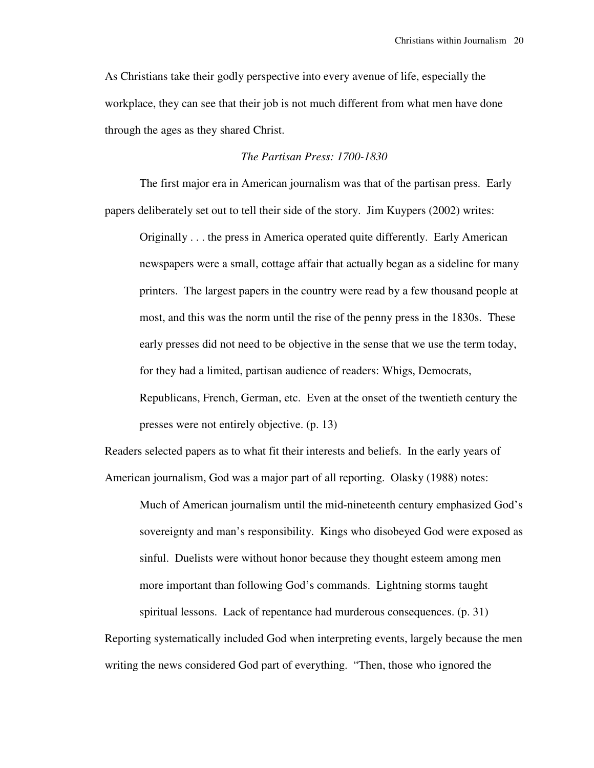As Christians take their godly perspective into every avenue of life, especially the workplace, they can see that their job is not much different from what men have done through the ages as they shared Christ.

### *The Partisan Press: 1700-1830*

The first major era in American journalism was that of the partisan press. Early papers deliberately set out to tell their side of the story. Jim Kuypers (2002) writes:

> Originally . . . the press in America operated quite differently. Early American newspapers were a small, cottage affair that actually began as a sideline for many printers. The largest papers in the country were read by a few thousand people at most, and this was the norm until the rise of the penny press in the 1830s. These early presses did not need to be objective in the sense that we use the term today, for they had a limited, partisan audience of readers: Whigs, Democrats, Republicans, French, German, etc. Even at the onset of the twentieth century the presses were not entirely objective. (p. 13)

Readers selected papers as to what fit their interests and beliefs. In the early years of American journalism, God was a major part of all reporting. Olasky (1988) notes:

> Much of American journalism until the mid-nineteenth century emphasized God's sovereignty and man's responsibility. Kings who disobeyed God were exposed as sinful. Duelists were without honor because they thought esteem among men more important than following God's commands. Lightning storms taught spiritual lessons. Lack of repentance had murderous consequences. (p. 31)

Reporting systematically included God when interpreting events, largely because the men writing the news considered God part of everything. "Then, those who ignored the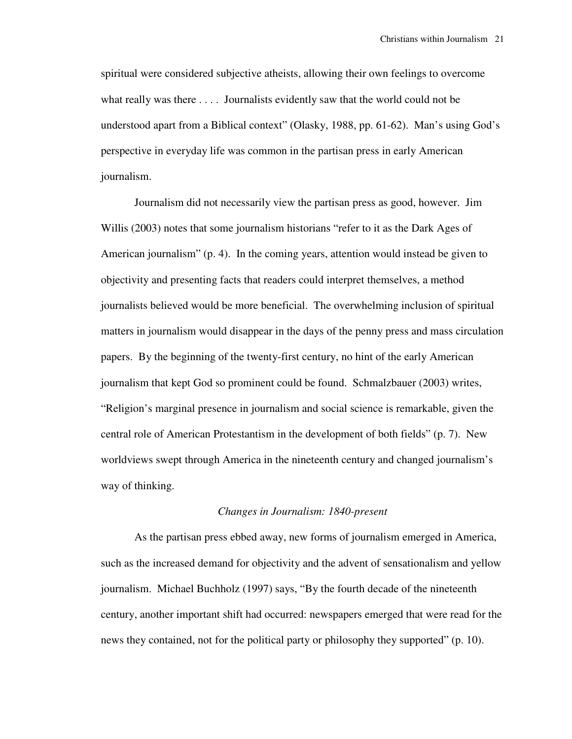spiritual were considered subjective atheists, allowing their own feelings to overcome what really was there . . . . Journalists evidently saw that the world could not be understood apart from a Biblical context" (Olasky, 1988, pp. 61-62). Man's using God's perspective in everyday life was common in the partisan press in early American journalism.

Journalism did not necessarily view the partisan press as good, however. Jim Willis (2003) notes that some journalism historians "refer to it as the Dark Ages of American journalism" (p. 4). In the coming years, attention would instead be given to objectivity and presenting facts that readers could interpret themselves, a method journalists believed would be more beneficial. The overwhelming inclusion of spiritual matters in journalism would disappear in the days of the penny press and mass circulation papers. By the beginning of the twenty-first century, no hint of the early American journalism that kept God so prominent could be found. Schmalzbauer (2003) writes, "Religion's marginal presence in journalism and social science is remarkable, given the central role of American Protestantism in the development of both fields" (p. 7). New worldviews swept through America in the nineteenth century and changed journalism's way of thinking.

### *Changes in Journalism: 1840-present*

As the partisan press ebbed away, new forms of journalism emerged in America, such as the increased demand for objectivity and the advent of sensationalism and yellow journalism. Michael Buchholz (1997) says, "By the fourth decade of the nineteenth century, another important shift had occurred: newspapers emerged that were read for the news they contained, not for the political party or philosophy they supported" (p. 10).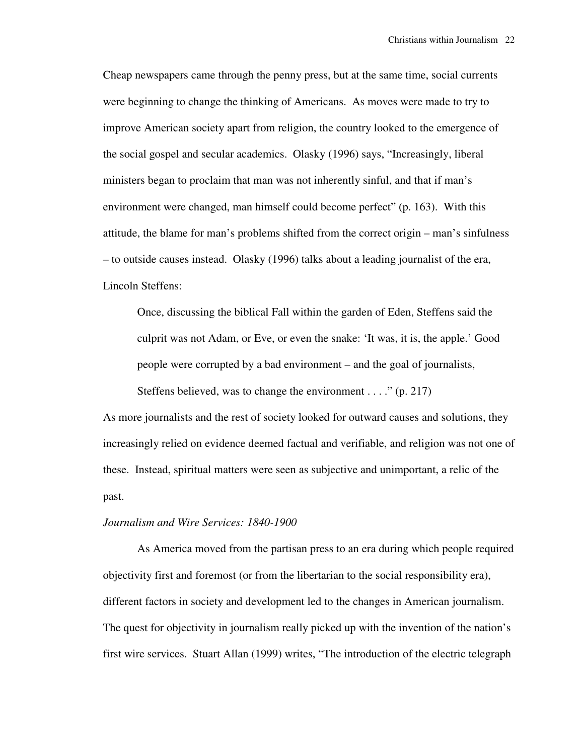Cheap newspapers came through the penny press, but at the same time, social currents were beginning to change the thinking of Americans. As moves were made to try to improve American society apart from religion, the country looked to the emergence of the social gospel and secular academics. Olasky (1996) says, "Increasingly, liberal ministers began to proclaim that man was not inherently sinful, and that if man's environment were changed, man himself could become perfect" (p. 163). With this attitude, the blame for man's problems shifted from the correct origin – man's sinfulness – to outside causes instead. Olasky (1996) talks about a leading journalist of the era, Lincoln Steffens:

> Once, discussing the biblical Fall within the garden of Eden, Steffens said the culprit was not Adam, or Eve, or even the snake: 'It was, it is, the apple.' Good people were corrupted by a bad environment – and the goal of journalists, Steffens believed, was to change the environment . . . ." (p. 217)

As more journalists and the rest of society looked for outward causes and solutions, they increasingly relied on evidence deemed factual and verifiable, and religion was not one of these. Instead, spiritual matters were seen as subjective and unimportant, a relic of the past.

*Journalism and Wire Services: 1840-1900*

As America moved from the partisan press to an era during which people required objectivity first and foremost (or from the libertarian to the social responsibility era), different factors in society and development led to the changes in American journalism. The quest for objectivity in journalism really picked up with the invention of the nation's first wire services. Stuart Allan (1999) writes, "The introduction of the electric telegraph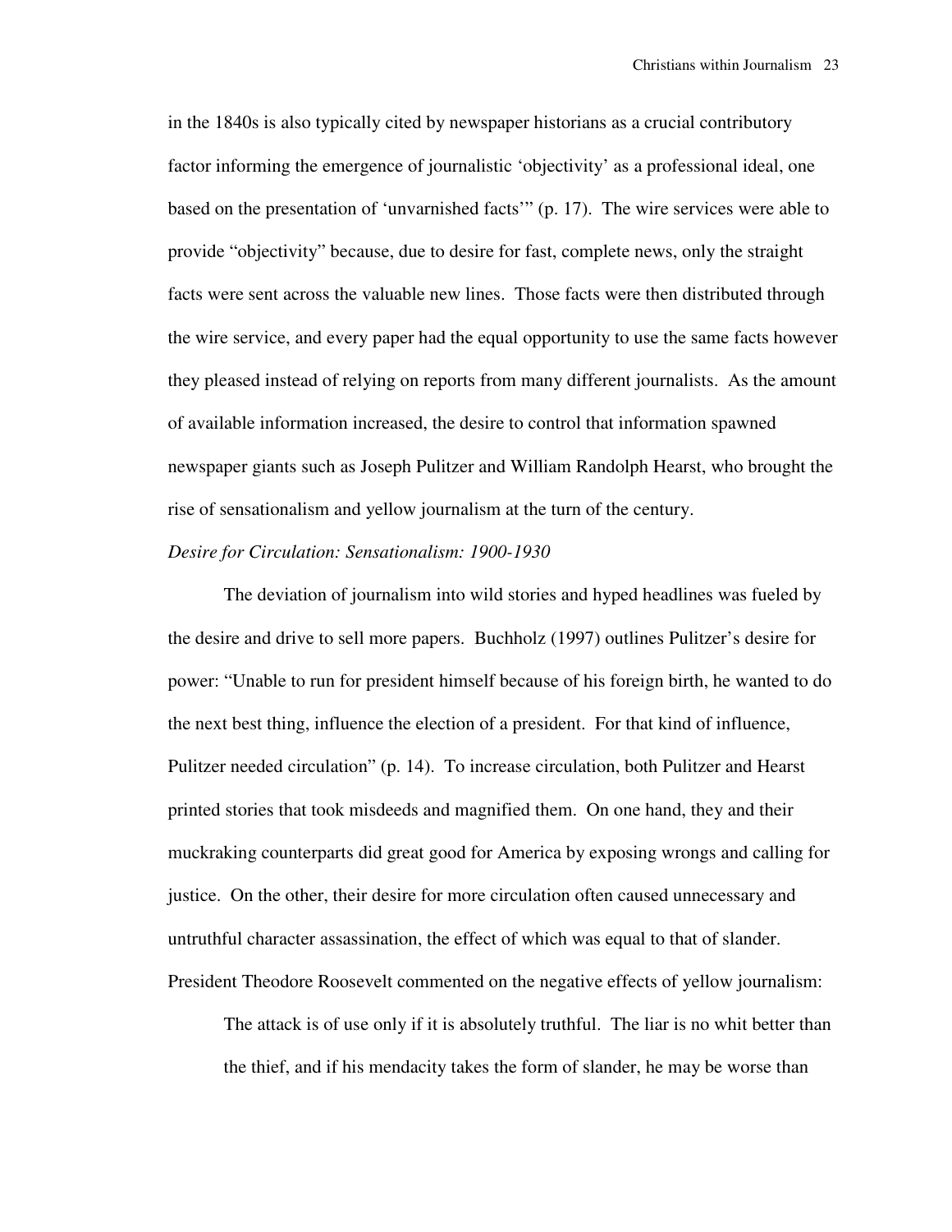in the 1840s is also typically cited by newspaper historians as a crucial contributory factor informing the emergence of journalistic 'objectivity' as a professional ideal, one based on the presentation of 'unvarnished facts'" (p. 17). The wire services were able to provide "objectivity" because, due to desire for fast, complete news, only the straight facts were sent across the valuable new lines. Those facts were then distributed through the wire service, and every paper had the equal opportunity to use the same facts however they pleased instead of relying on reports from many different journalists. As the amount of available information increased, the desire to control that information spawned newspaper giants such as Joseph Pulitzer and William Randolph Hearst, who brought the rise of sensationalism and yellow journalism at the turn of the century.

*Desire for Circulation: Sensationalism: 1900-1930*

The deviation of journalism into wild stories and hyped headlines was fueled by the desire and drive to sell more papers. Buchholz (1997) outlines Pulitzer's desire for power: "Unable to run for president himself because of his foreign birth, he wanted to do the next best thing, influence the election of a president. For that kind of influence, Pulitzer needed circulation" (p. 14). To increase circulation, both Pulitzer and Hearst printed stories that took misdeeds and magnified them. On one hand, they and their muckraking counterparts did great good for America by exposing wrongs and calling for justice. On the other, their desire for more circulation often caused unnecessary and untruthful character assassination, the effect of which was equal to that of slander. President Theodore Roosevelt commented on the negative effects of yellow journalism:

> The attack is of use only if it is absolutely truthful. The liar is no whit better than the thief, and if his mendacity takes the form of slander, he may be worse than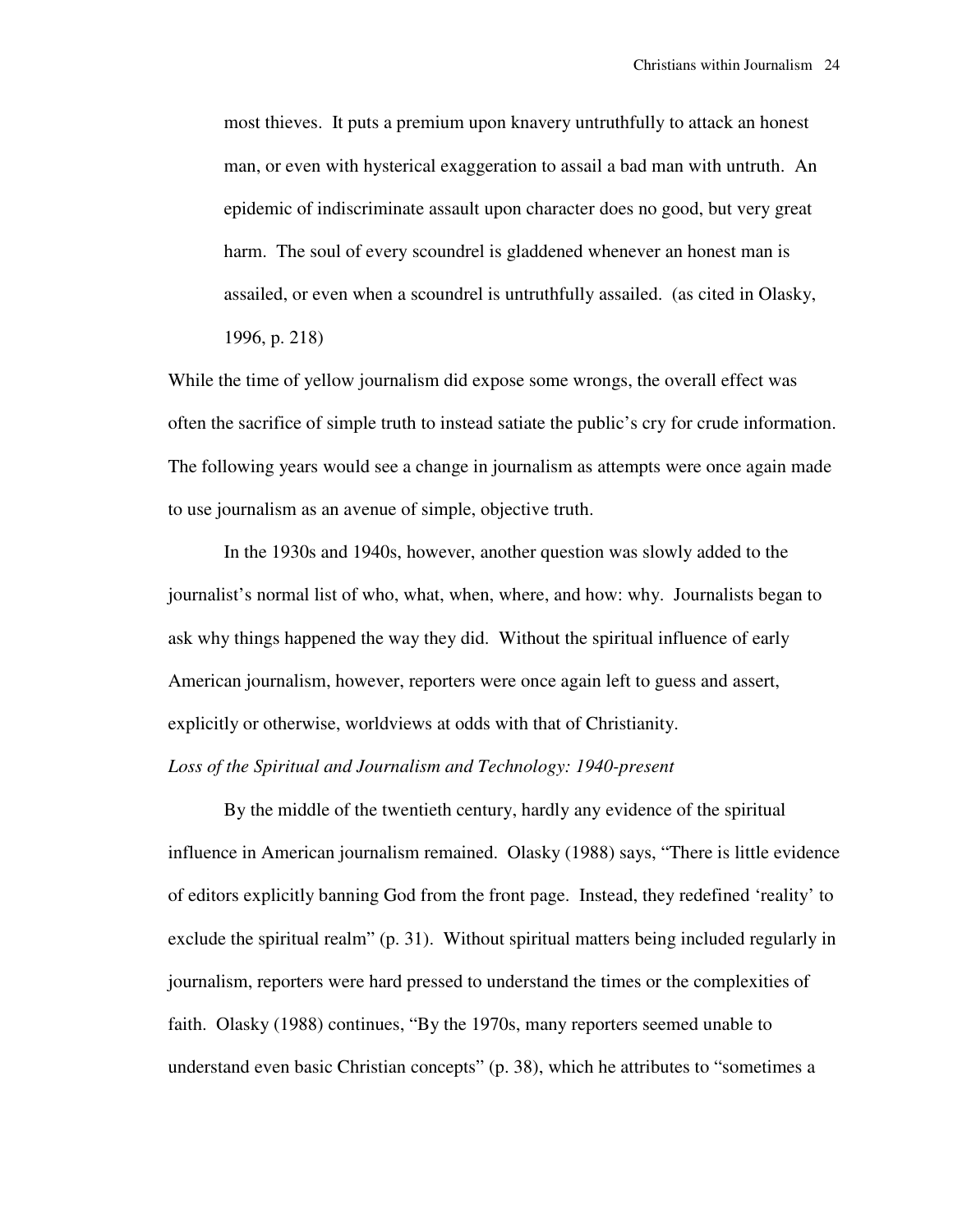> most thieves. It puts a premium upon knavery untruthfully to attack an honest man, or even with hysterical exaggeration to assail a bad man with untruth. An epidemic of indiscriminate assault upon character does no good, but very great harm. The soul of every scoundrel is gladdened whenever an honest man is assailed, or even when a scoundrel is untruthfully assailed. (as cited in Olasky, 1996, p. 218)

While the time of yellow journalism did expose some wrongs, the overall effect was often the sacrifice of simple truth to instead satiate the public's cry for crude information. The following years would see a change in journalism as attempts were once again made to use journalism as an avenue of simple, objective truth.

In the 1930s and 1940s, however, another question was slowly added to the journalist's normal list of who, what, when, where, and how: why. Journalists began to ask why things happened the way they did. Without the spiritual influence of early American journalism, however, reporters were once again left to guess and assert, explicitly or otherwise, worldviews at odds with that of Christianity.

*Loss of the Spiritual and Journalism and Technology: 1940-present*

By the middle of the twentieth century, hardly any evidence of the spiritual influence in American journalism remained. Olasky (1988) says, "There is little evidence of editors explicitly banning God from the front page. Instead, they redefined 'reality' to exclude the spiritual realm" (p. 31). Without spiritual matters being included regularly in journalism, reporters were hard pressed to understand the times or the complexities of faith. Olasky (1988) continues, "By the 1970s, many reporters seemed unable to understand even basic Christian concepts" (p. 38), which he attributes to "sometimes a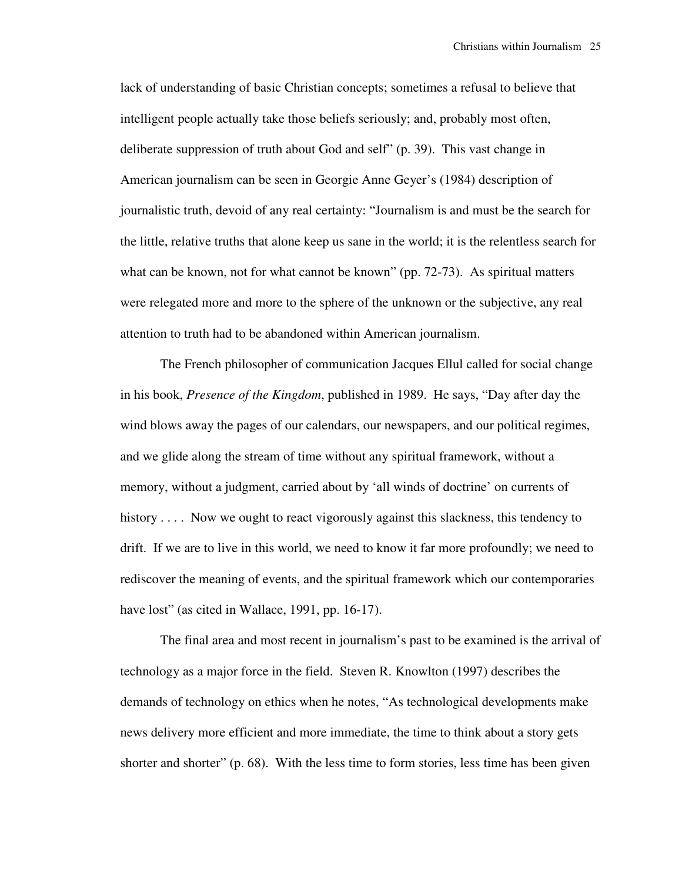lack of understanding of basic Christian concepts; sometimes a refusal to believe that intelligent people actually take those beliefs seriously; and, probably most often, deliberate suppression of truth about God and self" (p. 39). This vast change in American journalism can be seen in Georgie Anne Geyer's (1984) description of journalistic truth, devoid of any real certainty: "Journalism is and must be the search for the little, relative truths that alone keep us sane in the world; it is the relentless search for what can be known, not for what cannot be known" (pp. 72-73). As spiritual matters were relegated more and more to the sphere of the unknown or the subjective, any real attention to truth had to be abandoned within American journalism.

The French philosopher of communication Jacques Ellul called for social change in his book, *Presence of the Kingdom*, published in 1989. He says, "Day after day the wind blows away the pages of our calendars, our newspapers, and our political regimes, and we glide along the stream of time without any spiritual framework, without a memory, without a judgment, carried about by 'all winds of doctrine' on currents of history . . . . Now we ought to react vigorously against this slackness, this tendency to drift. If we are to live in this world, we need to know it far more profoundly; we need to rediscover the meaning of events, and the spiritual framework which our contemporaries have lost" (as cited in Wallace, 1991, pp. 16-17).

The final area and most recent in journalism's past to be examined is the arrival of technology as a major force in the field. Steven R. Knowlton (1997) describes the demands of technology on ethics when he notes, "As technological developments make news delivery more efficient and more immediate, the time to think about a story gets shorter and shorter" (p. 68). With the less time to form stories, less time has been given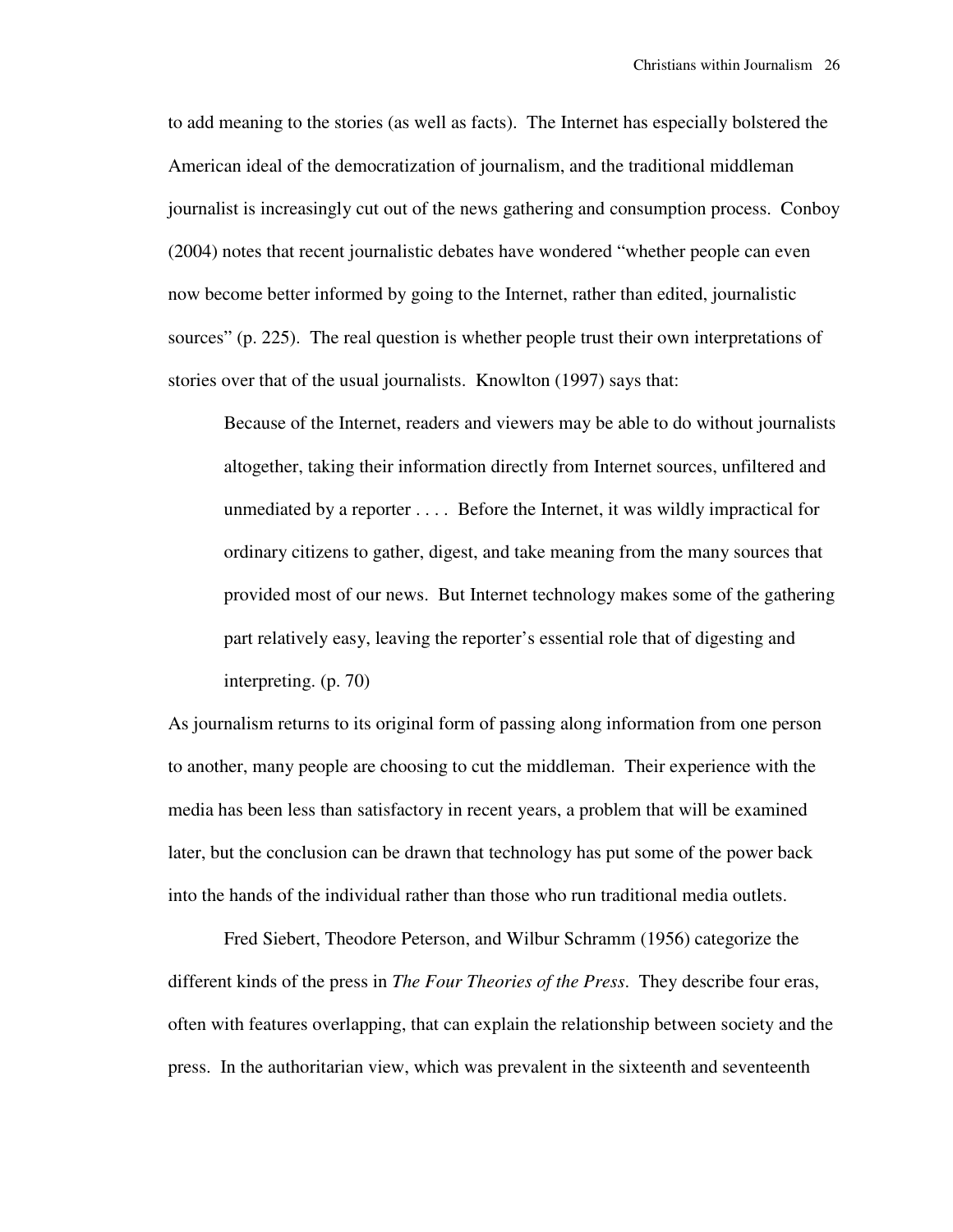to add meaning to the stories (as well as facts). The Internet has especially bolstered the American ideal of the democratization of journalism, and the traditional middleman journalist is increasingly cut out of the news gathering and consumption process. Conboy (2004) notes that recent journalistic debates have wondered "whether people can even now become better informed by going to the Internet, rather than edited, journalistic sources" (p. 225). The real question is whether people trust their own interpretations of stories over that of the usual journalists. Knowlton (1997) says that:

> Because of the Internet, readers and viewers may be able to do without journalists altogether, taking their information directly from Internet sources, unfiltered and unmediated by a reporter . . . . Before the Internet, it was wildly impractical for ordinary citizens to gather, digest, and take meaning from the many sources that provided most of our news. But Internet technology makes some of the gathering part relatively easy, leaving the reporter's essential role that of digesting and interpreting. (p. 70)

As journalism returns to its original form of passing along information from one person to another, many people are choosing to cut the middleman. Their experience with the media has been less than satisfactory in recent years, a problem that will be examined later, but the conclusion can be drawn that technology has put some of the power back into the hands of the individual rather than those who run traditional media outlets.

Fred Siebert, Theodore Peterson, and Wilbur Schramm (1956) categorize the different kinds of the press in *The Four Theories of the Press*. They describe four eras, often with features overlapping, that can explain the relationship between society and the press. In the authoritarian view, which was prevalent in the sixteenth and seventeenth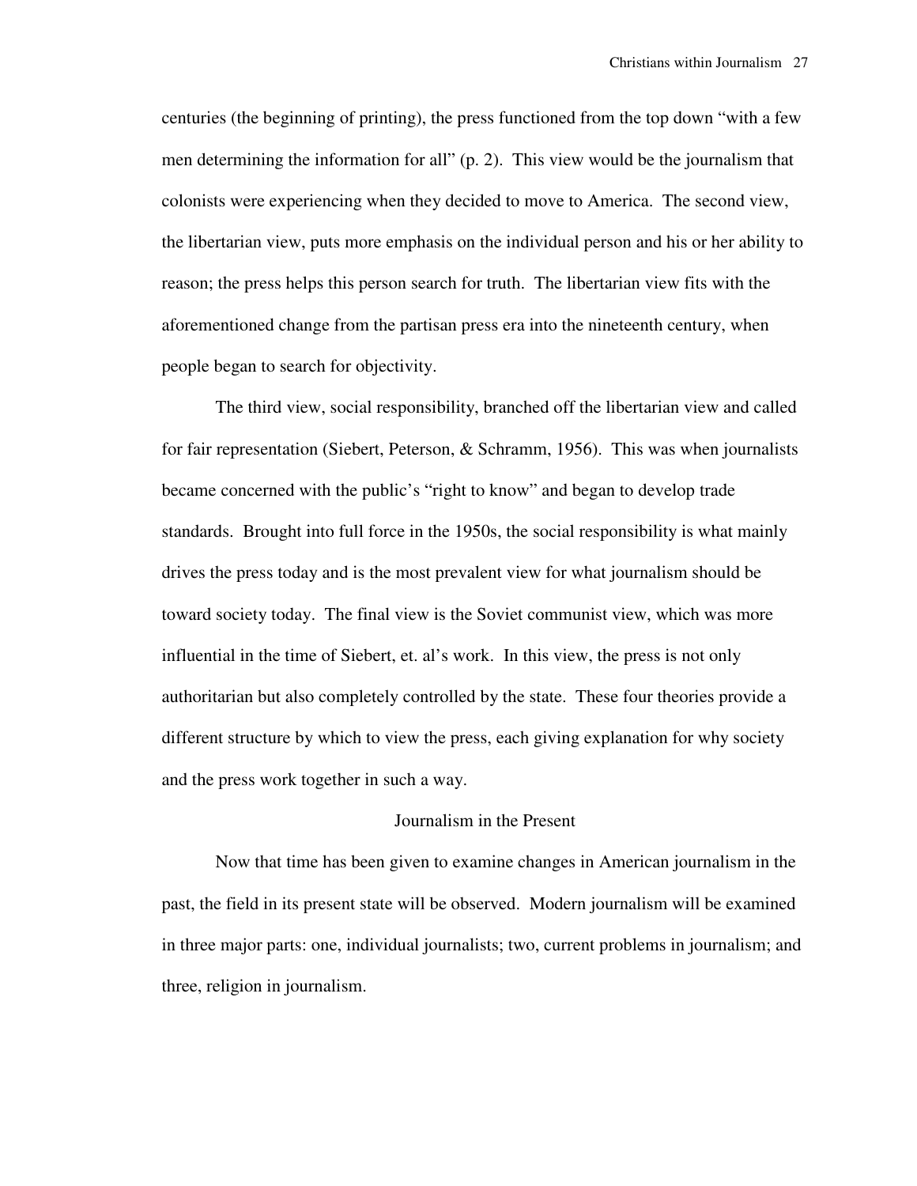centuries (the beginning of printing), the press functioned from the top down "with a few men determining the information for all" (p. 2). This view would be the journalism that colonists were experiencing when they decided to move to America. The second view, the libertarian view, puts more emphasis on the individual person and his or her ability to reason; the press helps this person search for truth. The libertarian view fits with the aforementioned change from the partisan press era into the nineteenth century, when people began to search for objectivity.

The third view, social responsibility, branched off the libertarian view and called for fair representation (Siebert, Peterson, & Schramm, 1956). This was when journalists became concerned with the public's "right to know" and began to develop trade standards. Brought into full force in the 1950s, the social responsibility is what mainly drives the press today and is the most prevalent view for what journalism should be toward society today. The final view is the Soviet communist view, which was more influential in the time of Siebert, et. al's work. In this view, the press is not only authoritarian but also completely controlled by the state. These four theories provide a different structure by which to view the press, each giving explanation for why society and the press work together in such a way.

## Journalism in the Present

Now that time has been given to examine changes in American journalism in the past, the field in its present state will be observed. Modern journalism will be examined in three major parts: one, individual journalists; two, current problems in journalism; and three, religion in journalism.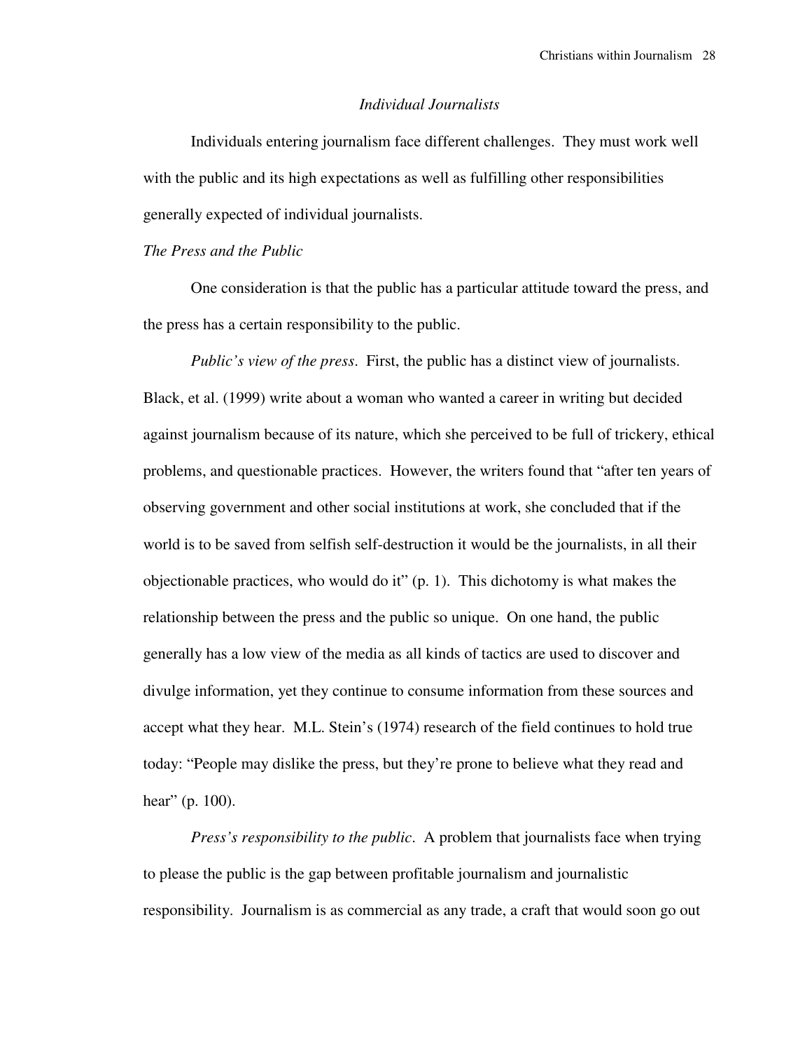### *Individual Journalists*

Individuals entering journalism face different challenges. They must work well with the public and its high expectations as well as fulfilling other responsibilities generally expected of individual journalists.

#### *The Press and the Public*

One consideration is that the public has a particular attitude toward the press, and the press has a certain responsibility to the public.

*Public's view of the press*. First, the public has a distinct view of journalists. Black, et al. (1999) write about a woman who wanted a career in writing but decided against journalism because of its nature, which she perceived to be full of trickery, ethical problems, and questionable practices. However, the writers found that "after ten years of observing government and other social institutions at work, she concluded that if the world is to be saved from selfish self-destruction it would be the journalists, in all their objectionable practices, who would do it" (p. 1). This dichotomy is what makes the relationship between the press and the public so unique. On one hand, the public generally has a low view of the media as all kinds of tactics are used to discover and divulge information, yet they continue to consume information from these sources and accept what they hear. M.L. Stein's (1974) research of the field continues to hold true today: "People may dislike the press, but they're prone to believe what they read and hear" (p. 100).

*Press's responsibility to the public*. A problem that journalists face when trying to please the public is the gap between profitable journalism and journalistic responsibility. Journalism is as commercial as any trade, a craft that would soon go out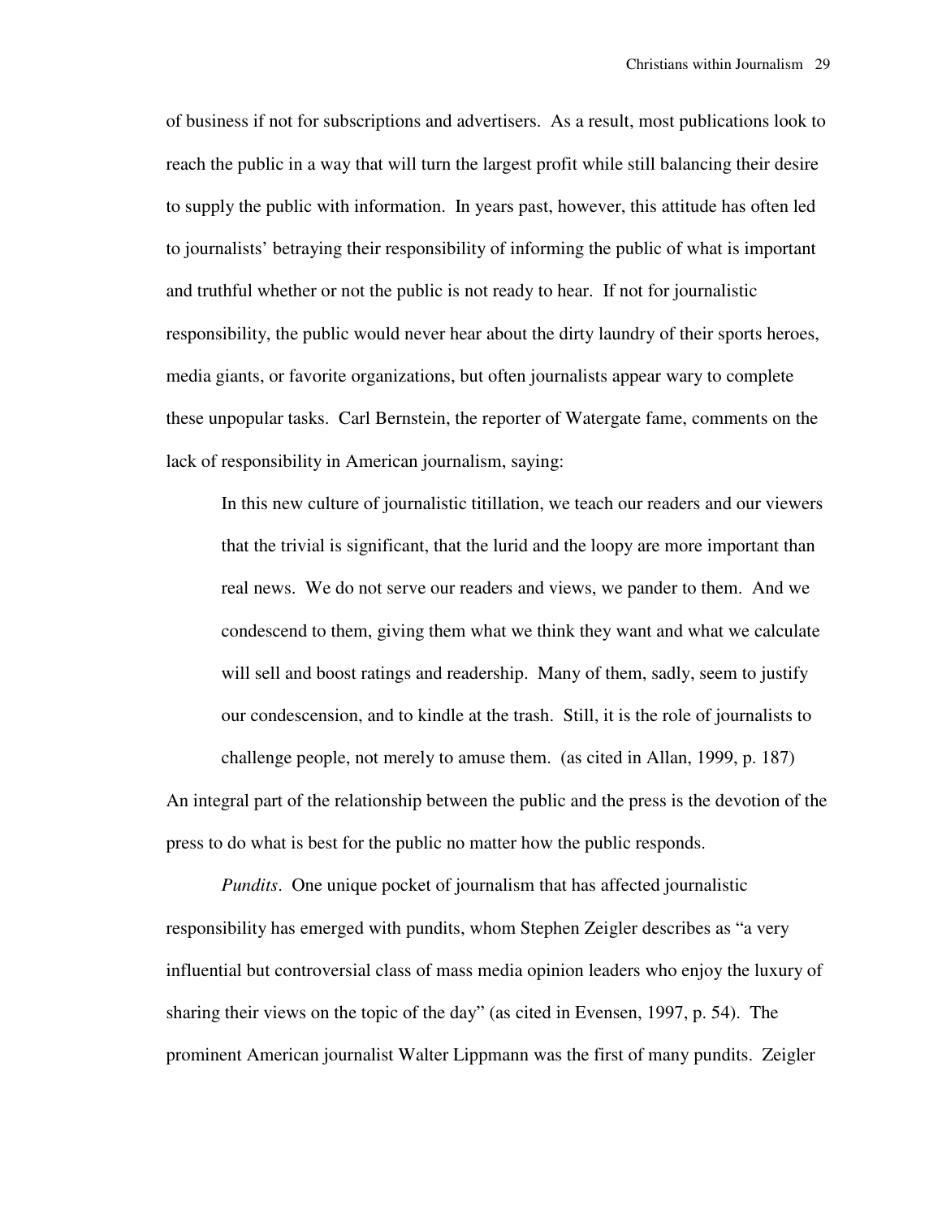of business if not for subscriptions and advertisers. As a result, most publications look to reach the public in a way that will turn the largest profit while still balancing their desire to supply the public with information. In years past, however, this attitude has often led to journalists' betraying their responsibility of informing the public of what is important and truthful whether or not the public is not ready to hear. If not for journalistic responsibility, the public would never hear about the dirty laundry of their sports heroes, media giants, or favorite organizations, but often journalists appear wary to complete these unpopular tasks. Carl Bernstein, the reporter of Watergate fame, comments on the lack of responsibility in American journalism, saying:

> In this new culture of journalistic titillation, we teach our readers and our viewers that the trivial is significant, that the lurid and the loopy are more important than real news. We do not serve our readers and views, we pander to them. And we condescend to them, giving them what we think they want and what we calculate will sell and boost ratings and readership. Many of them, sadly, seem to justify our condescension, and to kindle at the trash. Still, it is the role of journalists to challenge people, not merely to amuse them. (as cited in Allan, 1999, p. 187)

An integral part of the relationship between the public and the press is the devotion of the press to do what is best for the public no matter how the public responds.

*Pundits*. One unique pocket of journalism that has affected journalistic responsibility has emerged with pundits, whom Stephen Zeigler describes as "a very influential but controversial class of mass media opinion leaders who enjoy the luxury of sharing their views on the topic of the day" (as cited in Evensen, 1997, p. 54). The prominent American journalist Walter Lippmann was the first of many pundits. Zeigler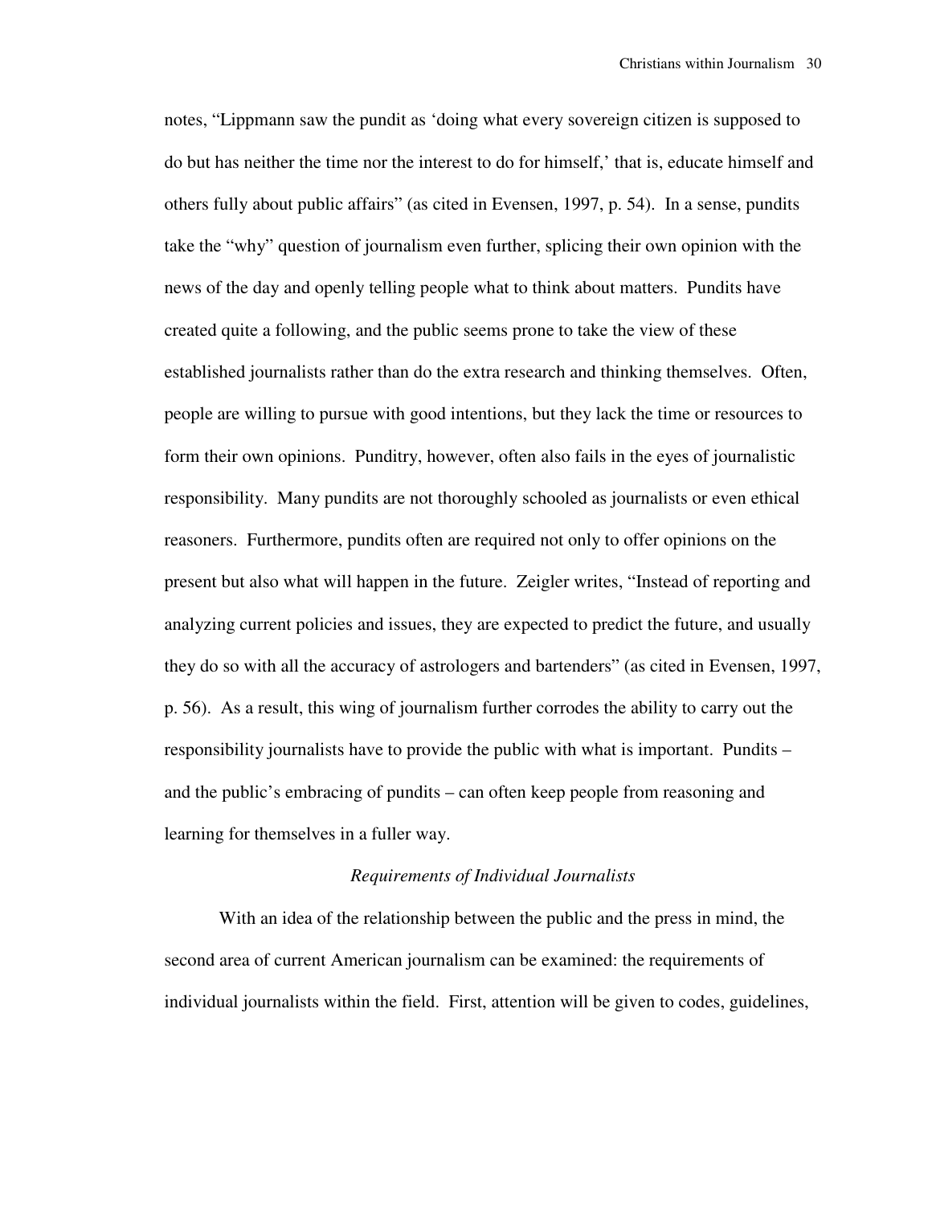notes, "Lippmann saw the pundit as 'doing what every sovereign citizen is supposed to do but has neither the time nor the interest to do for himself,' that is, educate himself and others fully about public affairs" (as cited in Evensen, 1997, p. 54). In a sense, pundits take the "why" question of journalism even further, splicing their own opinion with the news of the day and openly telling people what to think about matters. Pundits have created quite a following, and the public seems prone to take the view of these established journalists rather than do the extra research and thinking themselves. Often, people are willing to pursue with good intentions, but they lack the time or resources to form their own opinions. Punditry, however, often also fails in the eyes of journalistic responsibility. Many pundits are not thoroughly schooled as journalists or even ethical reasoners. Furthermore, pundits often are required not only to offer opinions on the present but also what will happen in the future. Zeigler writes, "Instead of reporting and analyzing current policies and issues, they are expected to predict the future, and usually they do so with all the accuracy of astrologers and bartenders" (as cited in Evensen, 1997, p. 56). As a result, this wing of journalism further corrodes the ability to carry out the responsibility journalists have to provide the public with what is important. Pundits – and the public's embracing of pundits – can often keep people from reasoning and learning for themselves in a fuller way.

### *Requirements of Individual Journalists*

With an idea of the relationship between the public and the press in mind, the second area of current American journalism can be examined: the requirements of individual journalists within the field. First, attention will be given to codes, guidelines,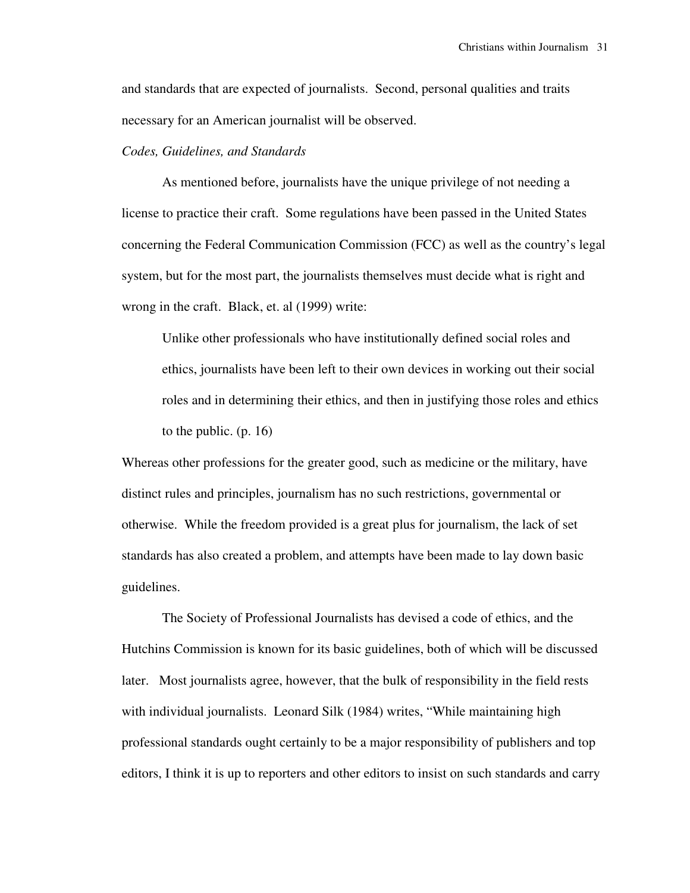and standards that are expected of journalists. Second, personal qualities and traits necessary for an American journalist will be observed.

*Codes, Guidelines, and Standards*

As mentioned before, journalists have the unique privilege of not needing a license to practice their craft. Some regulations have been passed in the United States concerning the Federal Communication Commission (FCC) as well as the country's legal system, but for the most part, the journalists themselves must decide what is right and wrong in the craft. Black, et. al (1999) write:

> Unlike other professionals who have institutionally defined social roles and ethics, journalists have been left to their own devices in working out their social roles and in determining their ethics, and then in justifying those roles and ethics to the public. (p. 16)

Whereas other professions for the greater good, such as medicine or the military, have distinct rules and principles, journalism has no such restrictions, governmental or otherwise. While the freedom provided is a great plus for journalism, the lack of set standards has also created a problem, and attempts have been made to lay down basic guidelines.

The Society of Professional Journalists has devised a code of ethics, and the Hutchins Commission is known for its basic guidelines, both of which will be discussed later. Most journalists agree, however, that the bulk of responsibility in the field rests with individual journalists. Leonard Silk (1984) writes, "While maintaining high professional standards ought certainly to be a major responsibility of publishers and top editors, I think it is up to reporters and other editors to insist on such standards and carry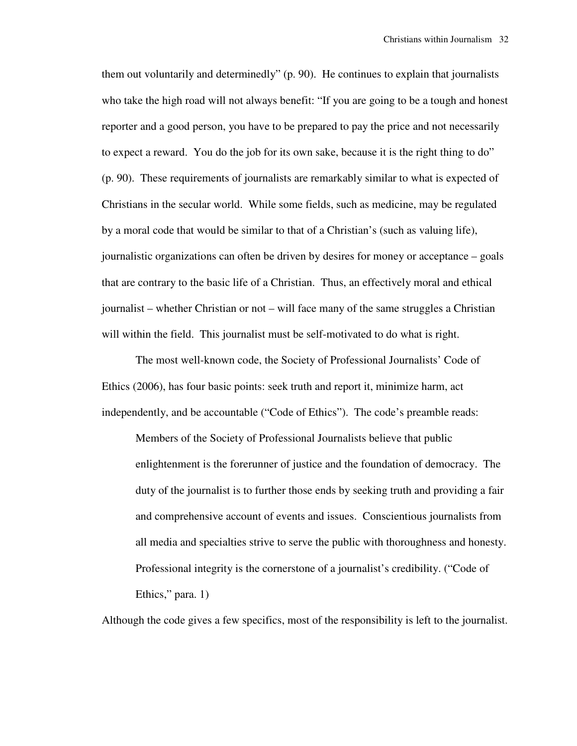them out voluntarily and determinedly" (p. 90). He continues to explain that journalists who take the high road will not always benefit: "If you are going to be a tough and honest reporter and a good person, you have to be prepared to pay the price and not necessarily to expect a reward. You do the job for its own sake, because it is the right thing to do" (p. 90). These requirements of journalists are remarkably similar to what is expected of Christians in the secular world. While some fields, such as medicine, may be regulated by a moral code that would be similar to that of a Christian's (such as valuing life), journalistic organizations can often be driven by desires for money or acceptance – goals that are contrary to the basic life of a Christian. Thus, an effectively moral and ethical journalist – whether Christian or not – will face many of the same struggles a Christian will within the field. This journalist must be self-motivated to do what is right.

The most well-known code, the Society of Professional Journalists' Code of Ethics (2006), has four basic points: seek truth and report it, minimize harm, act independently, and be accountable ("Code of Ethics"). The code's preamble reads:

> Members of the Society of Professional Journalists believe that public enlightenment is the forerunner of justice and the foundation of democracy. The duty of the journalist is to further those ends by seeking truth and providing a fair and comprehensive account of events and issues. Conscientious journalists from all media and specialties strive to serve the public with thoroughness and honesty. Professional integrity is the cornerstone of a journalist's credibility. ("Code of Ethics," para. 1)

Although the code gives a few specifics, most of the responsibility is left to the journalist.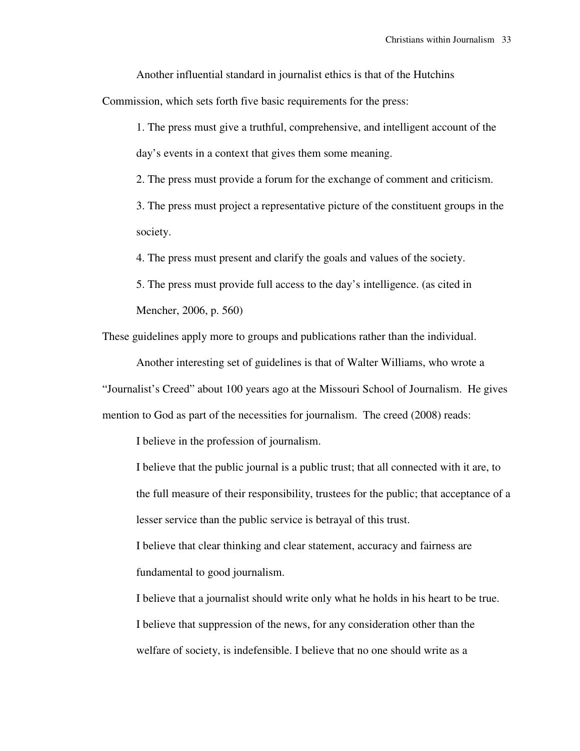Another influential standard in journalist ethics is that of the Hutchins Commission, which sets forth five basic requirements for the press:

> 1. The press must give a truthful, comprehensive, and intelligent account of the day's events in a context that gives them some meaning.
> 2. The press must provide a forum for the exchange of comment and criticism.
> 3. The press must project a representative picture of the constituent groups in the society.
> 4. The press must present and clarify the goals and values of the society.
> 5. The press must provide full access to the day's intelligence. (as cited in Mencher, 2006, p. 560)

These guidelines apply more to groups and publications rather than the individual.

Another interesting set of guidelines is that of Walter Williams, who wrote a "Journalist's Creed" about 100 years ago at the Missouri School of Journalism. He gives mention to God as part of the necessities for journalism. The creed (2008) reads:

> I believe in the profession of journalism.
>
> I believe that the public journal is a public trust; that all connected with it are, to the full measure of their responsibility, trustees for the public; that acceptance of a lesser service than the public service is betrayal of this trust.
>
> I believe that clear thinking and clear statement, accuracy and fairness are fundamental to good journalism.
>
> I believe that a journalist should write only what he holds in his heart to be true.
>
> I believe that suppression of the news, for any consideration other than the welfare of society, is indefensible. I believe that no one should write as a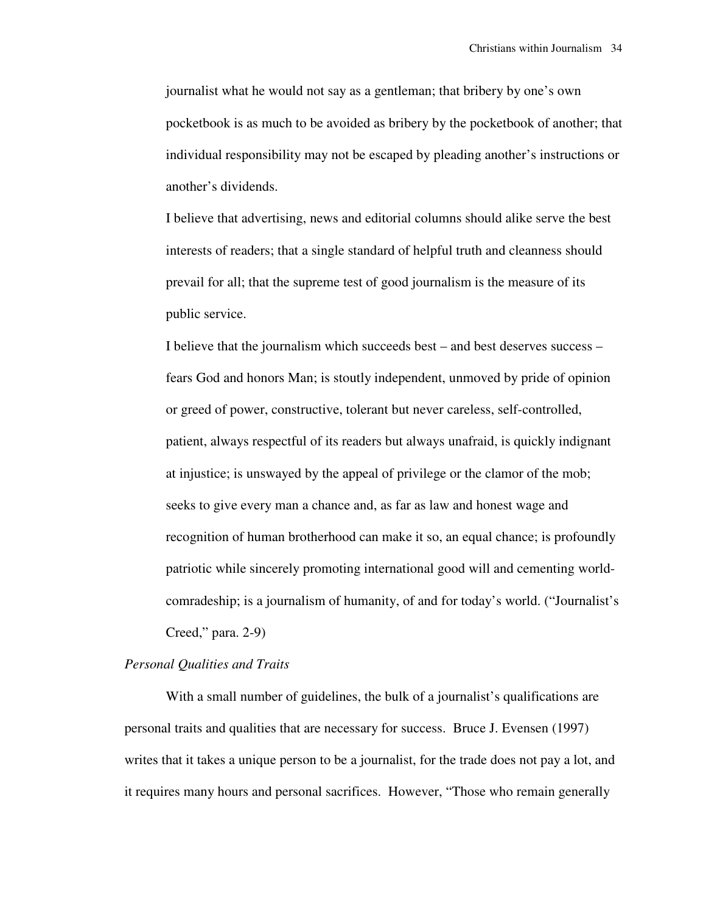> journalist what he would not say as a gentleman; that bribery by one's own pocketbook is as much to be avoided as bribery by the pocketbook of another; that individual responsibility may not be escaped by pleading another's instructions or another's dividends.
>
> I believe that advertising, news and editorial columns should alike serve the best interests of readers; that a single standard of helpful truth and cleanness should prevail for all; that the supreme test of good journalism is the measure of its public service.
>
> I believe that the journalism which succeeds best – and best deserves success – fears God and honors Man; is stoutly independent, unmoved by pride of opinion or greed of power, constructive, tolerant but never careless, self-controlled, patient, always respectful of its readers but always unafraid, is quickly indignant at injustice; is unswayed by the appeal of privilege or the clamor of the mob; seeks to give every man a chance and, as far as law and honest wage and recognition of human brotherhood can make it so, an equal chance; is profoundly patriotic while sincerely promoting international good will and cementing world-comradeship; is a journalism of humanity, of and for today's world. ("Journalist's Creed," para. 2-9)

*Personal Qualities and Traits*

With a small number of guidelines, the bulk of a journalist's qualifications are personal traits and qualities that are necessary for success. Bruce J. Evensen (1997) writes that it takes a unique person to be a journalist, for the trade does not pay a lot, and it requires many hours and personal sacrifices. However, "Those who remain generally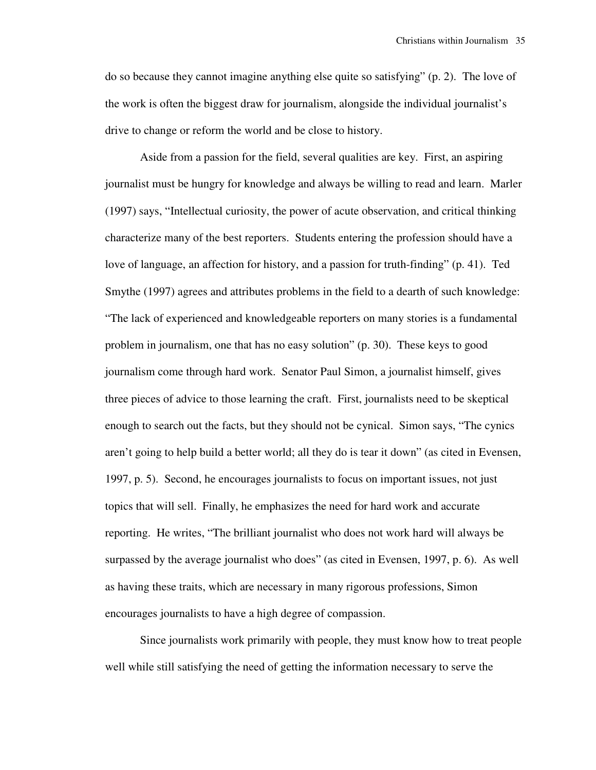do so because they cannot imagine anything else quite so satisfying" (p. 2). The love of the work is often the biggest draw for journalism, alongside the individual journalist's drive to change or reform the world and be close to history.

Aside from a passion for the field, several qualities are key. First, an aspiring journalist must be hungry for knowledge and always be willing to read and learn. Marler (1997) says, "Intellectual curiosity, the power of acute observation, and critical thinking characterize many of the best reporters. Students entering the profession should have a love of language, an affection for history, and a passion for truth-finding" (p. 41). Ted Smythe (1997) agrees and attributes problems in the field to a dearth of such knowledge: "The lack of experienced and knowledgeable reporters on many stories is a fundamental problem in journalism, one that has no easy solution" (p. 30). These keys to good journalism come through hard work. Senator Paul Simon, a journalist himself, gives three pieces of advice to those learning the craft. First, journalists need to be skeptical enough to search out the facts, but they should not be cynical. Simon says, "The cynics aren't going to help build a better world; all they do is tear it down" (as cited in Evensen, 1997, p. 5). Second, he encourages journalists to focus on important issues, not just topics that will sell. Finally, he emphasizes the need for hard work and accurate reporting. He writes, "The brilliant journalist who does not work hard will always be surpassed by the average journalist who does" (as cited in Evensen, 1997, p. 6). As well as having these traits, which are necessary in many rigorous professions, Simon encourages journalists to have a high degree of compassion.

Since journalists work primarily with people, they must know how to treat people well while still satisfying the need of getting the information necessary to serve the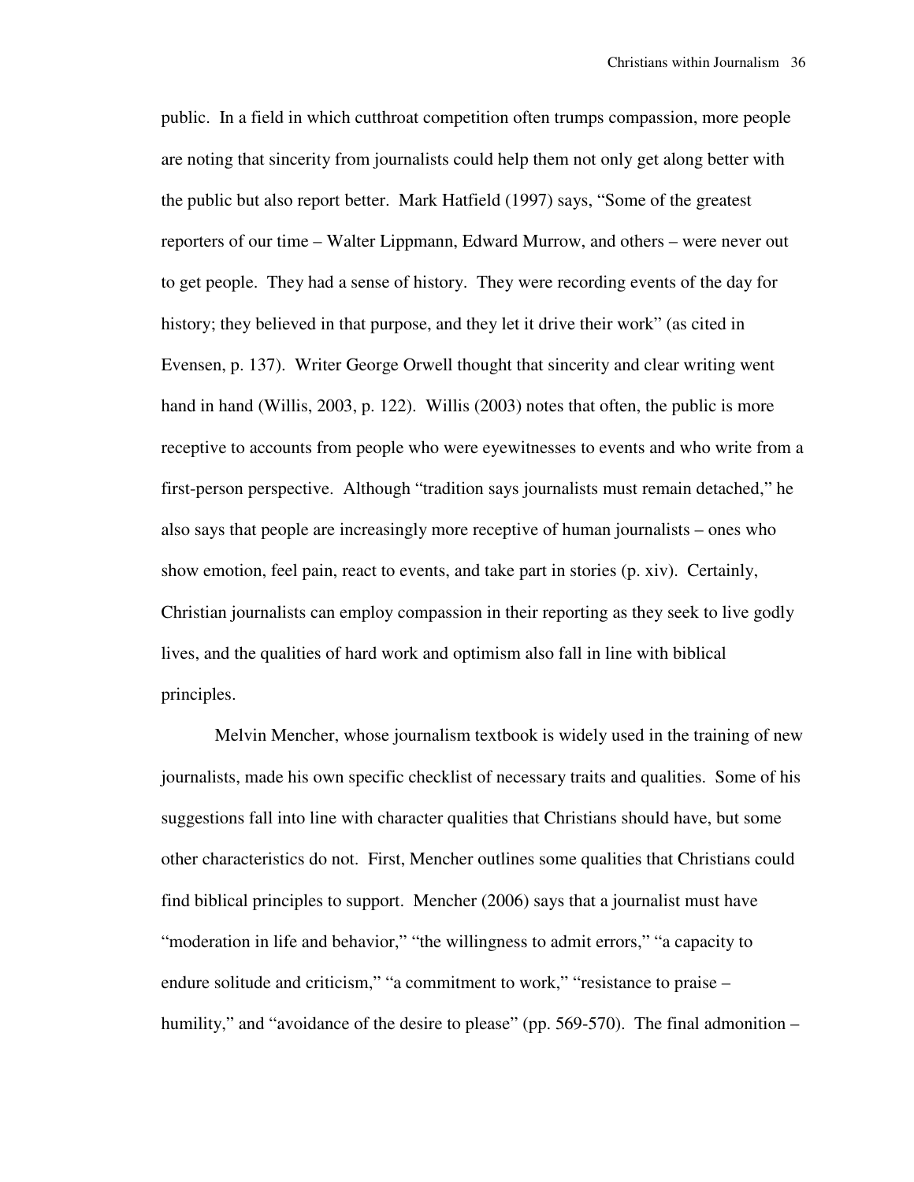public. In a field in which cutthroat competition often trumps compassion, more people are noting that sincerity from journalists could help them not only get along better with the public but also report better. Mark Hatfield (1997) says, "Some of the greatest reporters of our time – Walter Lippmann, Edward Murrow, and others – were never out to get people. They had a sense of history. They were recording events of the day for history; they believed in that purpose, and they let it drive their work" (as cited in Evensen, p. 137). Writer George Orwell thought that sincerity and clear writing went hand in hand (Willis, 2003, p. 122). Willis (2003) notes that often, the public is more receptive to accounts from people who were eyewitnesses to events and who write from a first-person perspective. Although "tradition says journalists must remain detached," he also says that people are increasingly more receptive of human journalists – ones who show emotion, feel pain, react to events, and take part in stories (p. xiv). Certainly, Christian journalists can employ compassion in their reporting as they seek to live godly lives, and the qualities of hard work and optimism also fall in line with biblical principles.

Melvin Mencher, whose journalism textbook is widely used in the training of new journalists, made his own specific checklist of necessary traits and qualities. Some of his suggestions fall into line with character qualities that Christians should have, but some other characteristics do not. First, Mencher outlines some qualities that Christians could find biblical principles to support. Mencher (2006) says that a journalist must have "moderation in life and behavior," "the willingness to admit errors," "a capacity to endure solitude and criticism," "a commitment to work," "resistance to praise – humility," and "avoidance of the desire to please" (pp. 569-570). The final admonition –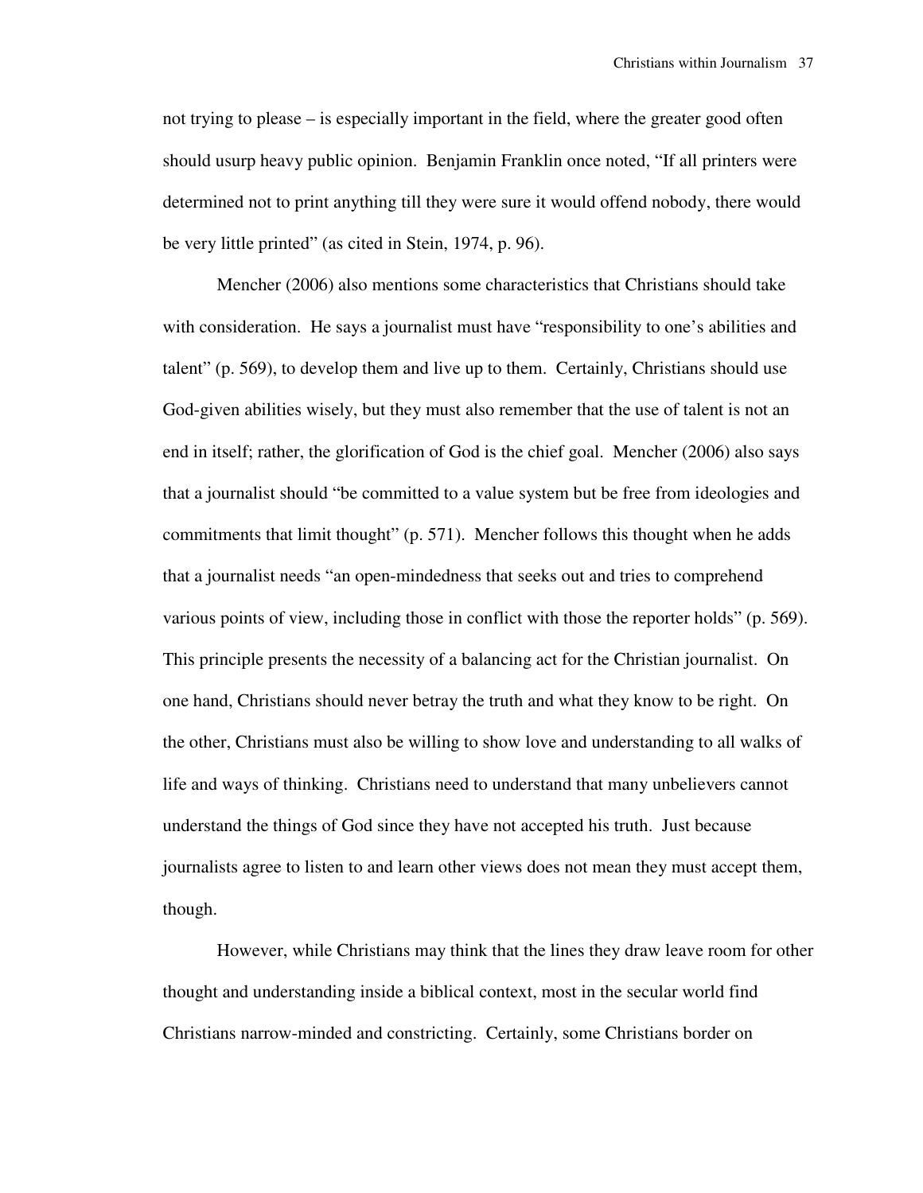not trying to please – is especially important in the field, where the greater good often should usurp heavy public opinion. Benjamin Franklin once noted, "If all printers were determined not to print anything till they were sure it would offend nobody, there would be very little printed" (as cited in Stein, 1974, p. 96).

Mencher (2006) also mentions some characteristics that Christians should take with consideration. He says a journalist must have "responsibility to one's abilities and talent" (p. 569), to develop them and live up to them. Certainly, Christians should use God-given abilities wisely, but they must also remember that the use of talent is not an end in itself; rather, the glorification of God is the chief goal. Mencher (2006) also says that a journalist should "be committed to a value system but be free from ideologies and commitments that limit thought" (p. 571). Mencher follows this thought when he adds that a journalist needs "an open-mindedness that seeks out and tries to comprehend various points of view, including those in conflict with those the reporter holds" (p. 569). This principle presents the necessity of a balancing act for the Christian journalist. On one hand, Christians should never betray the truth and what they know to be right. On the other, Christians must also be willing to show love and understanding to all walks of life and ways of thinking. Christians need to understand that many unbelievers cannot understand the things of God since they have not accepted his truth. Just because journalists agree to listen to and learn other views does not mean they must accept them, though.

However, while Christians may think that the lines they draw leave room for other thought and understanding inside a biblical context, most in the secular world find Christians narrow-minded and constricting. Certainly, some Christians border on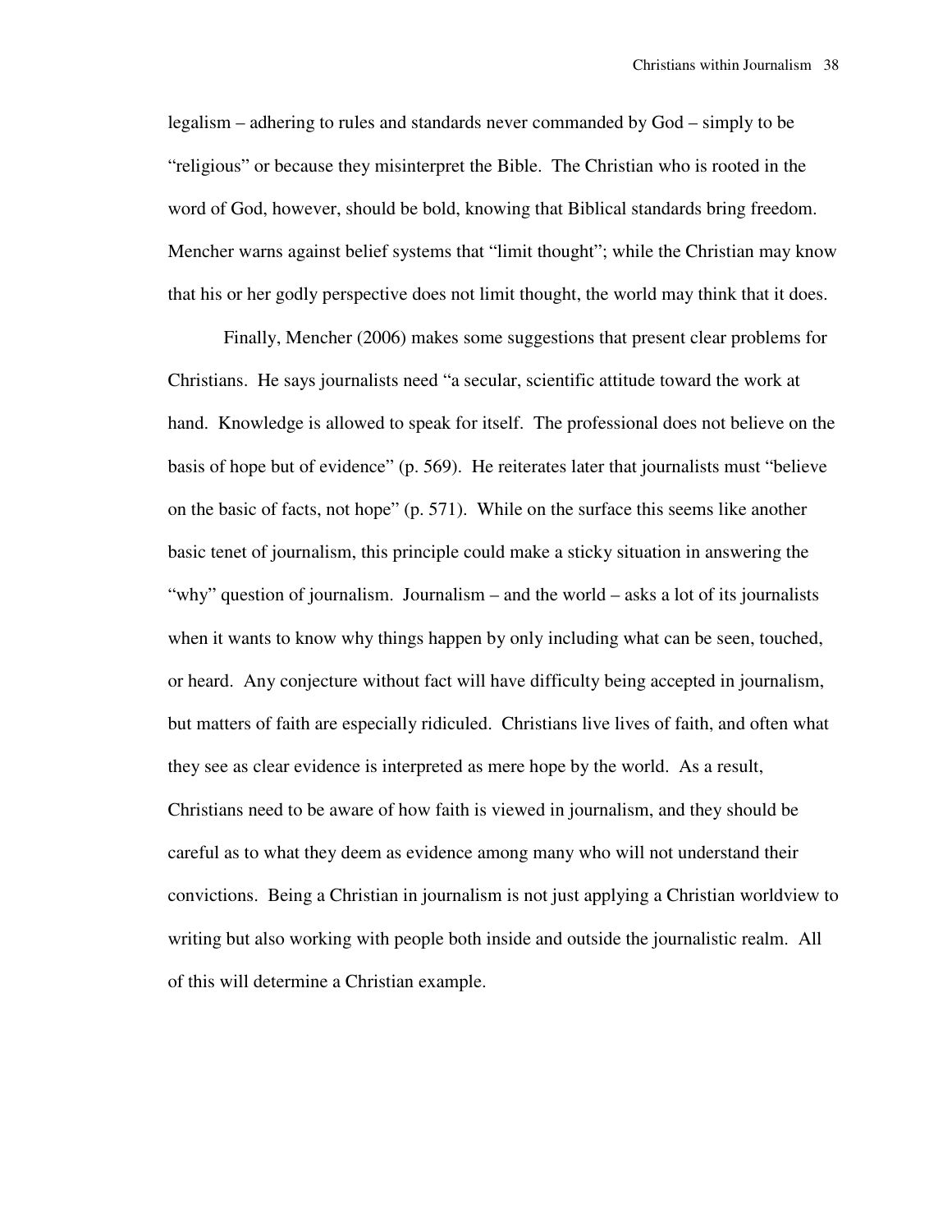legalism – adhering to rules and standards never commanded by God – simply to be "religious" or because they misinterpret the Bible. The Christian who is rooted in the word of God, however, should be bold, knowing that Biblical standards bring freedom. Mencher warns against belief systems that "limit thought"; while the Christian may know that his or her godly perspective does not limit thought, the world may think that it does.

Finally, Mencher (2006) makes some suggestions that present clear problems for Christians. He says journalists need "a secular, scientific attitude toward the work at hand. Knowledge is allowed to speak for itself. The professional does not believe on the basis of hope but of evidence" (p. 569). He reiterates later that journalists must "believe on the basic of facts, not hope" (p. 571). While on the surface this seems like another basic tenet of journalism, this principle could make a sticky situation in answering the "why" question of journalism. Journalism – and the world – asks a lot of its journalists when it wants to know why things happen by only including what can be seen, touched, or heard. Any conjecture without fact will have difficulty being accepted in journalism, but matters of faith are especially ridiculed. Christians live lives of faith, and often what they see as clear evidence is interpreted as mere hope by the world. As a result, Christians need to be aware of how faith is viewed in journalism, and they should be careful as to what they deem as evidence among many who will not understand their convictions. Being a Christian in journalism is not just applying a Christian worldview to writing but also working with people both inside and outside the journalistic realm. All of this will determine a Christian example.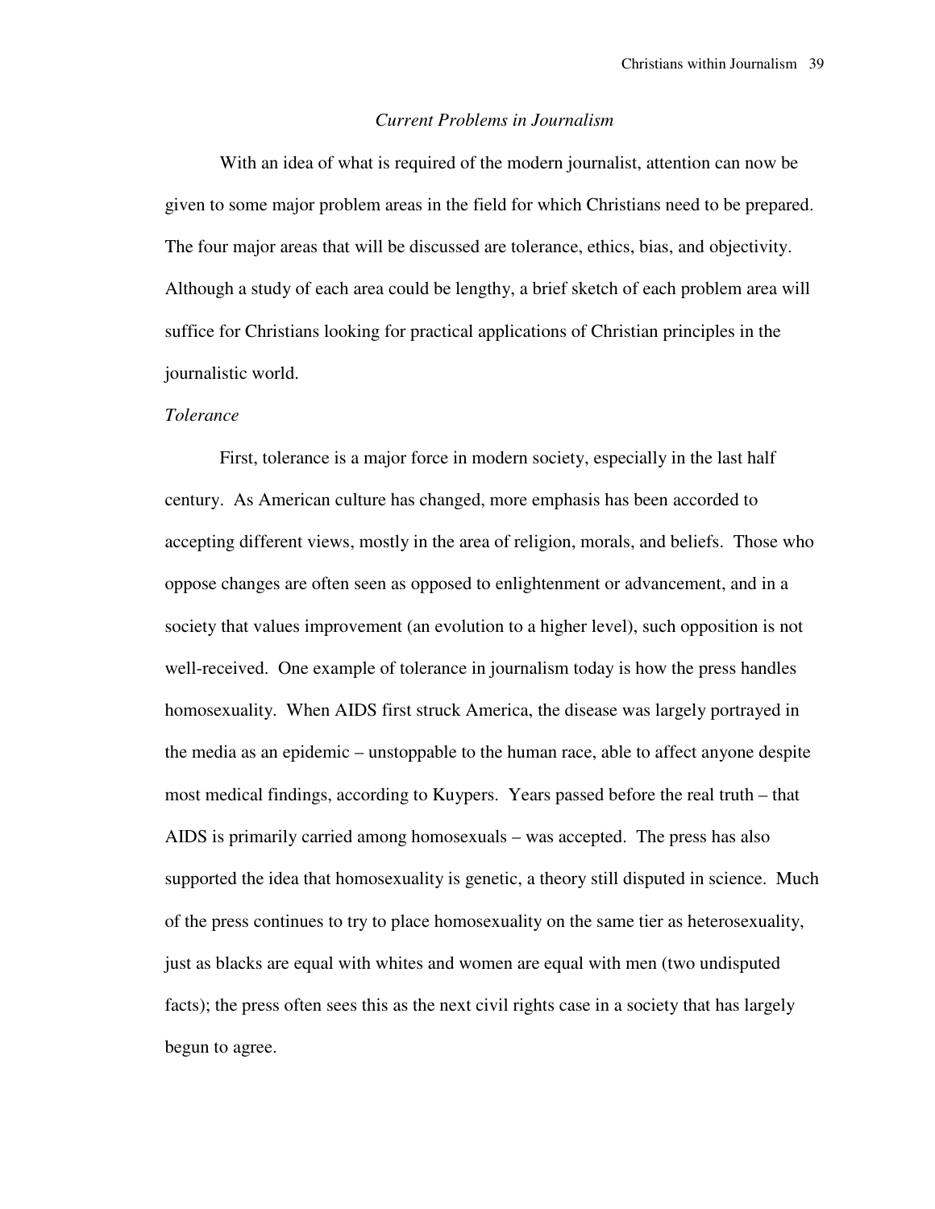## *Current Problems in Journalism*

With an idea of what is required of the modern journalist, attention can now be given to some major problem areas in the field for which Christians need to be prepared. The four major areas that will be discussed are tolerance, ethics, bias, and objectivity. Although a study of each area could be lengthy, a brief sketch of each problem area will suffice for Christians looking for practical applications of Christian principles in the journalistic world.

### *Tolerance*

First, tolerance is a major force in modern society, especially in the last half century. As American culture has changed, more emphasis has been accorded to accepting different views, mostly in the area of religion, morals, and beliefs. Those who oppose changes are often seen as opposed to enlightenment or advancement, and in a society that values improvement (an evolution to a higher level), such opposition is not well-received. One example of tolerance in journalism today is how the press handles homosexuality. When AIDS first struck America, the disease was largely portrayed in the media as an epidemic – unstoppable to the human race, able to affect anyone despite most medical findings, according to Kuypers. Years passed before the real truth – that AIDS is primarily carried among homosexuals – was accepted. The press has also supported the idea that homosexuality is genetic, a theory still disputed in science. Much of the press continues to try to place homosexuality on the same tier as heterosexuality, just as blacks are equal with whites and women are equal with men (two undisputed facts); the press often sees this as the next civil rights case in a society that has largely begun to agree.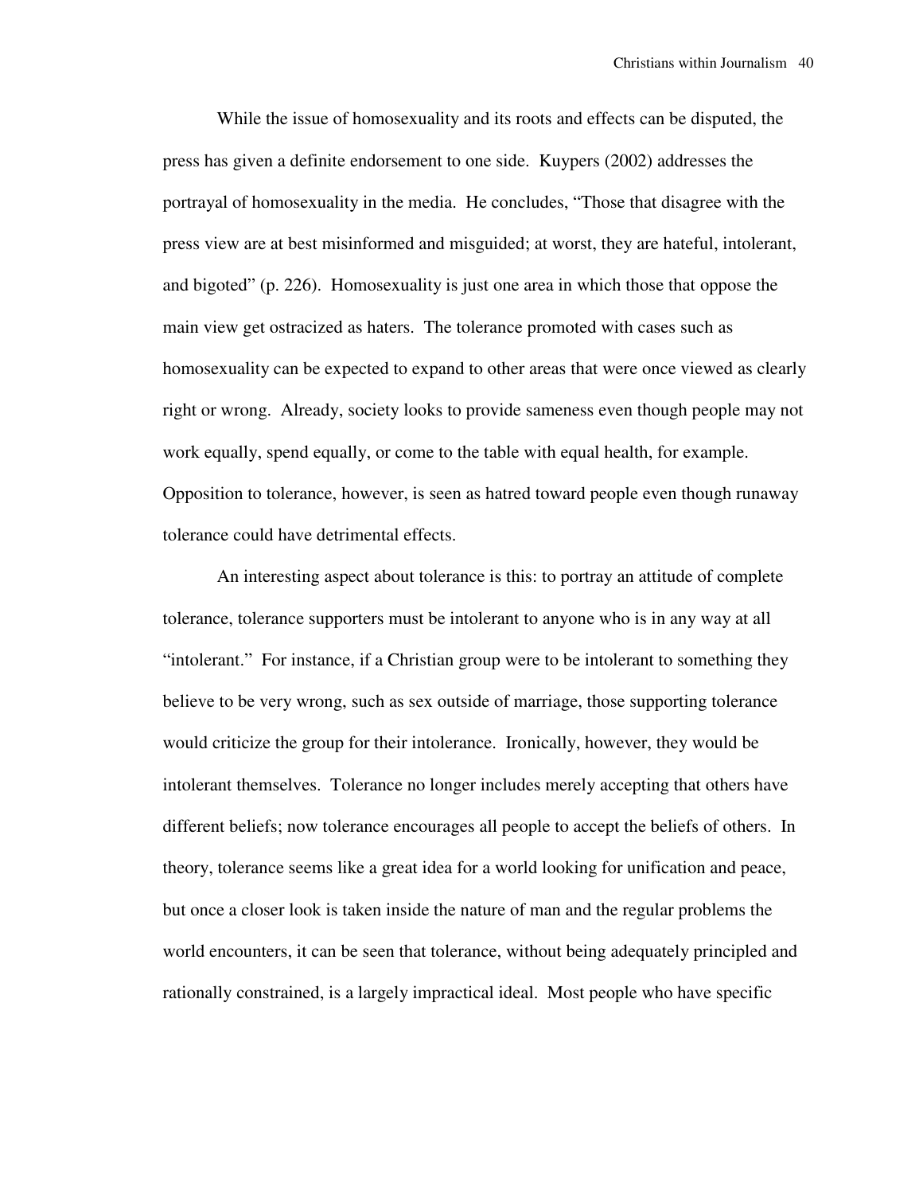While the issue of homosexuality and its roots and effects can be disputed, the press has given a definite endorsement to one side. Kuypers (2002) addresses the portrayal of homosexuality in the media. He concludes, "Those that disagree with the press view are at best misinformed and misguided; at worst, they are hateful, intolerant, and bigoted" (p. 226). Homosexuality is just one area in which those that oppose the main view get ostracized as haters. The tolerance promoted with cases such as homosexuality can be expected to expand to other areas that were once viewed as clearly right or wrong. Already, society looks to provide sameness even though people may not work equally, spend equally, or come to the table with equal health, for example. Opposition to tolerance, however, is seen as hatred toward people even though runaway tolerance could have detrimental effects.

An interesting aspect about tolerance is this: to portray an attitude of complete tolerance, tolerance supporters must be intolerant to anyone who is in any way at all "intolerant." For instance, if a Christian group were to be intolerant to something they believe to be very wrong, such as sex outside of marriage, those supporting tolerance would criticize the group for their intolerance. Ironically, however, they would be intolerant themselves. Tolerance no longer includes merely accepting that others have different beliefs; now tolerance encourages all people to accept the beliefs of others. In theory, tolerance seems like a great idea for a world looking for unification and peace, but once a closer look is taken inside the nature of man and the regular problems the world encounters, it can be seen that tolerance, without being adequately principled and rationally constrained, is a largely impractical ideal. Most people who have specific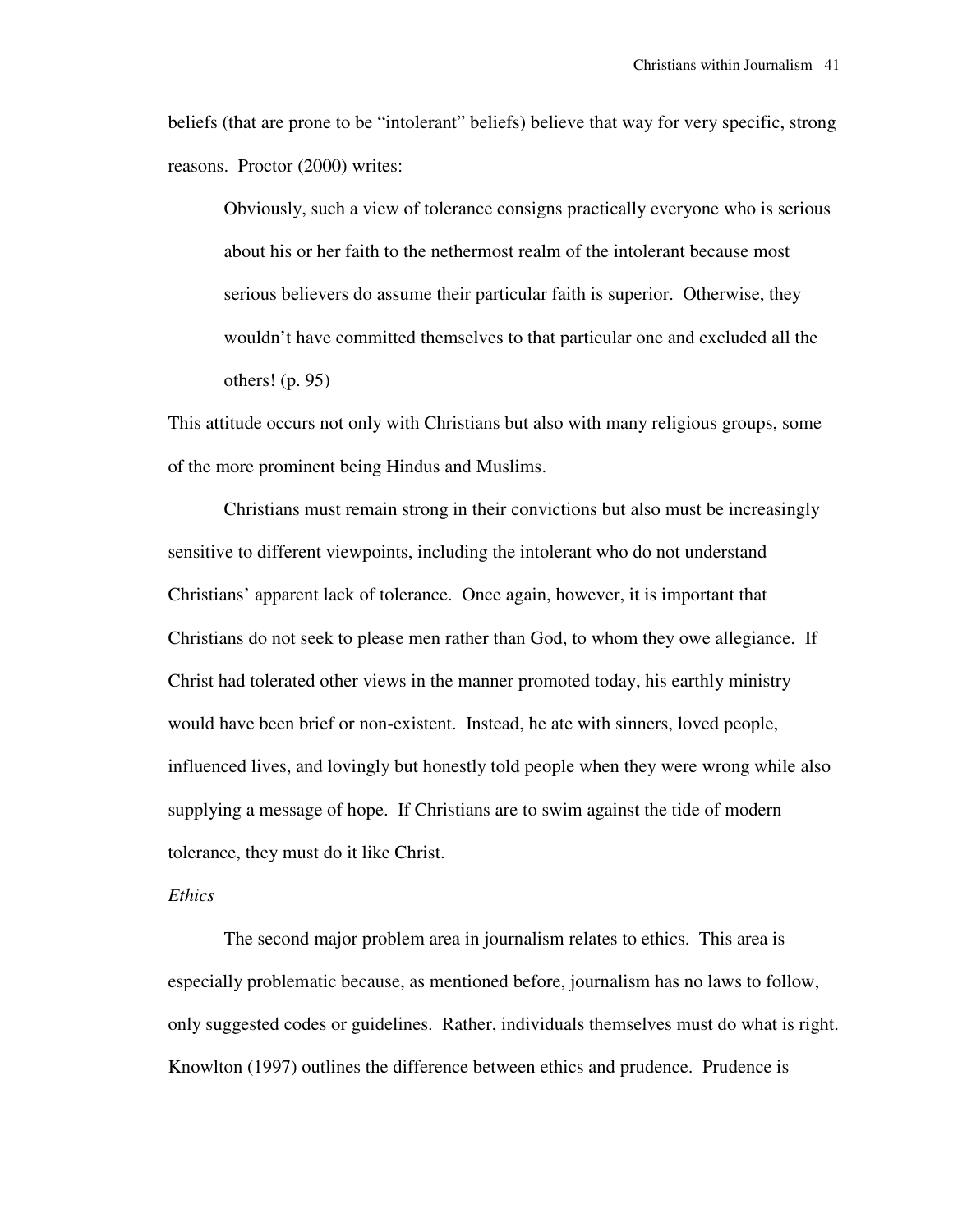beliefs (that are prone to be "intolerant" beliefs) believe that way for very specific, strong reasons. Proctor (2000) writes:

> Obviously, such a view of tolerance consigns practically everyone who is serious about his or her faith to the nethermost realm of the intolerant because most serious believers do assume their particular faith is superior. Otherwise, they wouldn't have committed themselves to that particular one and excluded all the others! (p. 95)

This attitude occurs not only with Christians but also with many religious groups, some of the more prominent being Hindus and Muslims.

Christians must remain strong in their convictions but also must be increasingly sensitive to different viewpoints, including the intolerant who do not understand Christians' apparent lack of tolerance. Once again, however, it is important that Christians do not seek to please men rather than God, to whom they owe allegiance. If Christ had tolerated other views in the manner promoted today, his earthly ministry would have been brief or non-existent. Instead, he ate with sinners, loved people, influenced lives, and lovingly but honestly told people when they were wrong while also supplying a message of hope. If Christians are to swim against the tide of modern tolerance, they must do it like Christ.

*Ethics*

The second major problem area in journalism relates to ethics. This area is especially problematic because, as mentioned before, journalism has no laws to follow, only suggested codes or guidelines. Rather, individuals themselves must do what is right. Knowlton (1997) outlines the difference between ethics and prudence. Prudence is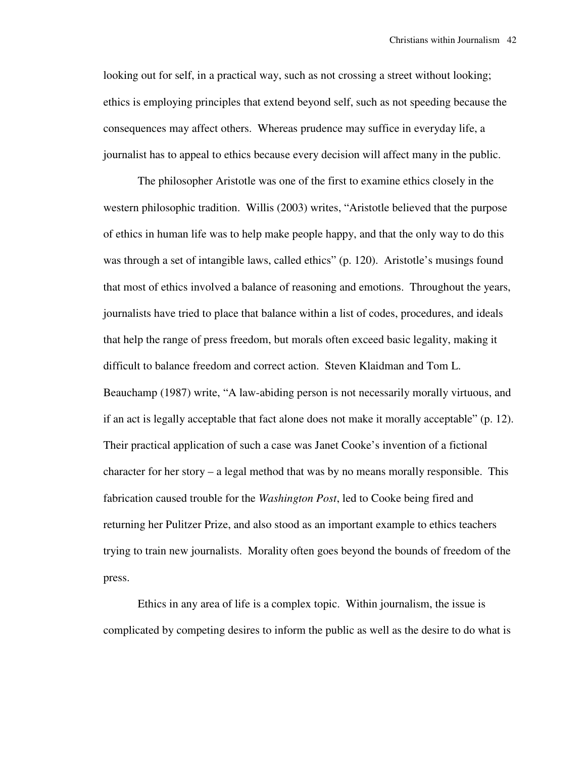looking out for self, in a practical way, such as not crossing a street without looking; ethics is employing principles that extend beyond self, such as not speeding because the consequences may affect others. Whereas prudence may suffice in everyday life, a journalist has to appeal to ethics because every decision will affect many in the public.

The philosopher Aristotle was one of the first to examine ethics closely in the western philosophic tradition. Willis (2003) writes, "Aristotle believed that the purpose of ethics in human life was to help make people happy, and that the only way to do this was through a set of intangible laws, called ethics" (p. 120). Aristotle's musings found that most of ethics involved a balance of reasoning and emotions. Throughout the years, journalists have tried to place that balance within a list of codes, procedures, and ideals that help the range of press freedom, but morals often exceed basic legality, making it difficult to balance freedom and correct action. Steven Klaidman and Tom L. Beauchamp (1987) write, "A law-abiding person is not necessarily morally virtuous, and if an act is legally acceptable that fact alone does not make it morally acceptable" (p. 12). Their practical application of such a case was Janet Cooke's invention of a fictional character for her story – a legal method that was by no means morally responsible. This fabrication caused trouble for the *Washington Post*, led to Cooke being fired and returning her Pulitzer Prize, and also stood as an important example to ethics teachers trying to train new journalists. Morality often goes beyond the bounds of freedom of the press.

Ethics in any area of life is a complex topic. Within journalism, the issue is complicated by competing desires to inform the public as well as the desire to do what is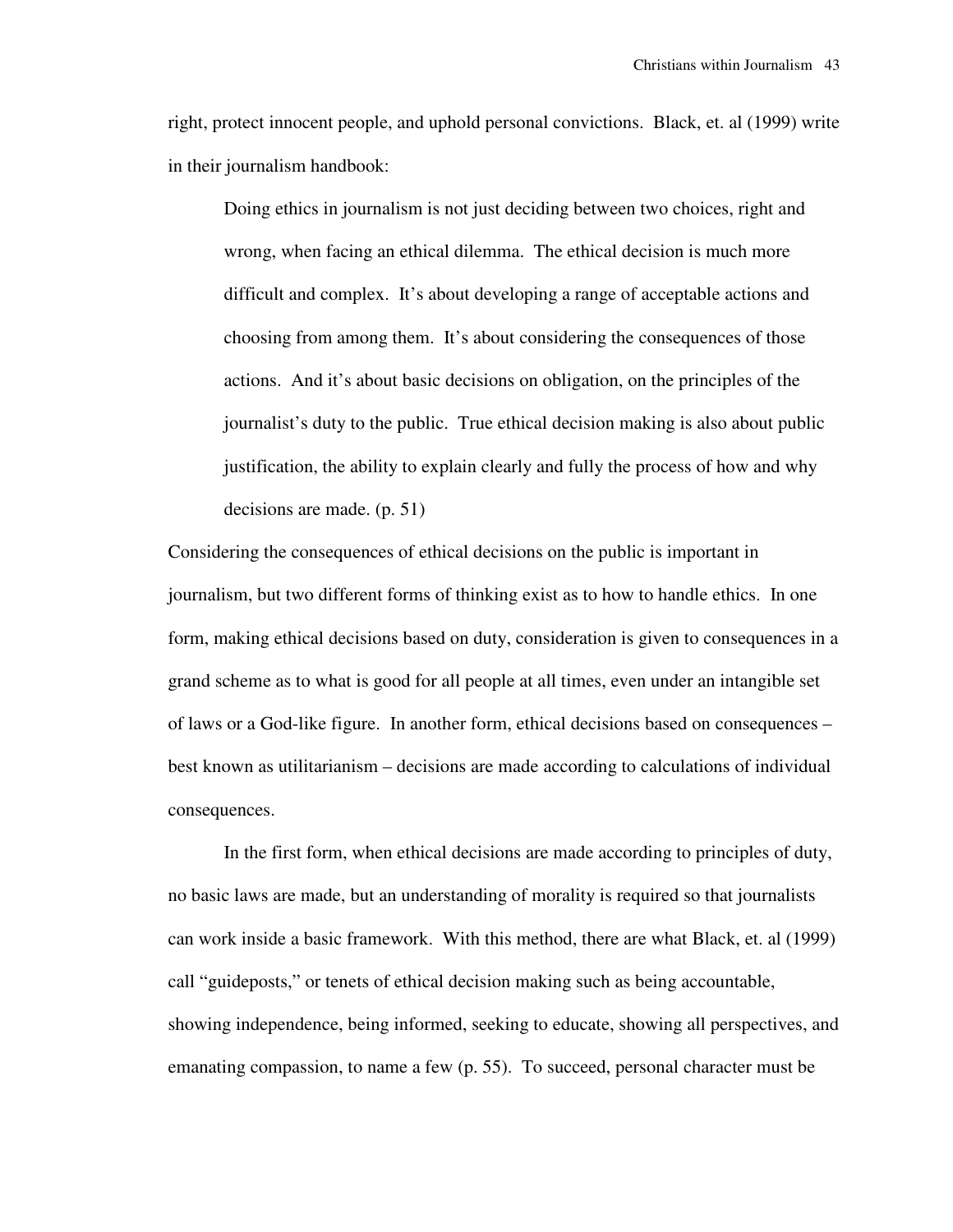right, protect innocent people, and uphold personal convictions. Black, et. al (1999) write in their journalism handbook:

> Doing ethics in journalism is not just deciding between two choices, right and wrong, when facing an ethical dilemma. The ethical decision is much more difficult and complex. It's about developing a range of acceptable actions and choosing from among them. It's about considering the consequences of those actions. And it's about basic decisions on obligation, on the principles of the journalist's duty to the public. True ethical decision making is also about public justification, the ability to explain clearly and fully the process of how and why decisions are made. (p. 51)

Considering the consequences of ethical decisions on the public is important in journalism, but two different forms of thinking exist as to how to handle ethics. In one form, making ethical decisions based on duty, consideration is given to consequences in a grand scheme as to what is good for all people at all times, even under an intangible set of laws or a God-like figure. In another form, ethical decisions based on consequences – best known as utilitarianism – decisions are made according to calculations of individual consequences.

In the first form, when ethical decisions are made according to principles of duty, no basic laws are made, but an understanding of morality is required so that journalists can work inside a basic framework. With this method, there are what Black, et. al (1999) call "guideposts," or tenets of ethical decision making such as being accountable, showing independence, being informed, seeking to educate, showing all perspectives, and emanating compassion, to name a few (p. 55). To succeed, personal character must be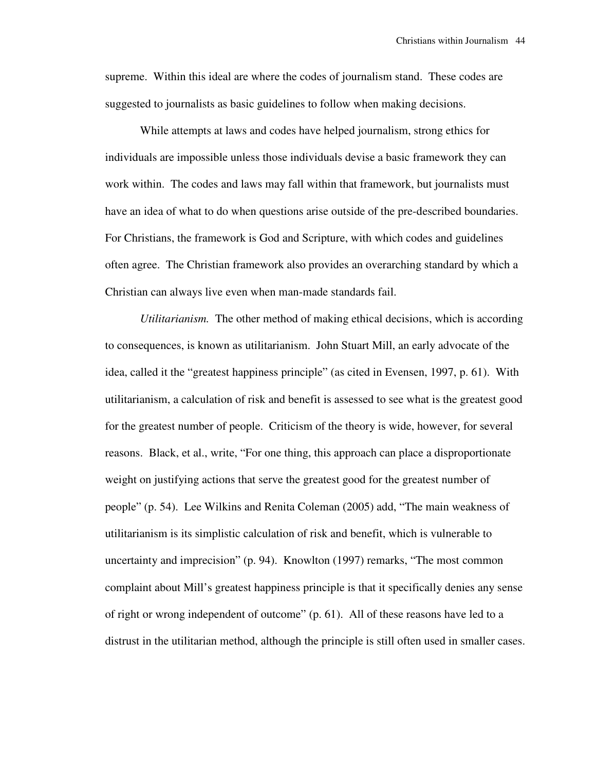supreme. Within this ideal are where the codes of journalism stand. These codes are suggested to journalists as basic guidelines to follow when making decisions.

While attempts at laws and codes have helped journalism, strong ethics for individuals are impossible unless those individuals devise a basic framework they can work within. The codes and laws may fall within that framework, but journalists must have an idea of what to do when questions arise outside of the pre-described boundaries. For Christians, the framework is God and Scripture, with which codes and guidelines often agree. The Christian framework also provides an overarching standard by which a Christian can always live even when man-made standards fail.

*Utilitarianism.* The other method of making ethical decisions, which is according to consequences, is known as utilitarianism. John Stuart Mill, an early advocate of the idea, called it the "greatest happiness principle" (as cited in Evensen, 1997, p. 61). With utilitarianism, a calculation of risk and benefit is assessed to see what is the greatest good for the greatest number of people. Criticism of the theory is wide, however, for several reasons. Black, et al., write, "For one thing, this approach can place a disproportionate weight on justifying actions that serve the greatest good for the greatest number of people" (p. 54). Lee Wilkins and Renita Coleman (2005) add, "The main weakness of utilitarianism is its simplistic calculation of risk and benefit, which is vulnerable to uncertainty and imprecision" (p. 94). Knowlton (1997) remarks, "The most common complaint about Mill's greatest happiness principle is that it specifically denies any sense of right or wrong independent of outcome" (p. 61). All of these reasons have led to a distrust in the utilitarian method, although the principle is still often used in smaller cases.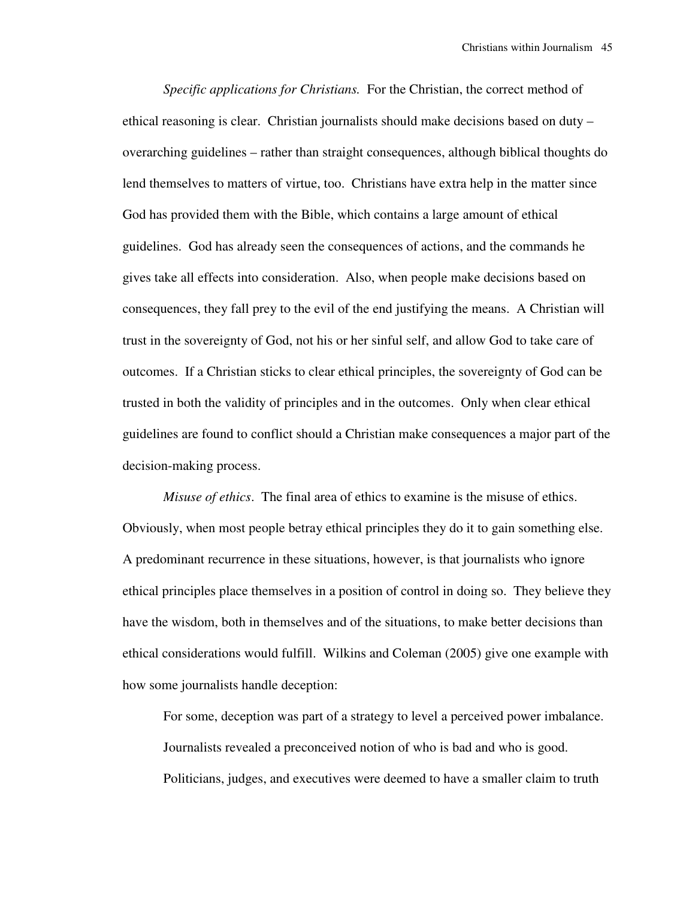*Specific applications for Christians.* For the Christian, the correct method of ethical reasoning is clear. Christian journalists should make decisions based on duty – overarching guidelines – rather than straight consequences, although biblical thoughts do lend themselves to matters of virtue, too. Christians have extra help in the matter since God has provided them with the Bible, which contains a large amount of ethical guidelines. God has already seen the consequences of actions, and the commands he gives take all effects into consideration. Also, when people make decisions based on consequences, they fall prey to the evil of the end justifying the means. A Christian will trust in the sovereignty of God, not his or her sinful self, and allow God to take care of outcomes. If a Christian sticks to clear ethical principles, the sovereignty of God can be trusted in both the validity of principles and in the outcomes. Only when clear ethical guidelines are found to conflict should a Christian make consequences a major part of the decision-making process.

*Misuse of ethics*. The final area of ethics to examine is the misuse of ethics. Obviously, when most people betray ethical principles they do it to gain something else. A predominant recurrence in these situations, however, is that journalists who ignore ethical principles place themselves in a position of control in doing so. They believe they have the wisdom, both in themselves and of the situations, to make better decisions than ethical considerations would fulfill. Wilkins and Coleman (2005) give one example with how some journalists handle deception:

> For some, deception was part of a strategy to level a perceived power imbalance. Journalists revealed a preconceived notion of who is bad and who is good. Politicians, judges, and executives were deemed to have a smaller claim to truth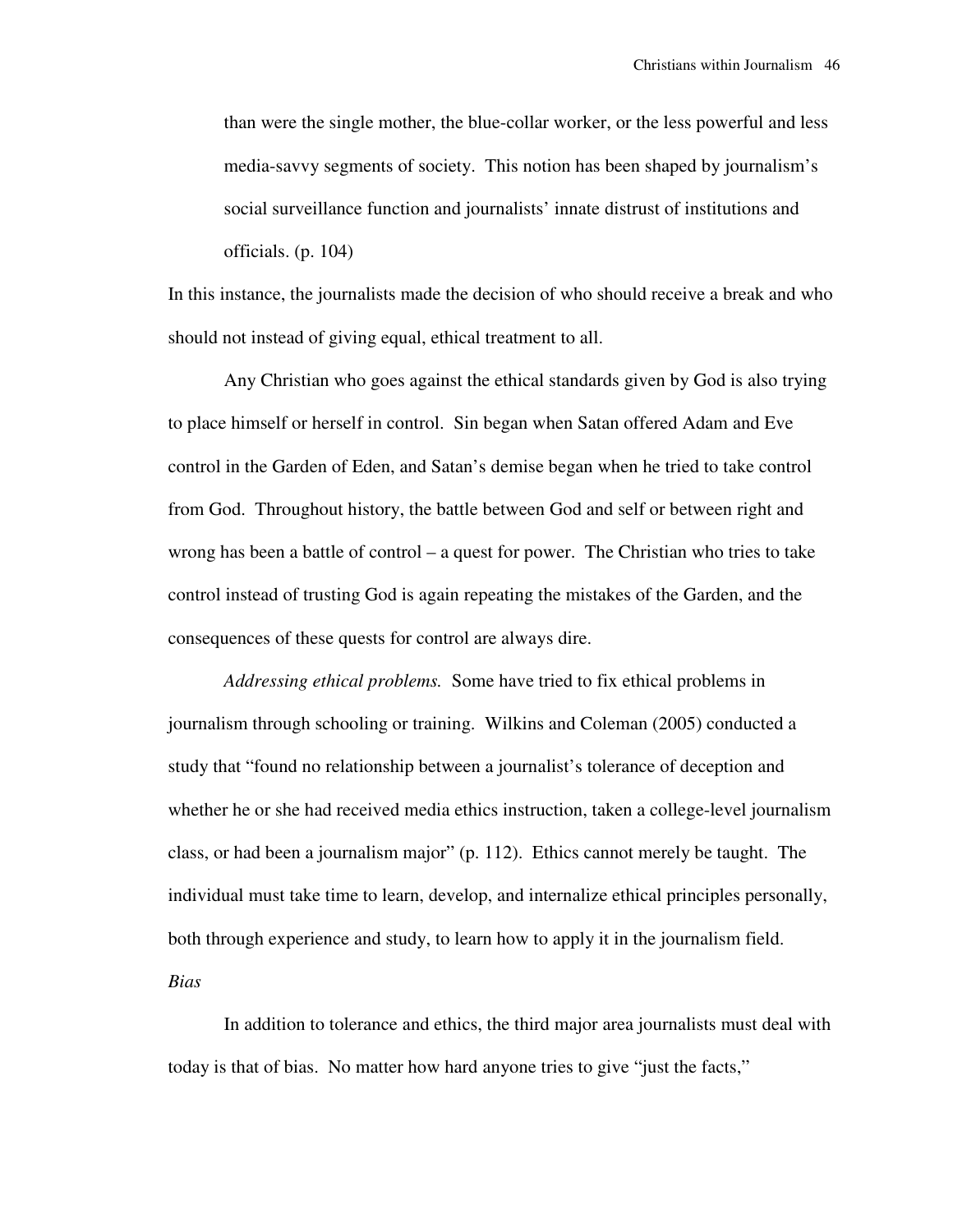> than were the single mother, the blue-collar worker, or the less powerful and less media-savvy segments of society. This notion has been shaped by journalism's social surveillance function and journalists' innate distrust of institutions and officials. (p. 104)

In this instance, the journalists made the decision of who should receive a break and who should not instead of giving equal, ethical treatment to all.

Any Christian who goes against the ethical standards given by God is also trying to place himself or herself in control. Sin began when Satan offered Adam and Eve control in the Garden of Eden, and Satan's demise began when he tried to take control from God. Throughout history, the battle between God and self or between right and wrong has been a battle of control – a quest for power. The Christian who tries to take control instead of trusting God is again repeating the mistakes of the Garden, and the consequences of these quests for control are always dire.

*Addressing ethical problems.* Some have tried to fix ethical problems in journalism through schooling or training. Wilkins and Coleman (2005) conducted a study that "found no relationship between a journalist's tolerance of deception and whether he or she had received media ethics instruction, taken a college-level journalism class, or had been a journalism major" (p. 112). Ethics cannot merely be taught. The individual must take time to learn, develop, and internalize ethical principles personally, both through experience and study, to learn how to apply it in the journalism field.

### *Bias*

In addition to tolerance and ethics, the third major area journalists must deal with today is that of bias. No matter how hard anyone tries to give "just the facts,"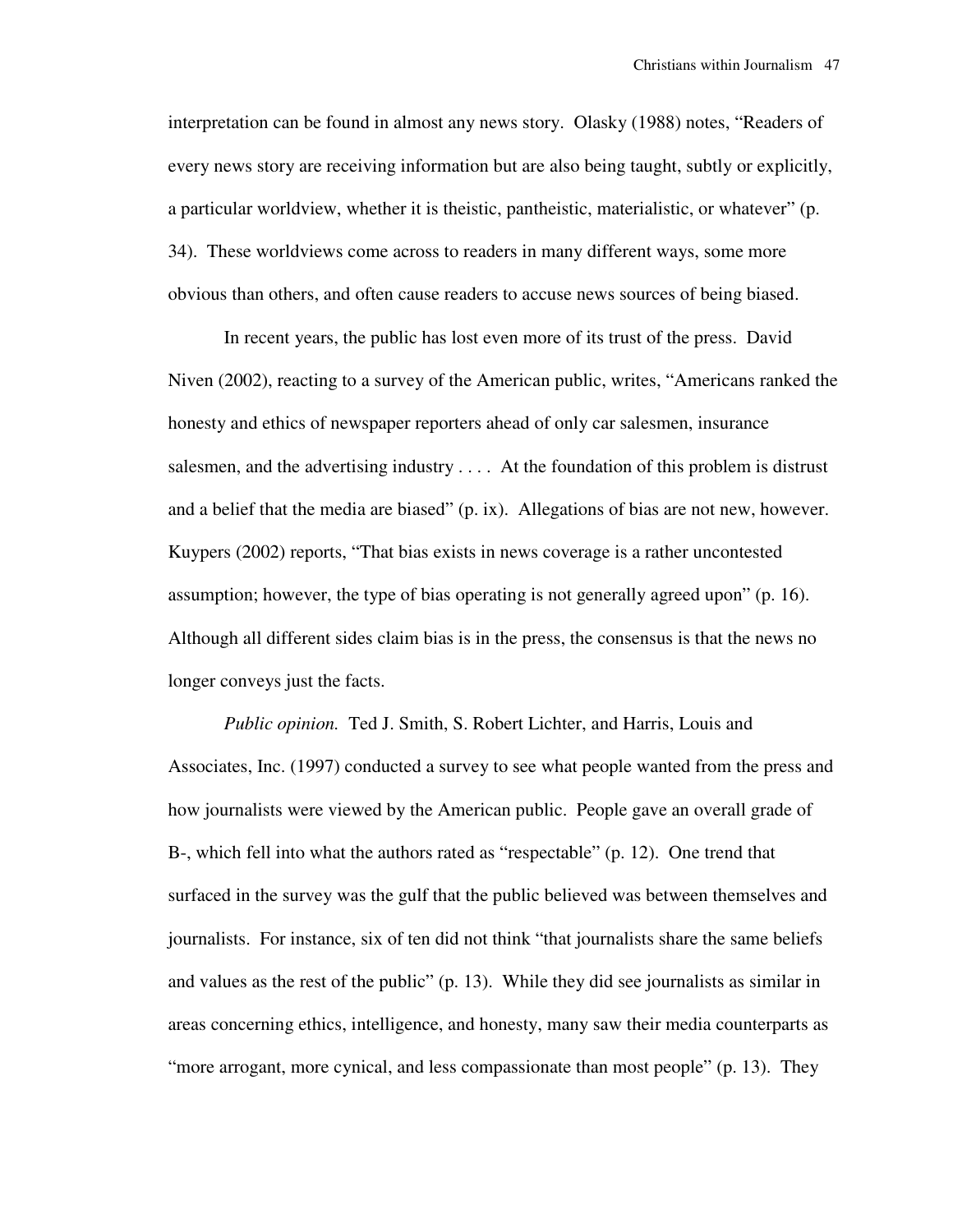interpretation can be found in almost any news story. Olasky (1988) notes, "Readers of every news story are receiving information but are also being taught, subtly or explicitly, a particular worldview, whether it is theistic, pantheistic, materialistic, or whatever" (p. 34). These worldviews come across to readers in many different ways, some more obvious than others, and often cause readers to accuse news sources of being biased.

In recent years, the public has lost even more of its trust of the press. David Niven (2002), reacting to a survey of the American public, writes, "Americans ranked the honesty and ethics of newspaper reporters ahead of only car salesmen, insurance salesmen, and the advertising industry . . . . At the foundation of this problem is distrust and a belief that the media are biased" (p. ix). Allegations of bias are not new, however. Kuypers (2002) reports, "That bias exists in news coverage is a rather uncontested assumption; however, the type of bias operating is not generally agreed upon" (p. 16). Although all different sides claim bias is in the press, the consensus is that the news no longer conveys just the facts.

*Public opinion.* Ted J. Smith, S. Robert Lichter, and Harris, Louis and Associates, Inc. (1997) conducted a survey to see what people wanted from the press and how journalists were viewed by the American public. People gave an overall grade of B-, which fell into what the authors rated as "respectable" (p. 12). One trend that surfaced in the survey was the gulf that the public believed was between themselves and journalists. For instance, six of ten did not think "that journalists share the same beliefs and values as the rest of the public" (p. 13). While they did see journalists as similar in areas concerning ethics, intelligence, and honesty, many saw their media counterparts as "more arrogant, more cynical, and less compassionate than most people" (p. 13). They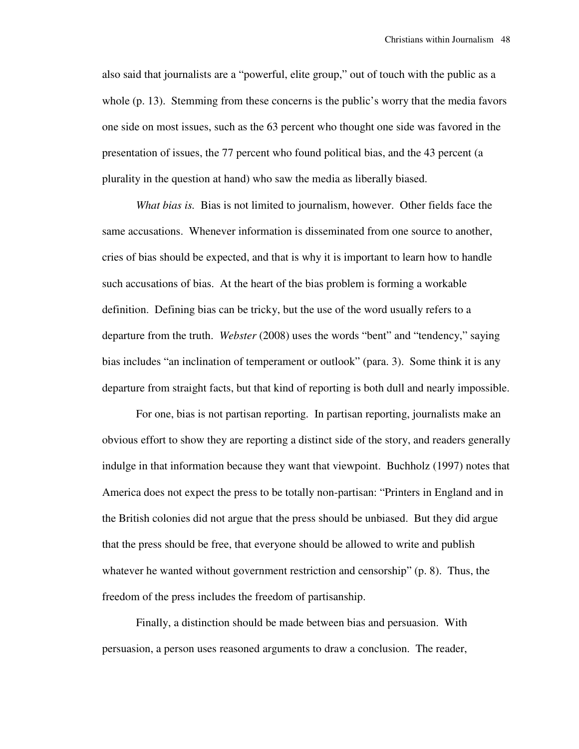also said that journalists are a "powerful, elite group," out of touch with the public as a whole (p. 13). Stemming from these concerns is the public's worry that the media favors one side on most issues, such as the 63 percent who thought one side was favored in the presentation of issues, the 77 percent who found political bias, and the 43 percent (a plurality in the question at hand) who saw the media as liberally biased.

*What bias is.* Bias is not limited to journalism, however. Other fields face the same accusations. Whenever information is disseminated from one source to another, cries of bias should be expected, and that is why it is important to learn how to handle such accusations of bias. At the heart of the bias problem is forming a workable definition. Defining bias can be tricky, but the use of the word usually refers to a departure from the truth. *Webster* (2008) uses the words "bent" and "tendency," saying bias includes "an inclination of temperament or outlook" (para. 3). Some think it is any departure from straight facts, but that kind of reporting is both dull and nearly impossible.

For one, bias is not partisan reporting. In partisan reporting, journalists make an obvious effort to show they are reporting a distinct side of the story, and readers generally indulge in that information because they want that viewpoint. Buchholz (1997) notes that America does not expect the press to be totally non-partisan: "Printers in England and in the British colonies did not argue that the press should be unbiased. But they did argue that the press should be free, that everyone should be allowed to write and publish whatever he wanted without government restriction and censorship" (p. 8). Thus, the freedom of the press includes the freedom of partisanship.

Finally, a distinction should be made between bias and persuasion. With persuasion, a person uses reasoned arguments to draw a conclusion. The reader,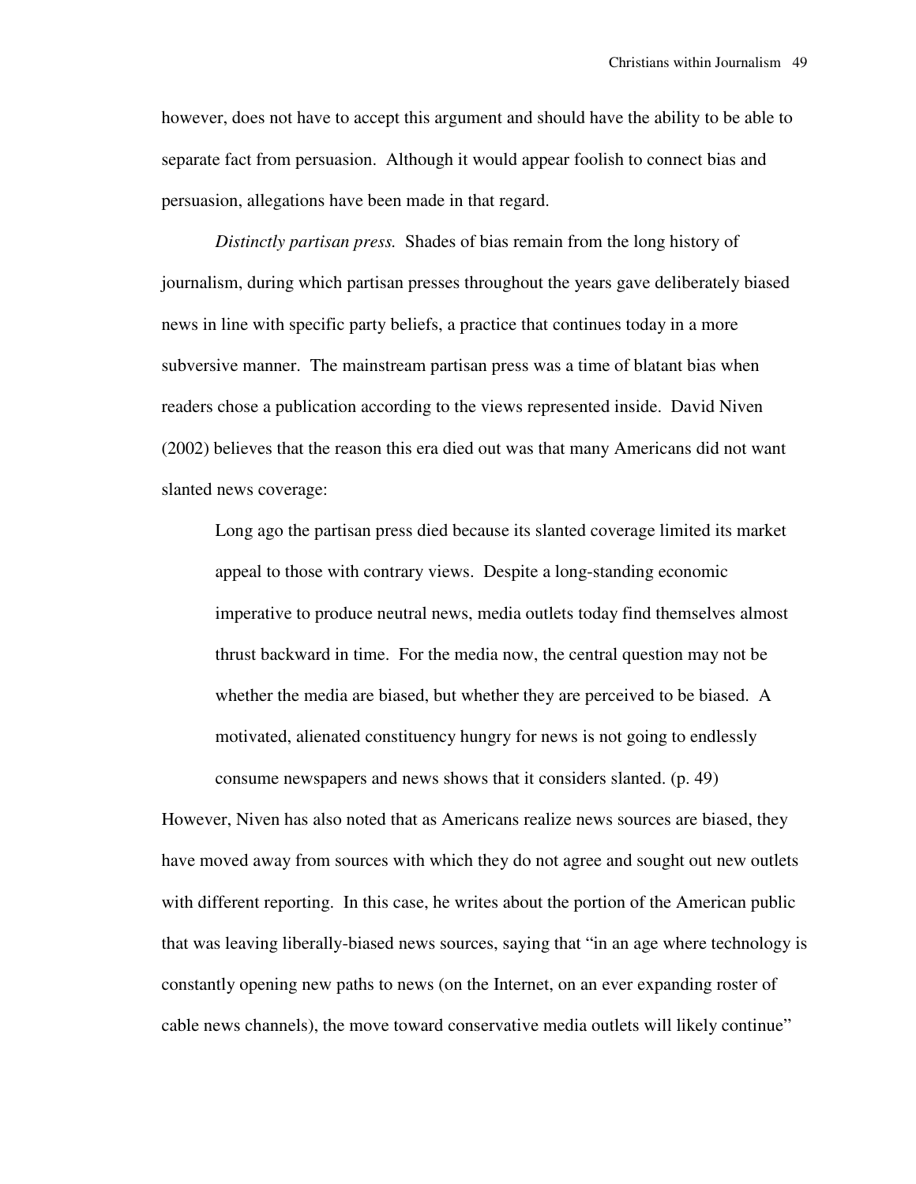however, does not have to accept this argument and should have the ability to be able to separate fact from persuasion. Although it would appear foolish to connect bias and persuasion, allegations have been made in that regard.

*Distinctly partisan press.* Shades of bias remain from the long history of journalism, during which partisan presses throughout the years gave deliberately biased news in line with specific party beliefs, a practice that continues today in a more subversive manner. The mainstream partisan press was a time of blatant bias when readers chose a publication according to the views represented inside. David Niven (2002) believes that the reason this era died out was that many Americans did not want slanted news coverage:

> Long ago the partisan press died because its slanted coverage limited its market appeal to those with contrary views. Despite a long-standing economic imperative to produce neutral news, media outlets today find themselves almost thrust backward in time. For the media now, the central question may not be whether the media are biased, but whether they are perceived to be biased. A motivated, alienated constituency hungry for news is not going to endlessly consume newspapers and news shows that it considers slanted. (p. 49)

However, Niven has also noted that as Americans realize news sources are biased, they have moved away from sources with which they do not agree and sought out new outlets with different reporting. In this case, he writes about the portion of the American public that was leaving liberally-biased news sources, saying that "in an age where technology is constantly opening new paths to news (on the Internet, on an ever expanding roster of cable news channels), the move toward conservative media outlets will likely continue"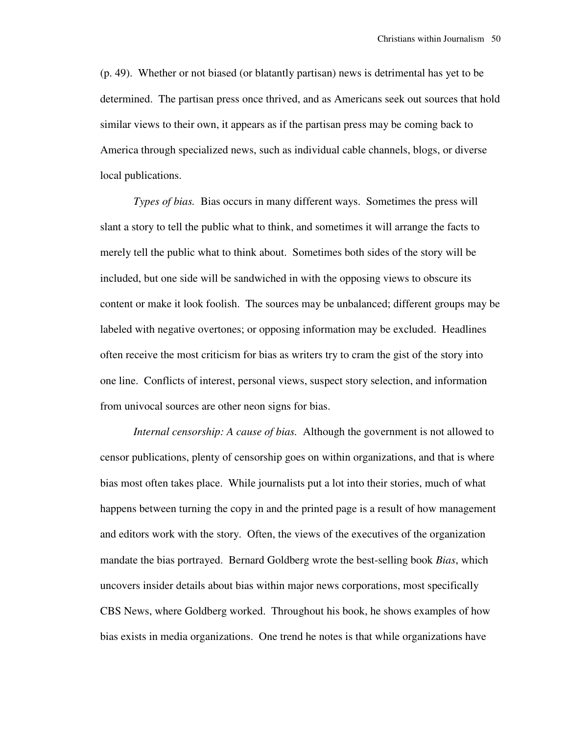(p. 49). Whether or not biased (or blatantly partisan) news is detrimental has yet to be determined. The partisan press once thrived, and as Americans seek out sources that hold similar views to their own, it appears as if the partisan press may be coming back to America through specialized news, such as individual cable channels, blogs, or diverse local publications.

*Types of bias.* Bias occurs in many different ways. Sometimes the press will slant a story to tell the public what to think, and sometimes it will arrange the facts to merely tell the public what to think about. Sometimes both sides of the story will be included, but one side will be sandwiched in with the opposing views to obscure its content or make it look foolish. The sources may be unbalanced; different groups may be labeled with negative overtones; or opposing information may be excluded. Headlines often receive the most criticism for bias as writers try to cram the gist of the story into one line. Conflicts of interest, personal views, suspect story selection, and information from univocal sources are other neon signs for bias.

*Internal censorship: A cause of bias.* Although the government is not allowed to censor publications, plenty of censorship goes on within organizations, and that is where bias most often takes place. While journalists put a lot into their stories, much of what happens between turning the copy in and the printed page is a result of how management and editors work with the story. Often, the views of the executives of the organization mandate the bias portrayed. Bernard Goldberg wrote the best-selling book *Bias*, which uncovers insider details about bias within major news corporations, most specifically CBS News, where Goldberg worked. Throughout his book, he shows examples of how bias exists in media organizations. One trend he notes is that while organizations have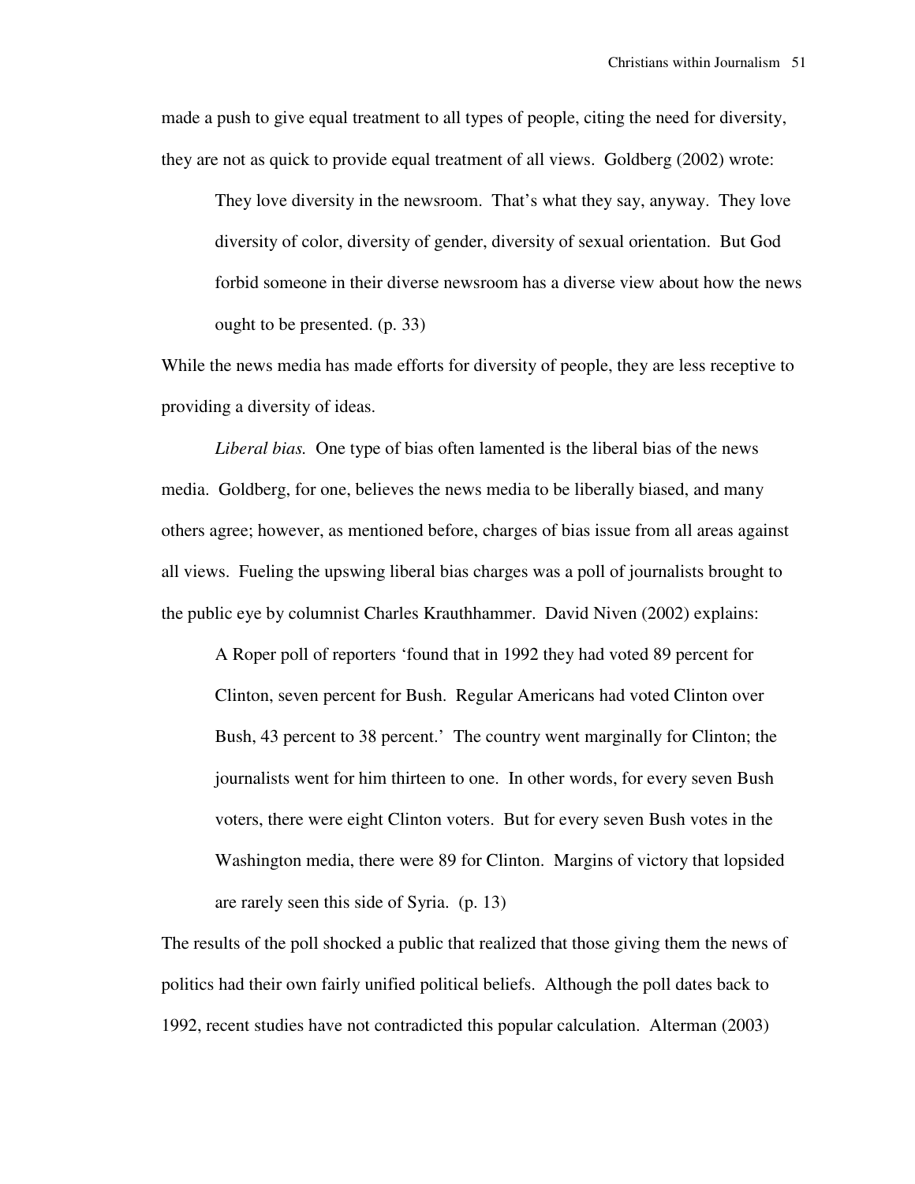made a push to give equal treatment to all types of people, citing the need for diversity, they are not as quick to provide equal treatment of all views. Goldberg (2002) wrote:

> They love diversity in the newsroom. That's what they say, anyway. They love diversity of color, diversity of gender, diversity of sexual orientation. But God forbid someone in their diverse newsroom has a diverse view about how the news ought to be presented. (p. 33)

While the news media has made efforts for diversity of people, they are less receptive to providing a diversity of ideas.

*Liberal bias.* One type of bias often lamented is the liberal bias of the news media. Goldberg, for one, believes the news media to be liberally biased, and many others agree; however, as mentioned before, charges of bias issue from all areas against all views. Fueling the upswing liberal bias charges was a poll of journalists brought to the public eye by columnist Charles Krauthhammer. David Niven (2002) explains:

> A Roper poll of reporters 'found that in 1992 they had voted 89 percent for Clinton, seven percent for Bush. Regular Americans had voted Clinton over Bush, 43 percent to 38 percent.' The country went marginally for Clinton; the journalists went for him thirteen to one. In other words, for every seven Bush voters, there were eight Clinton voters. But for every seven Bush votes in the Washington media, there were 89 for Clinton. Margins of victory that lopsided are rarely seen this side of Syria. (p. 13)

The results of the poll shocked a public that realized that those giving them the news of politics had their own fairly unified political beliefs. Although the poll dates back to 1992, recent studies have not contradicted this popular calculation. Alterman (2003)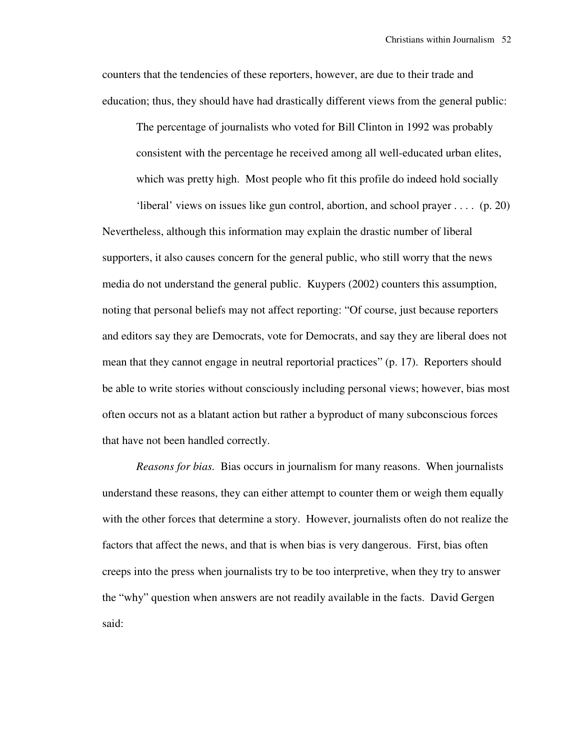counters that the tendencies of these reporters, however, are due to their trade and education; thus, they should have had drastically different views from the general public:

> The percentage of journalists who voted for Bill Clinton in 1992 was probably consistent with the percentage he received among all well-educated urban elites, which was pretty high. Most people who fit this profile do indeed hold socially 'liberal' views on issues like gun control, abortion, and school prayer . . . . (p. 20)

Nevertheless, although this information may explain the drastic number of liberal supporters, it also causes concern for the general public, who still worry that the news media do not understand the general public. Kuypers (2002) counters this assumption, noting that personal beliefs may not affect reporting: "Of course, just because reporters and editors say they are Democrats, vote for Democrats, and say they are liberal does not mean that they cannot engage in neutral reportorial practices" (p. 17). Reporters should be able to write stories without consciously including personal views; however, bias most often occurs not as a blatant action but rather a byproduct of many subconscious forces that have not been handled correctly.

*Reasons for bias.* Bias occurs in journalism for many reasons. When journalists understand these reasons, they can either attempt to counter them or weigh them equally with the other forces that determine a story. However, journalists often do not realize the factors that affect the news, and that is when bias is very dangerous. First, bias often creeps into the press when journalists try to be too interpretive, when they try to answer the "why" question when answers are not readily available in the facts. David Gergen said: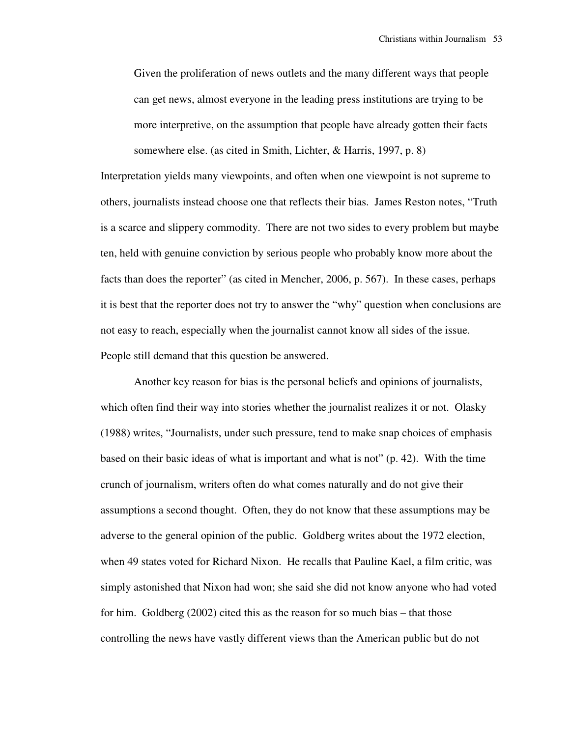> Given the proliferation of news outlets and the many different ways that people can get news, almost everyone in the leading press institutions are trying to be more interpretive, on the assumption that people have already gotten their facts somewhere else. (as cited in Smith, Lichter, & Harris, 1997, p. 8)

Interpretation yields many viewpoints, and often when one viewpoint is not supreme to others, journalists instead choose one that reflects their bias. James Reston notes, "Truth is a scarce and slippery commodity. There are not two sides to every problem but maybe ten, held with genuine conviction by serious people who probably know more about the facts than does the reporter" (as cited in Mencher, 2006, p. 567). In these cases, perhaps it is best that the reporter does not try to answer the "why" question when conclusions are not easy to reach, especially when the journalist cannot know all sides of the issue. People still demand that this question be answered.

Another key reason for bias is the personal beliefs and opinions of journalists, which often find their way into stories whether the journalist realizes it or not. Olasky (1988) writes, "Journalists, under such pressure, tend to make snap choices of emphasis based on their basic ideas of what is important and what is not" (p. 42). With the time crunch of journalism, writers often do what comes naturally and do not give their assumptions a second thought. Often, they do not know that these assumptions may be adverse to the general opinion of the public. Goldberg writes about the 1972 election, when 49 states voted for Richard Nixon. He recalls that Pauline Kael, a film critic, was simply astonished that Nixon had won; she said she did not know anyone who had voted for him. Goldberg (2002) cited this as the reason for so much bias – that those controlling the news have vastly different views than the American public but do not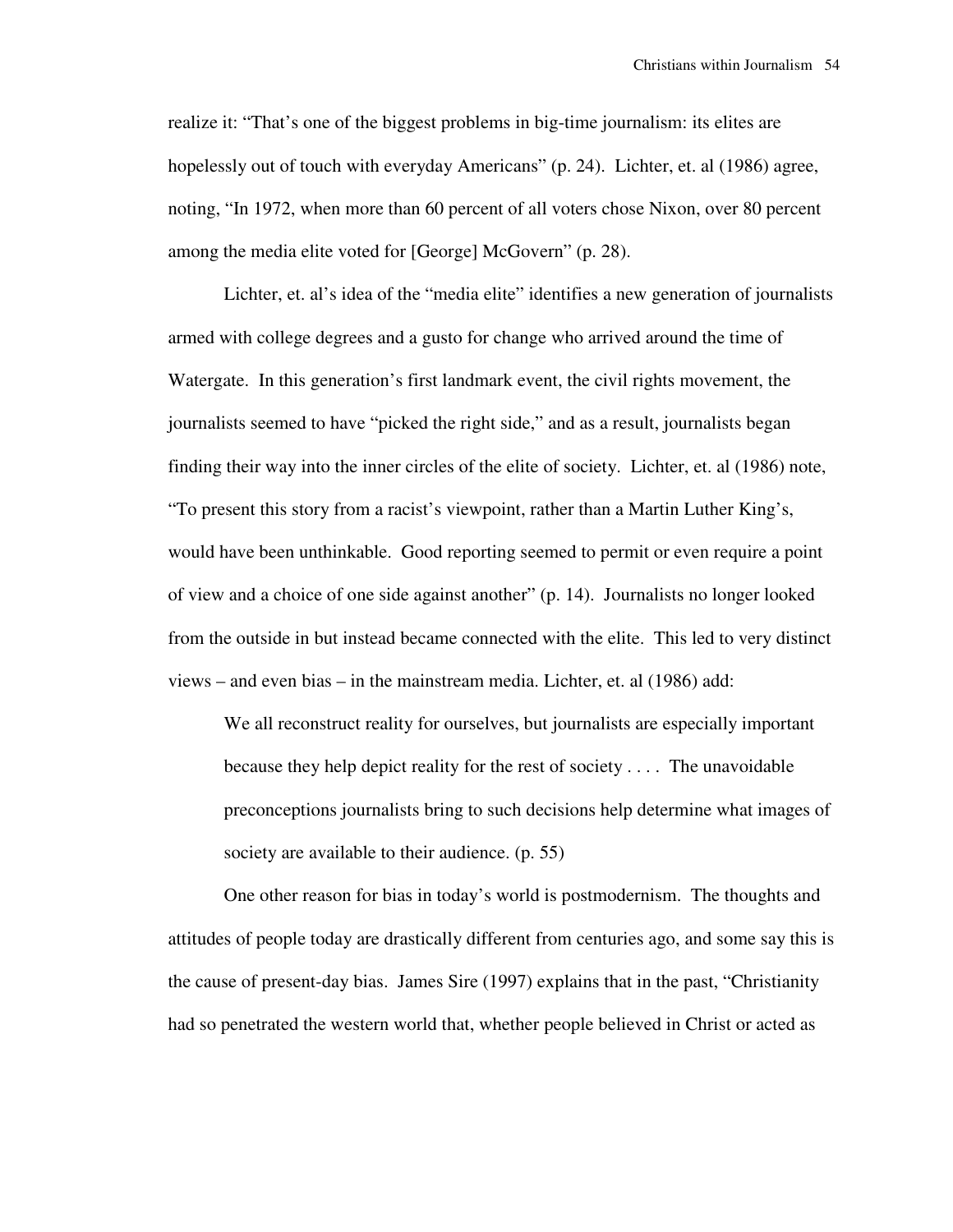realize it: "That's one of the biggest problems in big-time journalism: its elites are hopelessly out of touch with everyday Americans" (p. 24). Lichter, et. al (1986) agree, noting, "In 1972, when more than 60 percent of all voters chose Nixon, over 80 percent among the media elite voted for [George] McGovern" (p. 28).

Lichter, et. al's idea of the "media elite" identifies a new generation of journalists armed with college degrees and a gusto for change who arrived around the time of Watergate. In this generation's first landmark event, the civil rights movement, the journalists seemed to have "picked the right side," and as a result, journalists began finding their way into the inner circles of the elite of society. Lichter, et. al (1986) note, "To present this story from a racist's viewpoint, rather than a Martin Luther King's, would have been unthinkable. Good reporting seemed to permit or even require a point of view and a choice of one side against another" (p. 14). Journalists no longer looked from the outside in but instead became connected with the elite. This led to very distinct views – and even bias – in the mainstream media. Lichter, et. al (1986) add:

> We all reconstruct reality for ourselves, but journalists are especially important because they help depict reality for the rest of society . . . . The unavoidable preconceptions journalists bring to such decisions help determine what images of society are available to their audience. (p. 55)

One other reason for bias in today's world is postmodernism. The thoughts and attitudes of people today are drastically different from centuries ago, and some say this is the cause of present-day bias. James Sire (1997) explains that in the past, "Christianity had so penetrated the western world that, whether people believed in Christ or acted as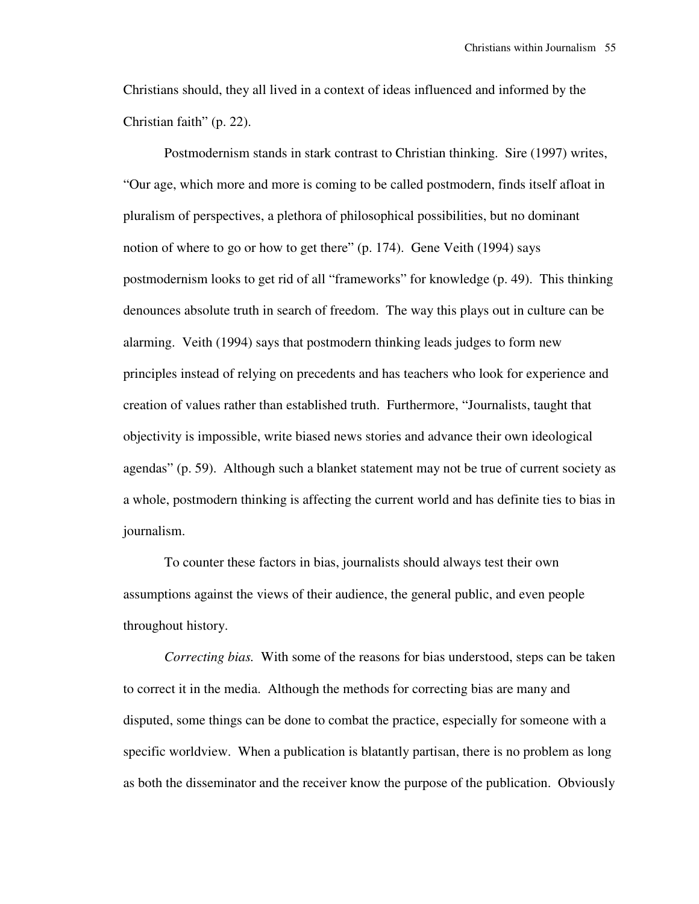Christians should, they all lived in a context of ideas influenced and informed by the Christian faith" (p. 22).

Postmodernism stands in stark contrast to Christian thinking. Sire (1997) writes, "Our age, which more and more is coming to be called postmodern, finds itself afloat in pluralism of perspectives, a plethora of philosophical possibilities, but no dominant notion of where to go or how to get there" (p. 174). Gene Veith (1994) says postmodernism looks to get rid of all "frameworks" for knowledge (p. 49). This thinking denounces absolute truth in search of freedom. The way this plays out in culture can be alarming. Veith (1994) says that postmodern thinking leads judges to form new principles instead of relying on precedents and has teachers who look for experience and creation of values rather than established truth. Furthermore, "Journalists, taught that objectivity is impossible, write biased news stories and advance their own ideological agendas" (p. 59). Although such a blanket statement may not be true of current society as a whole, postmodern thinking is affecting the current world and has definite ties to bias in journalism.

To counter these factors in bias, journalists should always test their own assumptions against the views of their audience, the general public, and even people throughout history.

*Correcting bias.* With some of the reasons for bias understood, steps can be taken to correct it in the media. Although the methods for correcting bias are many and disputed, some things can be done to combat the practice, especially for someone with a specific worldview. When a publication is blatantly partisan, there is no problem as long as both the disseminator and the receiver know the purpose of the publication. Obviously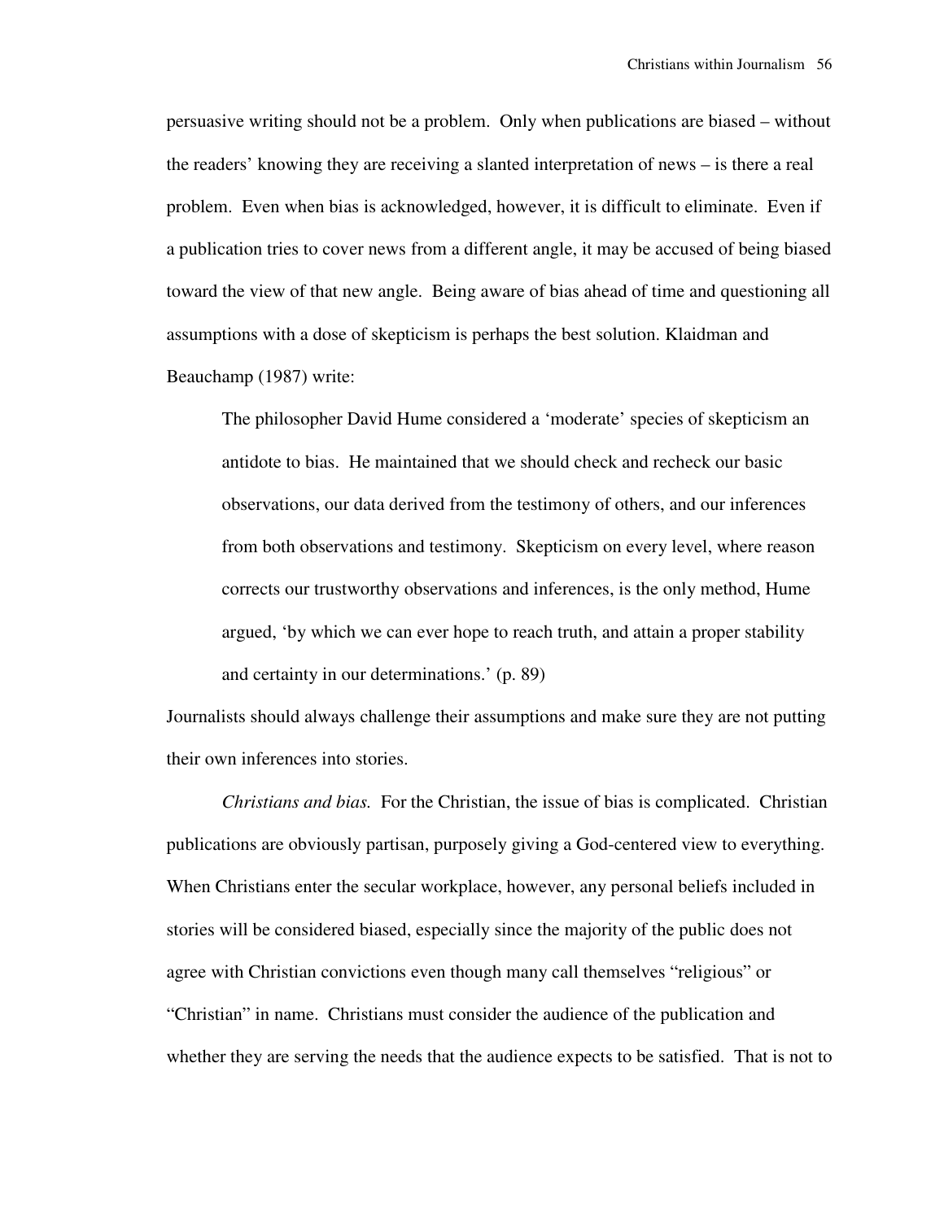persuasive writing should not be a problem. Only when publications are biased – without the readers' knowing they are receiving a slanted interpretation of news – is there a real problem. Even when bias is acknowledged, however, it is difficult to eliminate. Even if a publication tries to cover news from a different angle, it may be accused of being biased toward the view of that new angle. Being aware of bias ahead of time and questioning all assumptions with a dose of skepticism is perhaps the best solution. Klaidman and Beauchamp (1987) write:

> The philosopher David Hume considered a 'moderate' species of skepticism an antidote to bias. He maintained that we should check and recheck our basic observations, our data derived from the testimony of others, and our inferences from both observations and testimony. Skepticism on every level, where reason corrects our trustworthy observations and inferences, is the only method, Hume argued, 'by which we can ever hope to reach truth, and attain a proper stability and certainty in our determinations.' (p. 89)

Journalists should always challenge their assumptions and make sure they are not putting their own inferences into stories.

*Christians and bias.* For the Christian, the issue of bias is complicated. Christian publications are obviously partisan, purposely giving a God-centered view to everything. When Christians enter the secular workplace, however, any personal beliefs included in stories will be considered biased, especially since the majority of the public does not agree with Christian convictions even though many call themselves "religious" or "Christian" in name. Christians must consider the audience of the publication and whether they are serving the needs that the audience expects to be satisfied. That is not to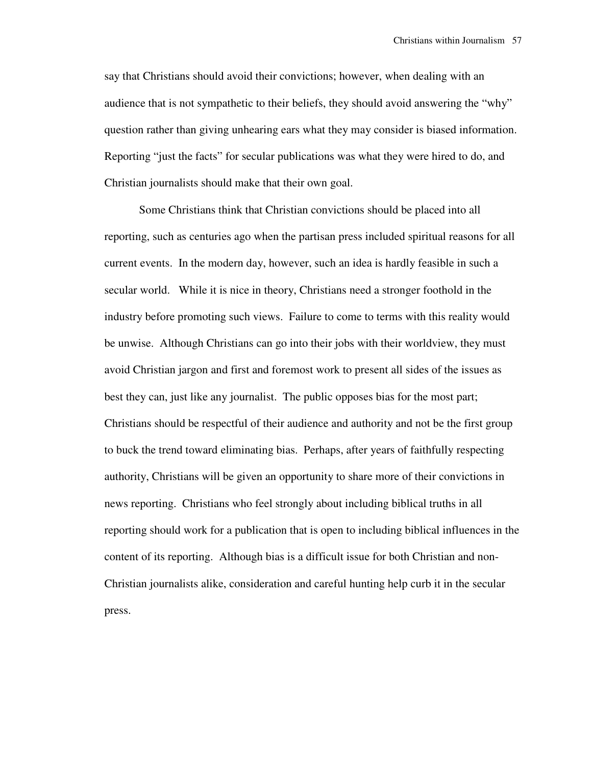say that Christians should avoid their convictions; however, when dealing with an audience that is not sympathetic to their beliefs, they should avoid answering the "why" question rather than giving unhearing ears what they may consider is biased information. Reporting "just the facts" for secular publications was what they were hired to do, and Christian journalists should make that their own goal.

Some Christians think that Christian convictions should be placed into all reporting, such as centuries ago when the partisan press included spiritual reasons for all current events. In the modern day, however, such an idea is hardly feasible in such a secular world. While it is nice in theory, Christians need a stronger foothold in the industry before promoting such views. Failure to come to terms with this reality would be unwise. Although Christians can go into their jobs with their worldview, they must avoid Christian jargon and first and foremost work to present all sides of the issues as best they can, just like any journalist. The public opposes bias for the most part; Christians should be respectful of their audience and authority and not be the first group to buck the trend toward eliminating bias. Perhaps, after years of faithfully respecting authority, Christians will be given an opportunity to share more of their convictions in news reporting. Christians who feel strongly about including biblical truths in all reporting should work for a publication that is open to including biblical influences in the content of its reporting. Although bias is a difficult issue for both Christian and non-Christian journalists alike, consideration and careful hunting help curb it in the secular press.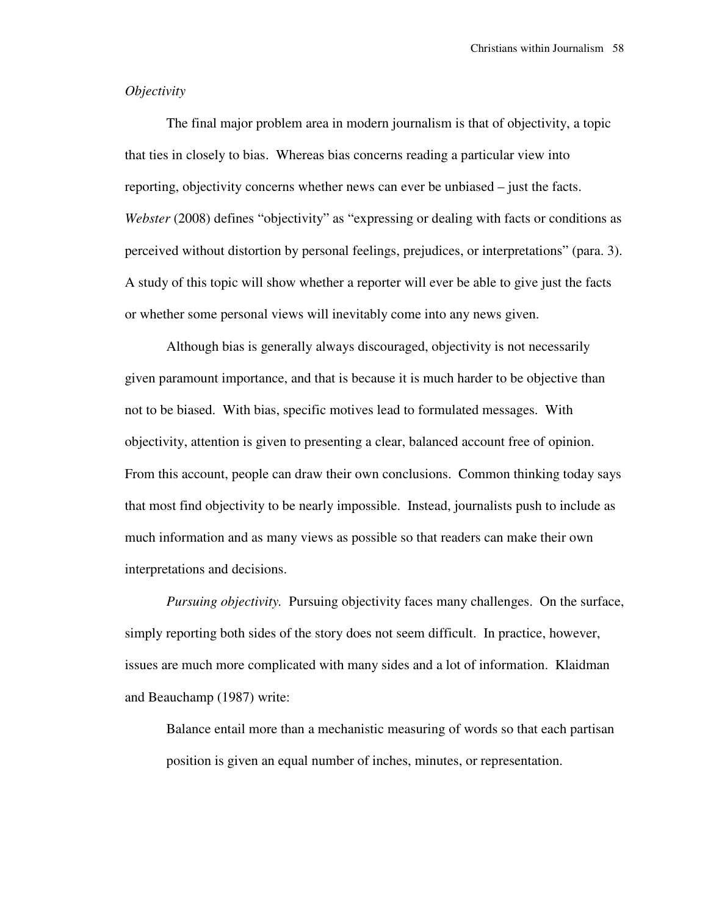*Objectivity*

The final major problem area in modern journalism is that of objectivity, a topic that ties in closely to bias. Whereas bias concerns reading a particular view into reporting, objectivity concerns whether news can ever be unbiased – just the facts. *Webster* (2008) defines "objectivity" as "expressing or dealing with facts or conditions as perceived without distortion by personal feelings, prejudices, or interpretations" (para. 3). A study of this topic will show whether a reporter will ever be able to give just the facts or whether some personal views will inevitably come into any news given.

Although bias is generally always discouraged, objectivity is not necessarily given paramount importance, and that is because it is much harder to be objective than not to be biased. With bias, specific motives lead to formulated messages. With objectivity, attention is given to presenting a clear, balanced account free of opinion. From this account, people can draw their own conclusions. Common thinking today says that most find objectivity to be nearly impossible. Instead, journalists push to include as much information and as many views as possible so that readers can make their own interpretations and decisions.

*Pursuing objectivity.* Pursuing objectivity faces many challenges. On the surface, simply reporting both sides of the story does not seem difficult. In practice, however, issues are much more complicated with many sides and a lot of information. Klaidman and Beauchamp (1987) write:

> Balance entail more than a mechanistic measuring of words so that each partisan position is given an equal number of inches, minutes, or representation.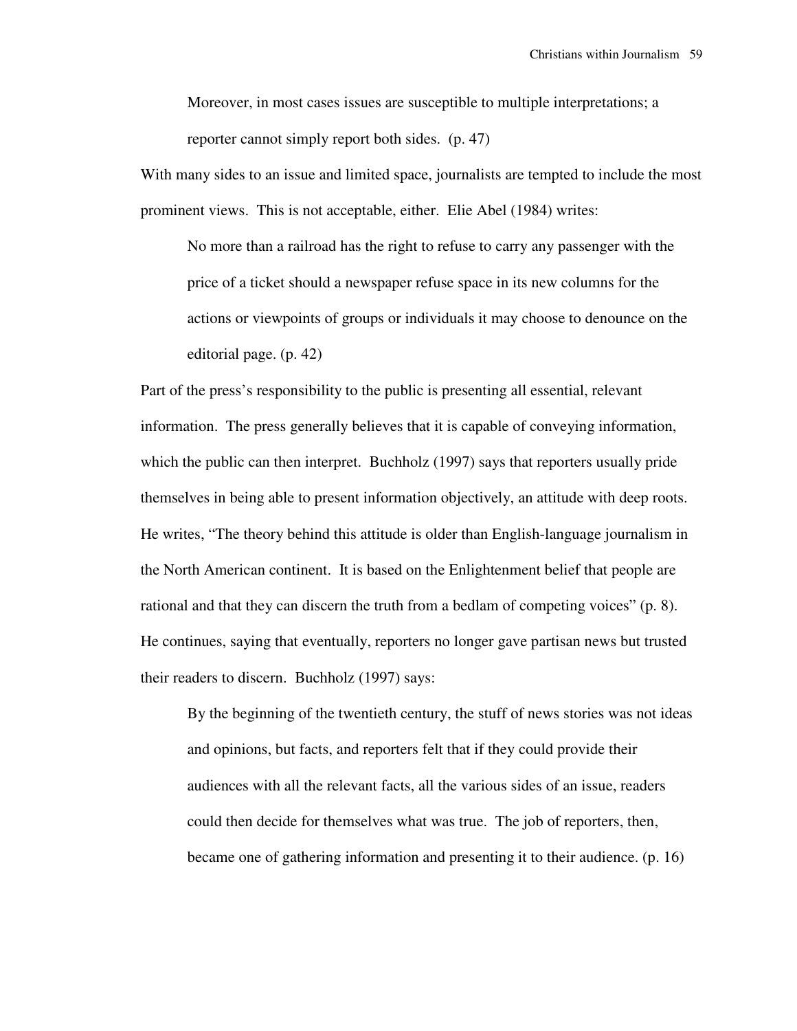> Moreover, in most cases issues are susceptible to multiple interpretations; a reporter cannot simply report both sides. (p. 47)

With many sides to an issue and limited space, journalists are tempted to include the most prominent views. This is not acceptable, either. Elie Abel (1984) writes:

> No more than a railroad has the right to refuse to carry any passenger with the price of a ticket should a newspaper refuse space in its new columns for the actions or viewpoints of groups or individuals it may choose to denounce on the editorial page. (p. 42)

Part of the press's responsibility to the public is presenting all essential, relevant information. The press generally believes that it is capable of conveying information, which the public can then interpret. Buchholz (1997) says that reporters usually pride themselves in being able to present information objectively, an attitude with deep roots. He writes, "The theory behind this attitude is older than English-language journalism in the North American continent. It is based on the Enlightenment belief that people are rational and that they can discern the truth from a bedlam of competing voices" (p. 8). He continues, saying that eventually, reporters no longer gave partisan news but trusted their readers to discern. Buchholz (1997) says:

> By the beginning of the twentieth century, the stuff of news stories was not ideas and opinions, but facts, and reporters felt that if they could provide their audiences with all the relevant facts, all the various sides of an issue, readers could then decide for themselves what was true. The job of reporters, then, became one of gathering information and presenting it to their audience. (p. 16)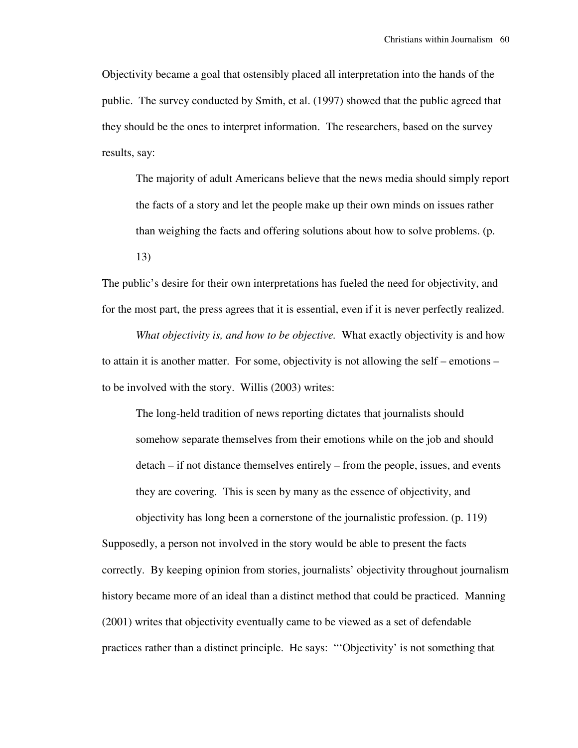Objectivity became a goal that ostensibly placed all interpretation into the hands of the public. The survey conducted by Smith, et al. (1997) showed that the public agreed that they should be the ones to interpret information. The researchers, based on the survey results, say:

> The majority of adult Americans believe that the news media should simply report the facts of a story and let the people make up their own minds on issues rather than weighing the facts and offering solutions about how to solve problems. (p. 13)

The public's desire for their own interpretations has fueled the need for objectivity, and for the most part, the press agrees that it is essential, even if it is never perfectly realized.

*What objectivity is, and how to be objective.* What exactly objectivity is and how to attain it is another matter. For some, objectivity is not allowing the self – emotions – to be involved with the story. Willis (2003) writes:

> The long-held tradition of news reporting dictates that journalists should somehow separate themselves from their emotions while on the job and should detach – if not distance themselves entirely – from the people, issues, and events they are covering. This is seen by many as the essence of objectivity, and objectivity has long been a cornerstone of the journalistic profession. (p. 119)

Supposedly, a person not involved in the story would be able to present the facts correctly. By keeping opinion from stories, journalists' objectivity throughout journalism history became more of an ideal than a distinct method that could be practiced. Manning (2001) writes that objectivity eventually came to be viewed as a set of defendable practices rather than a distinct principle. He says: "'Objectivity' is not something that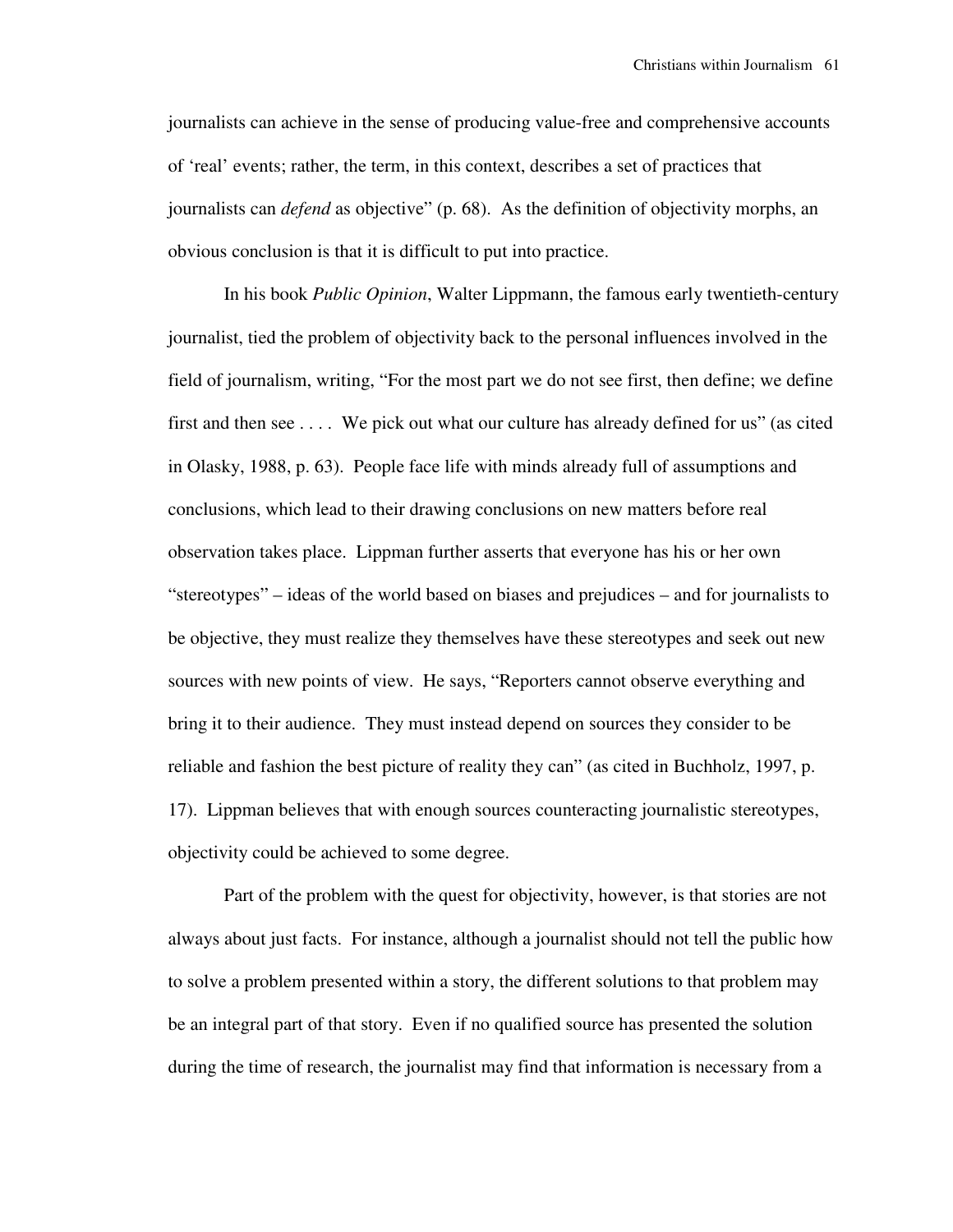journalists can achieve in the sense of producing value-free and comprehensive accounts of 'real' events; rather, the term, in this context, describes a set of practices that journalists can *defend* as objective" (p. 68). As the definition of objectivity morphs, an obvious conclusion is that it is difficult to put into practice.

In his book *Public Opinion*, Walter Lippmann, the famous early twentieth-century journalist, tied the problem of objectivity back to the personal influences involved in the field of journalism, writing, "For the most part we do not see first, then define; we define first and then see . . . . We pick out what our culture has already defined for us" (as cited in Olasky, 1988, p. 63). People face life with minds already full of assumptions and conclusions, which lead to their drawing conclusions on new matters before real observation takes place. Lippman further asserts that everyone has his or her own "stereotypes" – ideas of the world based on biases and prejudices – and for journalists to be objective, they must realize they themselves have these stereotypes and seek out new sources with new points of view. He says, "Reporters cannot observe everything and bring it to their audience. They must instead depend on sources they consider to be reliable and fashion the best picture of reality they can" (as cited in Buchholz, 1997, p. 17). Lippman believes that with enough sources counteracting journalistic stereotypes, objectivity could be achieved to some degree.

Part of the problem with the quest for objectivity, however, is that stories are not always about just facts. For instance, although a journalist should not tell the public how to solve a problem presented within a story, the different solutions to that problem may be an integral part of that story. Even if no qualified source has presented the solution during the time of research, the journalist may find that information is necessary from a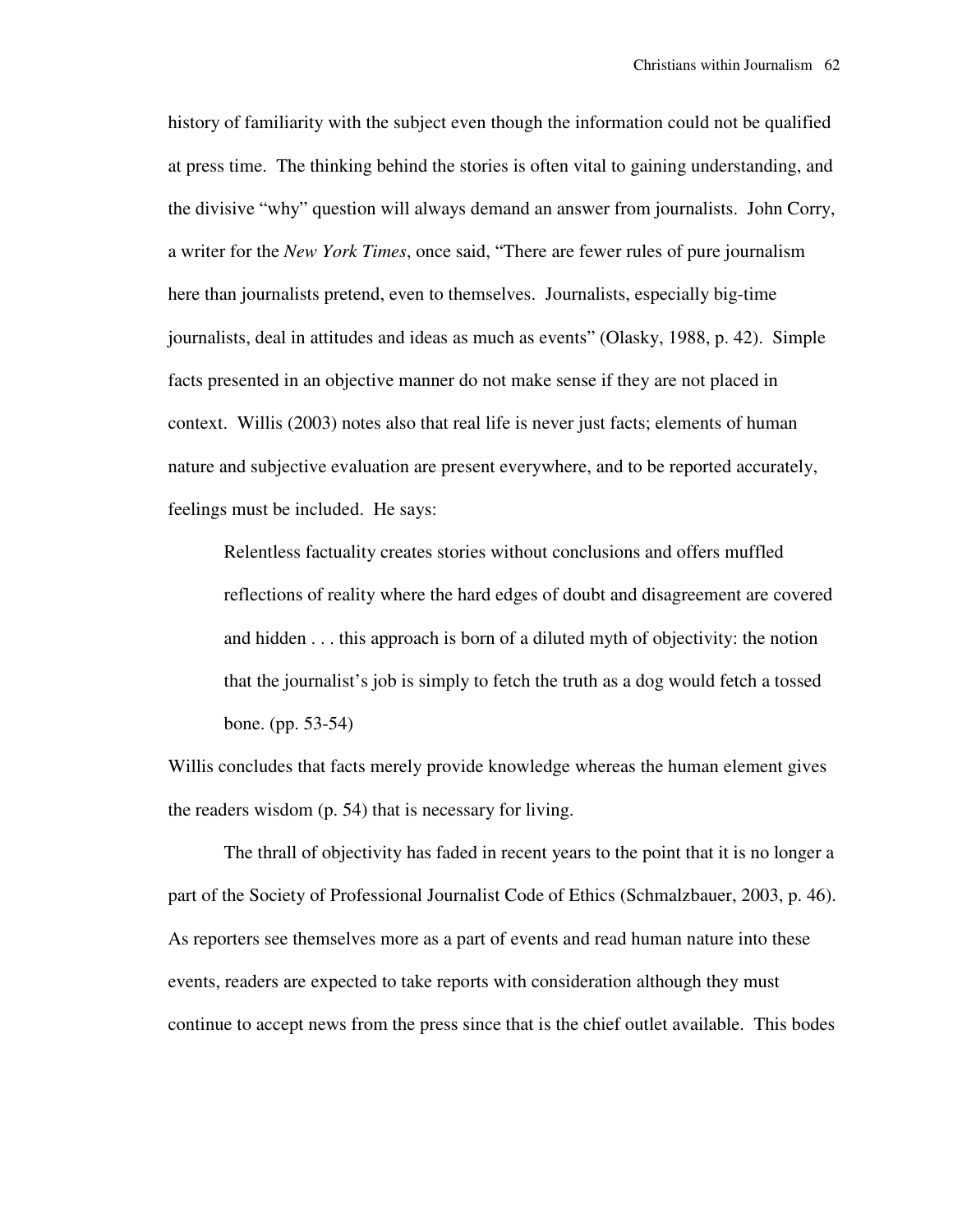history of familiarity with the subject even though the information could not be qualified at press time. The thinking behind the stories is often vital to gaining understanding, and the divisive "why" question will always demand an answer from journalists. John Corry, a writer for the *New York Times*, once said, "There are fewer rules of pure journalism here than journalists pretend, even to themselves. Journalists, especially big-time journalists, deal in attitudes and ideas as much as events" (Olasky, 1988, p. 42). Simple facts presented in an objective manner do not make sense if they are not placed in context. Willis (2003) notes also that real life is never just facts; elements of human nature and subjective evaluation are present everywhere, and to be reported accurately, feelings must be included. He says:

> Relentless factuality creates stories without conclusions and offers muffled reflections of reality where the hard edges of doubt and disagreement are covered and hidden . . . this approach is born of a diluted myth of objectivity: the notion that the journalist's job is simply to fetch the truth as a dog would fetch a tossed bone. (pp. 53-54)

Willis concludes that facts merely provide knowledge whereas the human element gives the readers wisdom (p. 54) that is necessary for living.

The thrall of objectivity has faded in recent years to the point that it is no longer a part of the Society of Professional Journalist Code of Ethics (Schmalzbauer, 2003, p. 46). As reporters see themselves more as a part of events and read human nature into these events, readers are expected to take reports with consideration although they must continue to accept news from the press since that is the chief outlet available. This bodes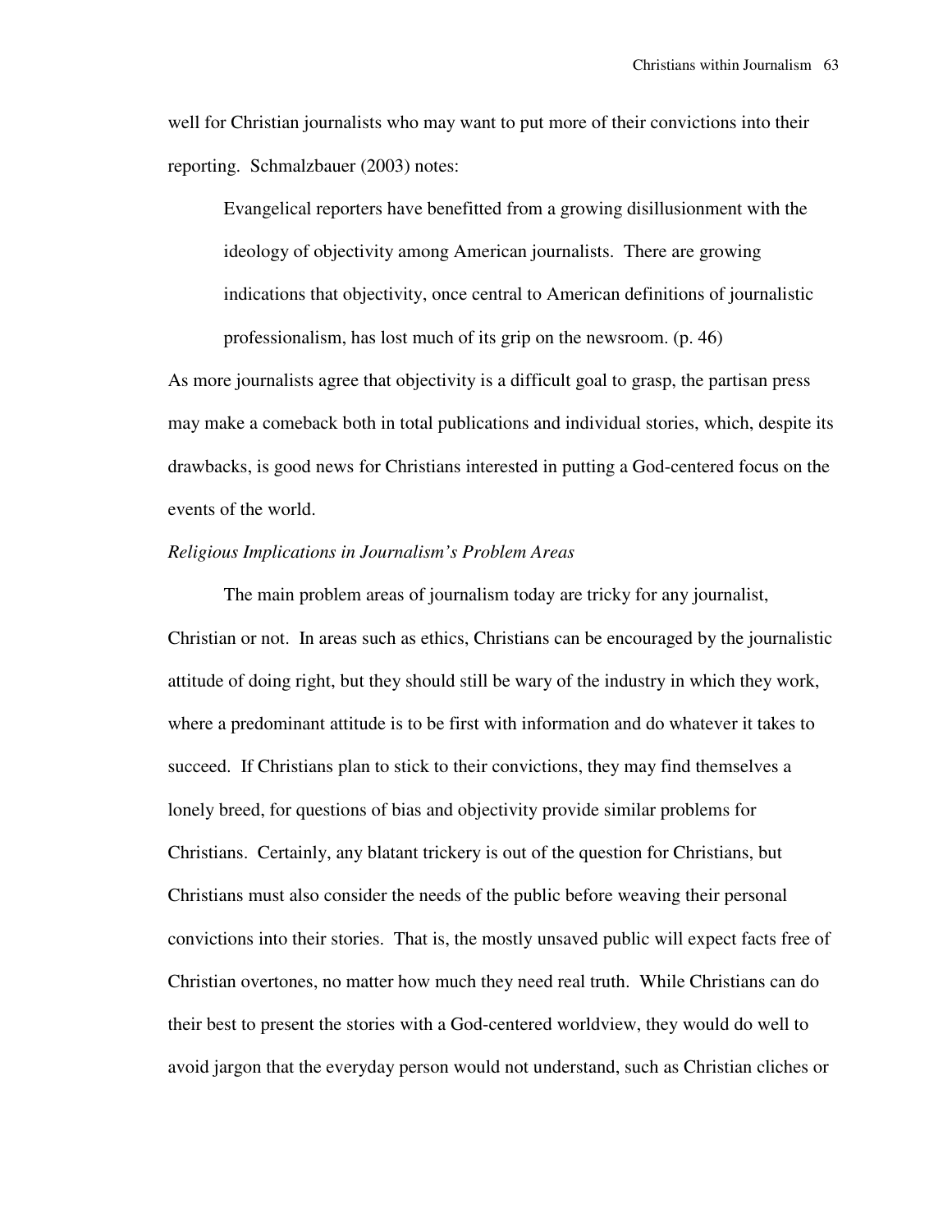well for Christian journalists who may want to put more of their convictions into their reporting. Schmalzbauer (2003) notes:

> Evangelical reporters have benefitted from a growing disillusionment with the ideology of objectivity among American journalists. There are growing indications that objectivity, once central to American definitions of journalistic professionalism, has lost much of its grip on the newsroom. (p. 46)

As more journalists agree that objectivity is a difficult goal to grasp, the partisan press may make a comeback both in total publications and individual stories, which, despite its drawbacks, is good news for Christians interested in putting a God-centered focus on the events of the world.

### *Religious Implications in Journalism's Problem Areas*

The main problem areas of journalism today are tricky for any journalist, Christian or not. In areas such as ethics, Christians can be encouraged by the journalistic attitude of doing right, but they should still be wary of the industry in which they work, where a predominant attitude is to be first with information and do whatever it takes to succeed. If Christians plan to stick to their convictions, they may find themselves a lonely breed, for questions of bias and objectivity provide similar problems for Christians. Certainly, any blatant trickery is out of the question for Christians, but Christians must also consider the needs of the public before weaving their personal convictions into their stories. That is, the mostly unsaved public will expect facts free of Christian overtones, no matter how much they need real truth. While Christians can do their best to present the stories with a God-centered worldview, they would do well to avoid jargon that the everyday person would not understand, such as Christian cliches or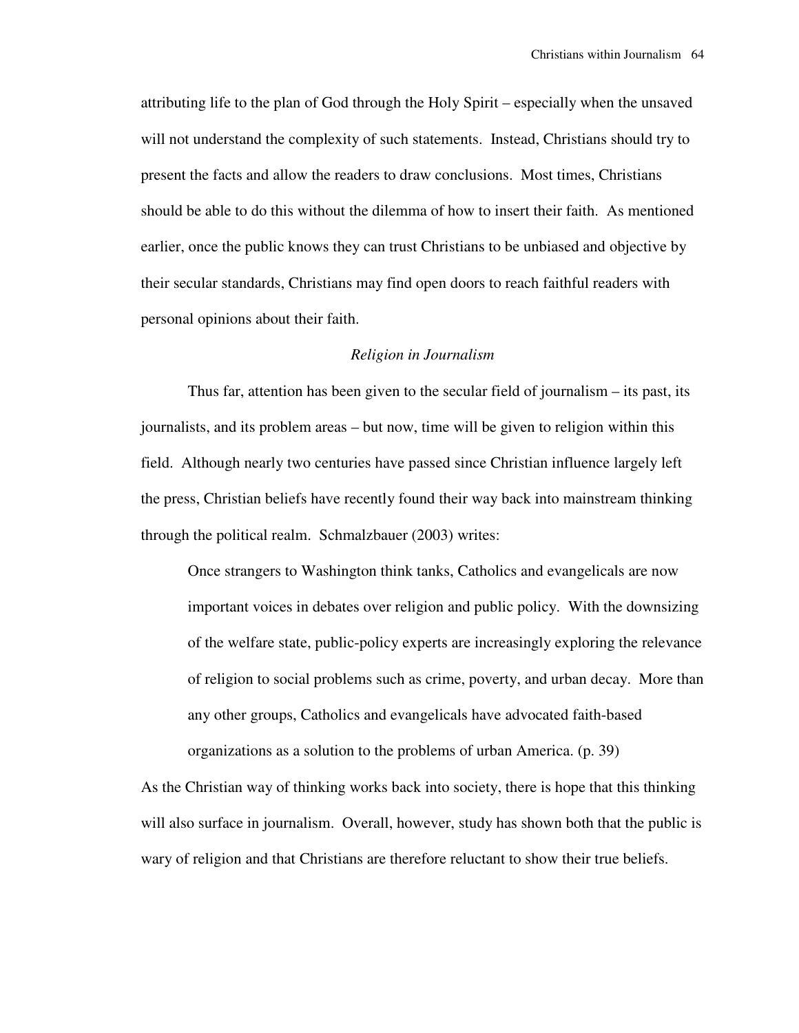attributing life to the plan of God through the Holy Spirit – especially when the unsaved will not understand the complexity of such statements. Instead, Christians should try to present the facts and allow the readers to draw conclusions. Most times, Christians should be able to do this without the dilemma of how to insert their faith. As mentioned earlier, once the public knows they can trust Christians to be unbiased and objective by their secular standards, Christians may find open doors to reach faithful readers with personal opinions about their faith.

### *Religion in Journalism*

Thus far, attention has been given to the secular field of journalism – its past, its journalists, and its problem areas – but now, time will be given to religion within this field. Although nearly two centuries have passed since Christian influence largely left the press, Christian beliefs have recently found their way back into mainstream thinking through the political realm. Schmalzbauer (2003) writes:

> Once strangers to Washington think tanks, Catholics and evangelicals are now important voices in debates over religion and public policy. With the downsizing of the welfare state, public-policy experts are increasingly exploring the relevance of religion to social problems such as crime, poverty, and urban decay. More than any other groups, Catholics and evangelicals have advocated faith-based organizations as a solution to the problems of urban America. (p. 39)

As the Christian way of thinking works back into society, there is hope that this thinking will also surface in journalism. Overall, however, study has shown both that the public is wary of religion and that Christians are therefore reluctant to show their true beliefs.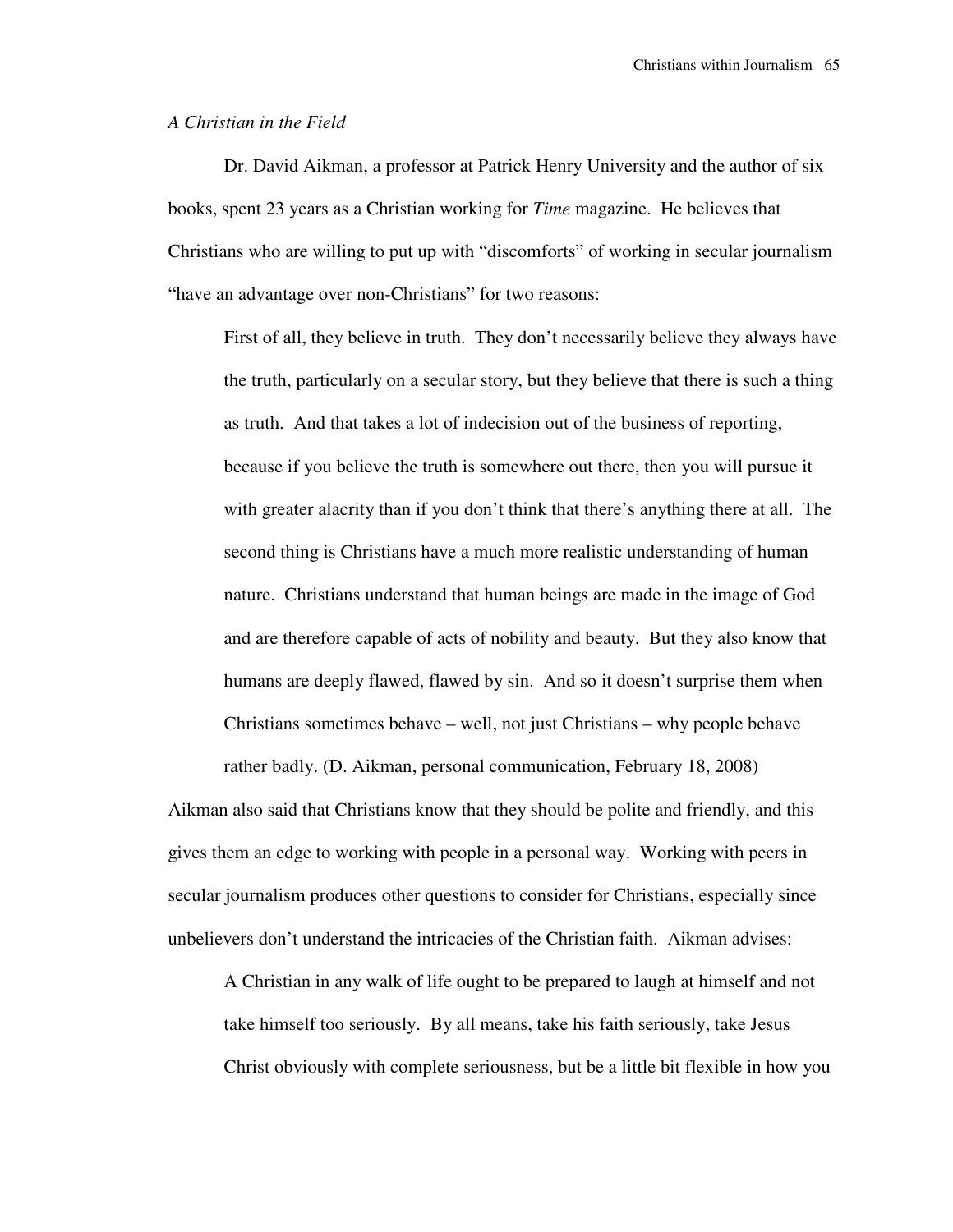*A Christian in the Field*

Dr. David Aikman, a professor at Patrick Henry University and the author of six books, spent 23 years as a Christian working for *Time* magazine. He believes that Christians who are willing to put up with "discomforts" of working in secular journalism "have an advantage over non-Christians" for two reasons:

> First of all, they believe in truth. They don't necessarily believe they always have the truth, particularly on a secular story, but they believe that there is such a thing as truth. And that takes a lot of indecision out of the business of reporting, because if you believe the truth is somewhere out there, then you will pursue it with greater alacrity than if you don't think that there's anything there at all. The second thing is Christians have a much more realistic understanding of human nature. Christians understand that human beings are made in the image of God and are therefore capable of acts of nobility and beauty. But they also know that humans are deeply flawed, flawed by sin. And so it doesn't surprise them when Christians sometimes behave – well, not just Christians – why people behave rather badly. (D. Aikman, personal communication, February 18, 2008)

Aikman also said that Christians know that they should be polite and friendly, and this gives them an edge to working with people in a personal way. Working with peers in secular journalism produces other questions to consider for Christians, especially since unbelievers don't understand the intricacies of the Christian faith. Aikman advises:

> A Christian in any walk of life ought to be prepared to laugh at himself and not take himself too seriously. By all means, take his faith seriously, take Jesus Christ obviously with complete seriousness, but be a little bit flexible in how you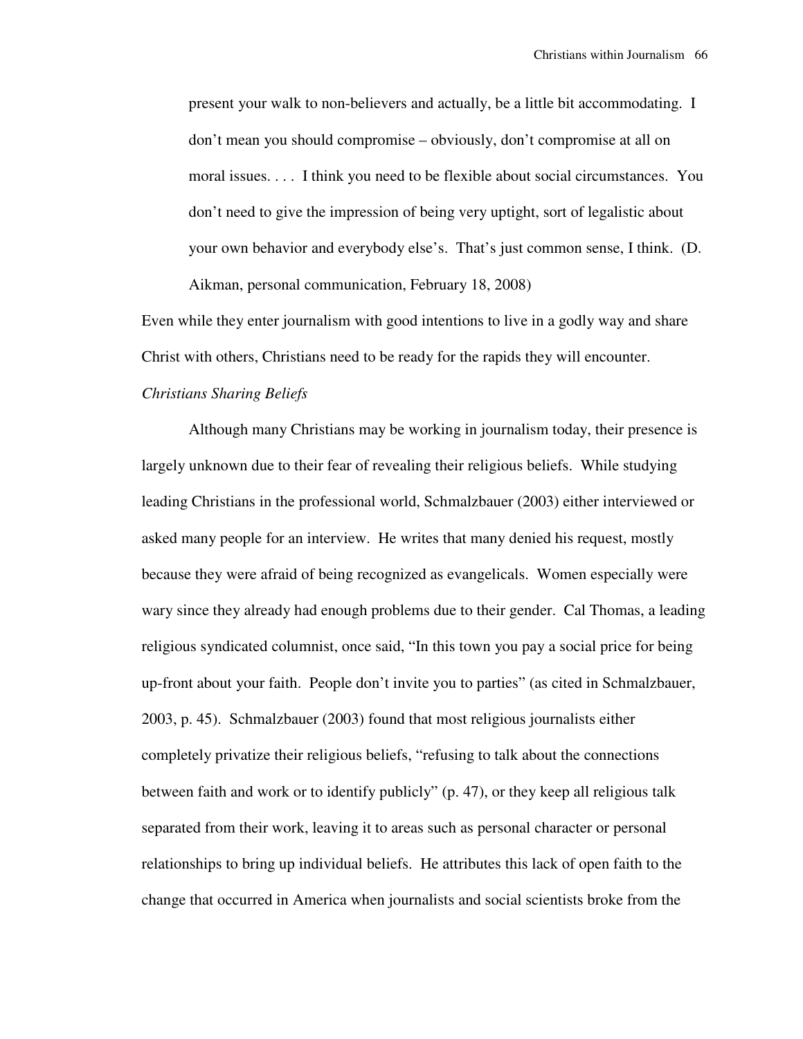> present your walk to non-believers and actually, be a little bit accommodating. I don't mean you should compromise – obviously, don't compromise at all on moral issues. . . . I think you need to be flexible about social circumstances. You don't need to give the impression of being very uptight, sort of legalistic about your own behavior and everybody else's. That's just common sense, I think. (D. Aikman, personal communication, February 18, 2008)

Even while they enter journalism with good intentions to live in a godly way and share Christ with others, Christians need to be ready for the rapids they will encounter.

*Christians Sharing Beliefs*

Although many Christians may be working in journalism today, their presence is largely unknown due to their fear of revealing their religious beliefs. While studying leading Christians in the professional world, Schmalzbauer (2003) either interviewed or asked many people for an interview. He writes that many denied his request, mostly because they were afraid of being recognized as evangelicals. Women especially were wary since they already had enough problems due to their gender. Cal Thomas, a leading religious syndicated columnist, once said, "In this town you pay a social price for being up-front about your faith. People don't invite you to parties" (as cited in Schmalzbauer, 2003, p. 45). Schmalzbauer (2003) found that most religious journalists either completely privatize their religious beliefs, "refusing to talk about the connections between faith and work or to identify publicly" (p. 47), or they keep all religious talk separated from their work, leaving it to areas such as personal character or personal relationships to bring up individual beliefs. He attributes this lack of open faith to the change that occurred in America when journalists and social scientists broke from the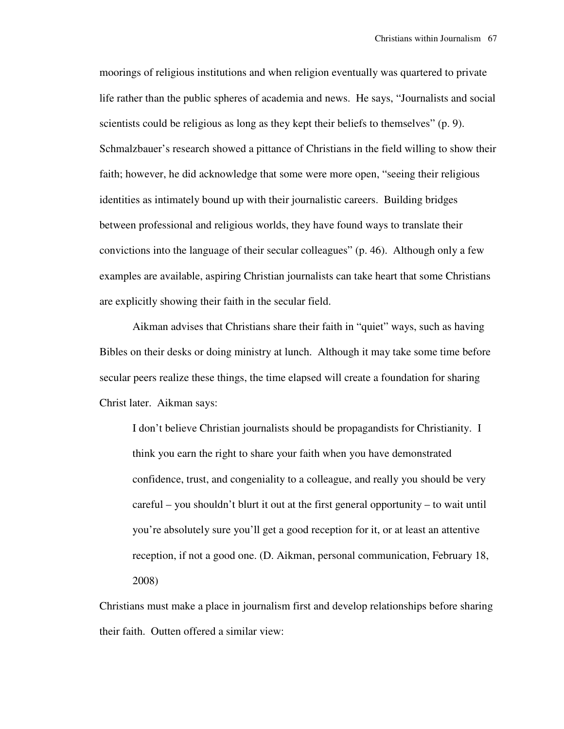moorings of religious institutions and when religion eventually was quartered to private life rather than the public spheres of academia and news. He says, "Journalists and social scientists could be religious as long as they kept their beliefs to themselves" (p. 9). Schmalzbauer's research showed a pittance of Christians in the field willing to show their faith; however, he did acknowledge that some were more open, "seeing their religious identities as intimately bound up with their journalistic careers. Building bridges between professional and religious worlds, they have found ways to translate their convictions into the language of their secular colleagues" (p. 46). Although only a few examples are available, aspiring Christian journalists can take heart that some Christians are explicitly showing their faith in the secular field.

Aikman advises that Christians share their faith in "quiet" ways, such as having Bibles on their desks or doing ministry at lunch. Although it may take some time before secular peers realize these things, the time elapsed will create a foundation for sharing Christ later. Aikman says:

> I don't believe Christian journalists should be propagandists for Christianity. I think you earn the right to share your faith when you have demonstrated confidence, trust, and congeniality to a colleague, and really you should be very careful – you shouldn't blurt it out at the first general opportunity – to wait until you're absolutely sure you'll get a good reception for it, or at least an attentive reception, if not a good one. (D. Aikman, personal communication, February 18, 2008)

Christians must make a place in journalism first and develop relationships before sharing their faith. Outten offered a similar view: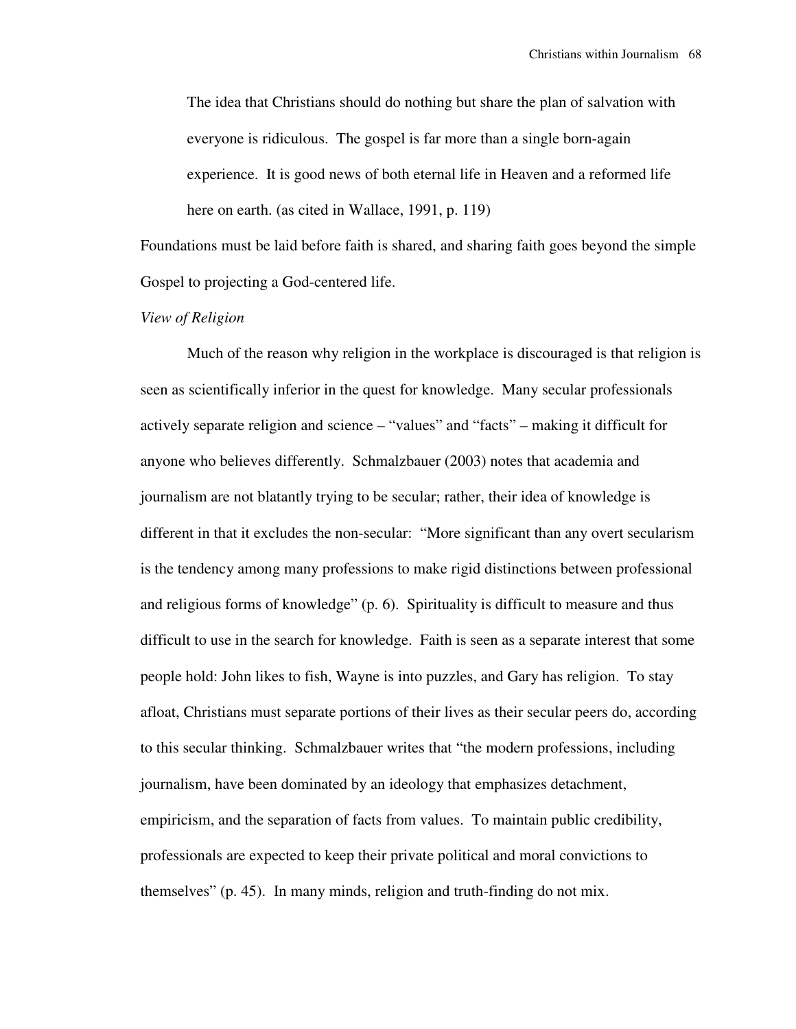> The idea that Christians should do nothing but share the plan of salvation with everyone is ridiculous. The gospel is far more than a single born-again experience. It is good news of both eternal life in Heaven and a reformed life here on earth. (as cited in Wallace, 1991, p. 119)

Foundations must be laid before faith is shared, and sharing faith goes beyond the simple Gospel to projecting a God-centered life.

*View of Religion*

Much of the reason why religion in the workplace is discouraged is that religion is seen as scientifically inferior in the quest for knowledge. Many secular professionals actively separate religion and science – "values" and "facts" – making it difficult for anyone who believes differently. Schmalzbauer (2003) notes that academia and journalism are not blatantly trying to be secular; rather, their idea of knowledge is different in that it excludes the non-secular: "More significant than any overt secularism is the tendency among many professions to make rigid distinctions between professional and religious forms of knowledge" (p. 6). Spirituality is difficult to measure and thus difficult to use in the search for knowledge. Faith is seen as a separate interest that some people hold: John likes to fish, Wayne is into puzzles, and Gary has religion. To stay afloat, Christians must separate portions of their lives as their secular peers do, according to this secular thinking. Schmalzbauer writes that "the modern professions, including journalism, have been dominated by an ideology that emphasizes detachment, empiricism, and the separation of facts from values. To maintain public credibility, professionals are expected to keep their private political and moral convictions to themselves" (p. 45). In many minds, religion and truth-finding do not mix.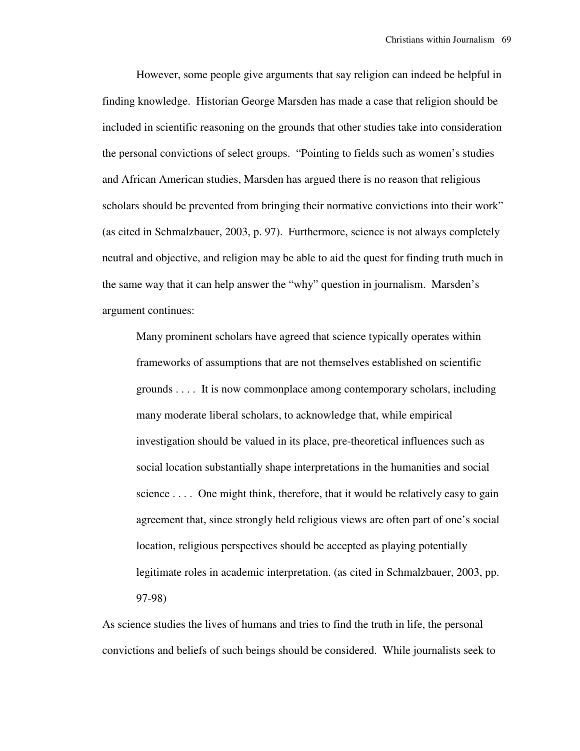However, some people give arguments that say religion can indeed be helpful in finding knowledge. Historian George Marsden has made a case that religion should be included in scientific reasoning on the grounds that other studies take into consideration the personal convictions of select groups. "Pointing to fields such as women's studies and African American studies, Marsden has argued there is no reason that religious scholars should be prevented from bringing their normative convictions into their work" (as cited in Schmalzbauer, 2003, p. 97). Furthermore, science is not always completely neutral and objective, and religion may be able to aid the quest for finding truth much in the same way that it can help answer the "why" question in journalism. Marsden's argument continues:

> Many prominent scholars have agreed that science typically operates within frameworks of assumptions that are not themselves established on scientific grounds . . . . It is now commonplace among contemporary scholars, including many moderate liberal scholars, to acknowledge that, while empirical investigation should be valued in its place, pre-theoretical influences such as social location substantially shape interpretations in the humanities and social science . . . . One might think, therefore, that it would be relatively easy to gain agreement that, since strongly held religious views are often part of one's social location, religious perspectives should be accepted as playing potentially legitimate roles in academic interpretation. (as cited in Schmalzbauer, 2003, pp. 97-98)

As science studies the lives of humans and tries to find the truth in life, the personal convictions and beliefs of such beings should be considered. While journalists seek to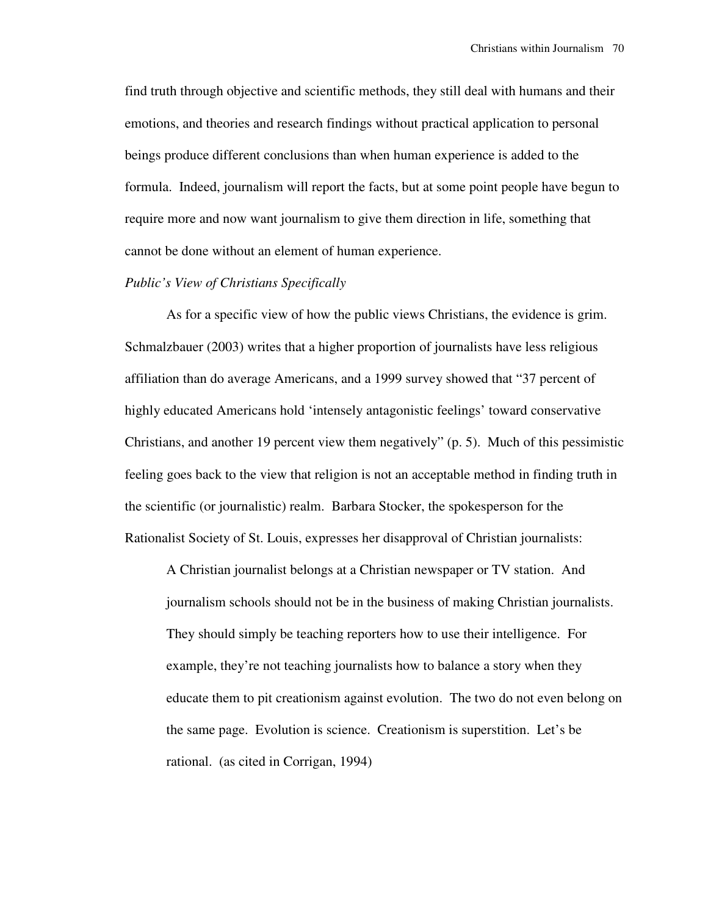find truth through objective and scientific methods, they still deal with humans and their emotions, and theories and research findings without practical application to personal beings produce different conclusions than when human experience is added to the formula. Indeed, journalism will report the facts, but at some point people have begun to require more and now want journalism to give them direction in life, something that cannot be done without an element of human experience.

*Public's View of Christians Specifically*

As for a specific view of how the public views Christians, the evidence is grim. Schmalzbauer (2003) writes that a higher proportion of journalists have less religious affiliation than do average Americans, and a 1999 survey showed that "37 percent of highly educated Americans hold 'intensely antagonistic feelings' toward conservative Christians, and another 19 percent view them negatively" (p. 5). Much of this pessimistic feeling goes back to the view that religion is not an acceptable method in finding truth in the scientific (or journalistic) realm. Barbara Stocker, the spokesperson for the Rationalist Society of St. Louis, expresses her disapproval of Christian journalists:

> A Christian journalist belongs at a Christian newspaper or TV station. And journalism schools should not be in the business of making Christian journalists. They should simply be teaching reporters how to use their intelligence. For example, they're not teaching journalists how to balance a story when they educate them to pit creationism against evolution. The two do not even belong on the same page. Evolution is science. Creationism is superstition. Let's be rational. (as cited in Corrigan, 1994)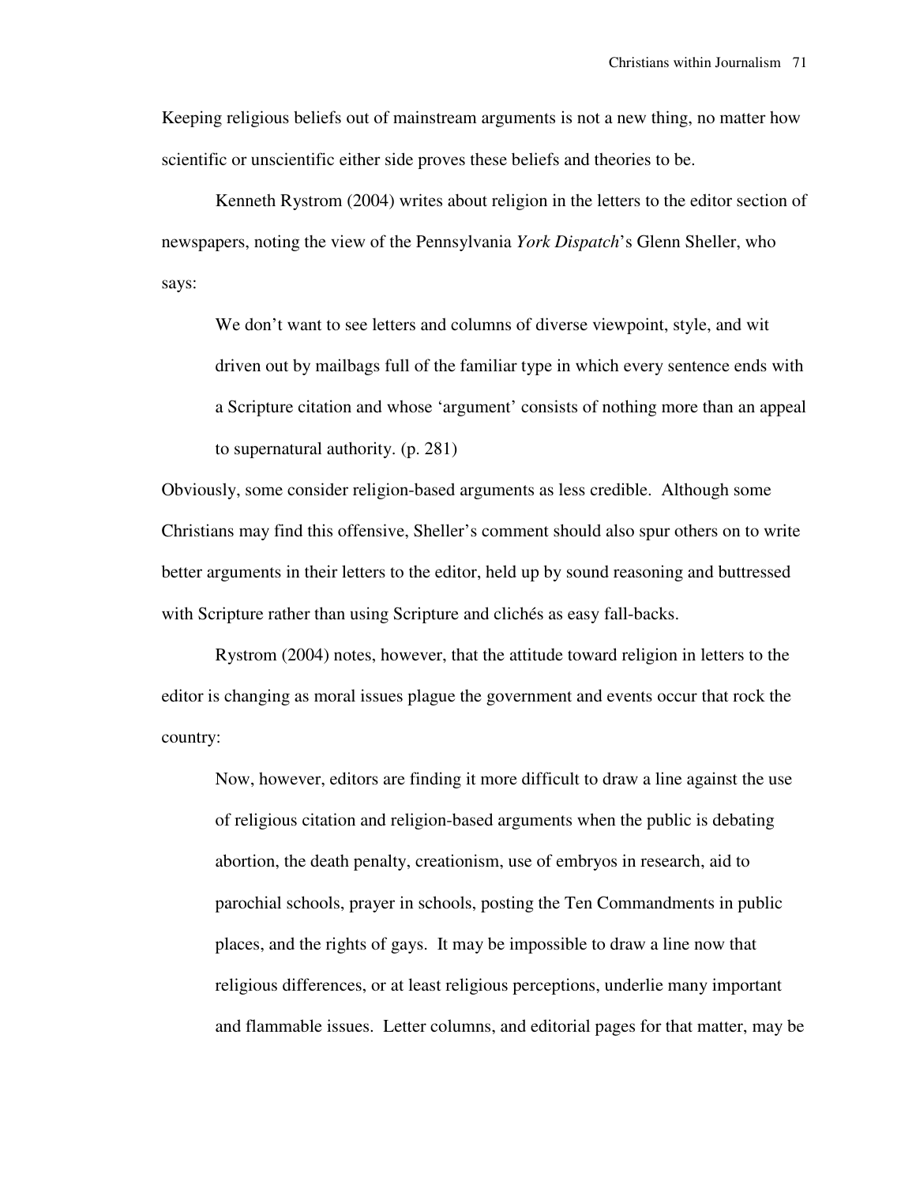Keeping religious beliefs out of mainstream arguments is not a new thing, no matter how scientific or unscientific either side proves these beliefs and theories to be.

Kenneth Rystrom (2004) writes about religion in the letters to the editor section of newspapers, noting the view of the Pennsylvania *York Dispatch*'s Glenn Sheller, who says:

> We don't want to see letters and columns of diverse viewpoint, style, and wit driven out by mailbags full of the familiar type in which every sentence ends with a Scripture citation and whose 'argument' consists of nothing more than an appeal to supernatural authority. (p. 281)

Obviously, some consider religion-based arguments as less credible. Although some Christians may find this offensive, Sheller's comment should also spur others on to write better arguments in their letters to the editor, held up by sound reasoning and buttressed with Scripture rather than using Scripture and clichés as easy fall-backs.

Rystrom (2004) notes, however, that the attitude toward religion in letters to the editor is changing as moral issues plague the government and events occur that rock the country:

> Now, however, editors are finding it more difficult to draw a line against the use of religious citation and religion-based arguments when the public is debating abortion, the death penalty, creationism, use of embryos in research, aid to parochial schools, prayer in schools, posting the Ten Commandments in public places, and the rights of gays. It may be impossible to draw a line now that religious differences, or at least religious perceptions, underlie many important and flammable issues. Letter columns, and editorial pages for that matter, may be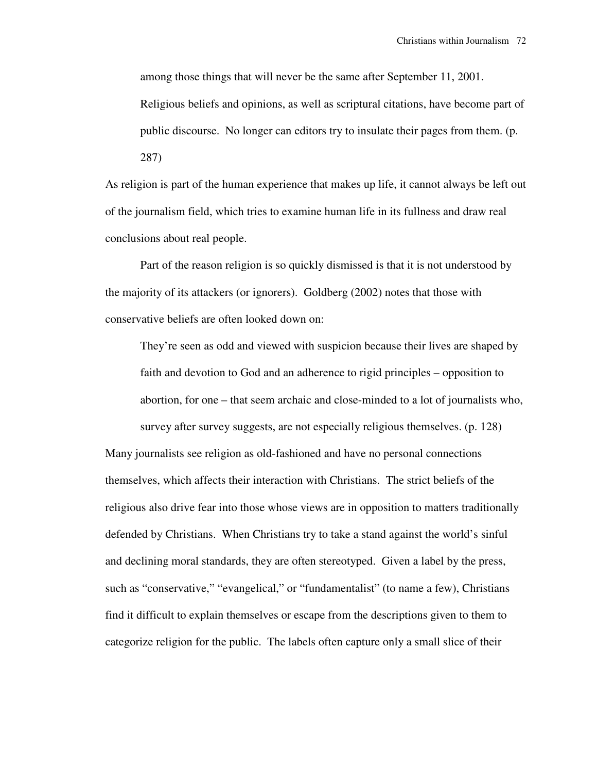> among those things that will never be the same after September 11, 2001. Religious beliefs and opinions, as well as scriptural citations, have become part of public discourse. No longer can editors try to insulate their pages from them. (p. 287)

As religion is part of the human experience that makes up life, it cannot always be left out of the journalism field, which tries to examine human life in its fullness and draw real conclusions about real people.

Part of the reason religion is so quickly dismissed is that it is not understood by the majority of its attackers (or ignorers). Goldberg (2002) notes that those with conservative beliefs are often looked down on:

> They're seen as odd and viewed with suspicion because their lives are shaped by faith and devotion to God and an adherence to rigid principles – opposition to abortion, for one – that seem archaic and close-minded to a lot of journalists who, survey after survey suggests, are not especially religious themselves. (p. 128)

Many journalists see religion as old-fashioned and have no personal connections themselves, which affects their interaction with Christians. The strict beliefs of the religious also drive fear into those whose views are in opposition to matters traditionally defended by Christians. When Christians try to take a stand against the world's sinful and declining moral standards, they are often stereotyped. Given a label by the press, such as "conservative," "evangelical," or "fundamentalist" (to name a few), Christians find it difficult to explain themselves or escape from the descriptions given to them to categorize religion for the public. The labels often capture only a small slice of their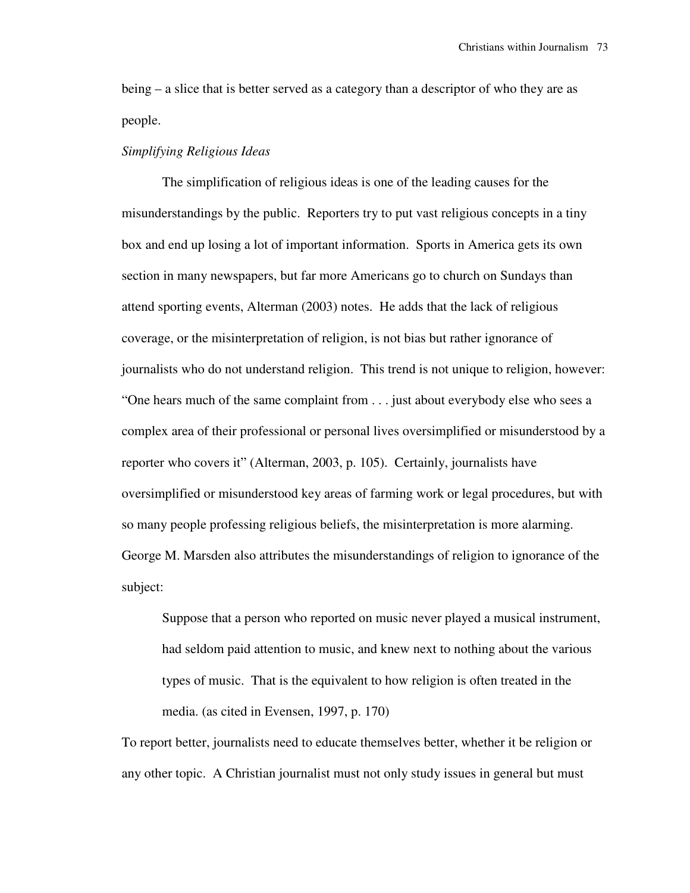being – a slice that is better served as a category than a descriptor of who they are as people.

*Simplifying Religious Ideas*

The simplification of religious ideas is one of the leading causes for the misunderstandings by the public. Reporters try to put vast religious concepts in a tiny box and end up losing a lot of important information. Sports in America gets its own section in many newspapers, but far more Americans go to church on Sundays than attend sporting events, Alterman (2003) notes. He adds that the lack of religious coverage, or the misinterpretation of religion, is not bias but rather ignorance of journalists who do not understand religion. This trend is not unique to religion, however: "One hears much of the same complaint from . . . just about everybody else who sees a complex area of their professional or personal lives oversimplified or misunderstood by a reporter who covers it" (Alterman, 2003, p. 105). Certainly, journalists have oversimplified or misunderstood key areas of farming work or legal procedures, but with so many people professing religious beliefs, the misinterpretation is more alarming. George M. Marsden also attributes the misunderstandings of religion to ignorance of the subject:

> Suppose that a person who reported on music never played a musical instrument, had seldom paid attention to music, and knew next to nothing about the various types of music. That is the equivalent to how religion is often treated in the media. (as cited in Evensen, 1997, p. 170)

To report better, journalists need to educate themselves better, whether it be religion or any other topic. A Christian journalist must not only study issues in general but must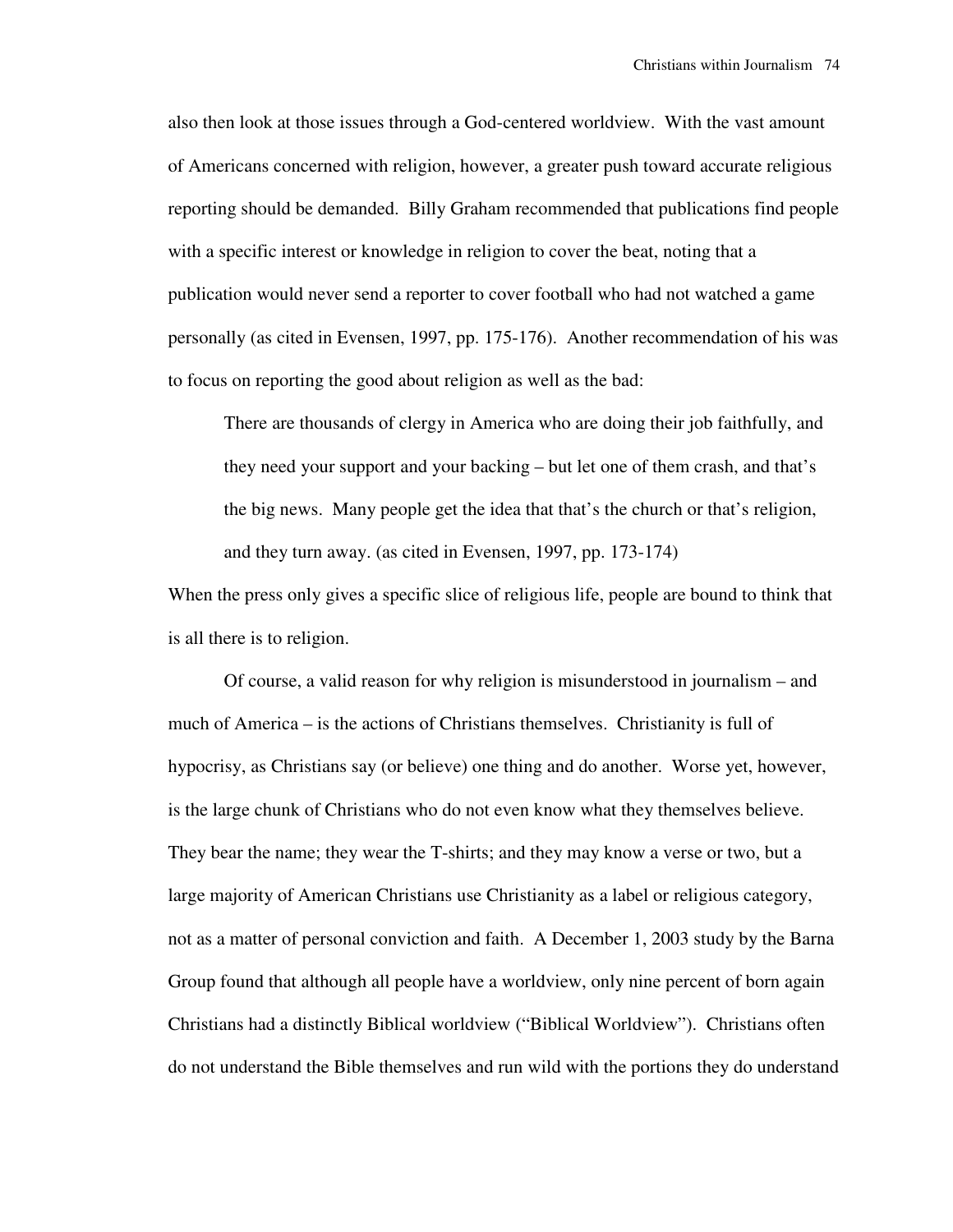also then look at those issues through a God-centered worldview. With the vast amount of Americans concerned with religion, however, a greater push toward accurate religious reporting should be demanded. Billy Graham recommended that publications find people with a specific interest or knowledge in religion to cover the beat, noting that a publication would never send a reporter to cover football who had not watched a game personally (as cited in Evensen, 1997, pp. 175-176). Another recommendation of his was to focus on reporting the good about religion as well as the bad:

> There are thousands of clergy in America who are doing their job faithfully, and they need your support and your backing – but let one of them crash, and that's the big news. Many people get the idea that that's the church or that's religion, and they turn away. (as cited in Evensen, 1997, pp. 173-174)

When the press only gives a specific slice of religious life, people are bound to think that is all there is to religion.

Of course, a valid reason for why religion is misunderstood in journalism – and much of America – is the actions of Christians themselves. Christianity is full of hypocrisy, as Christians say (or believe) one thing and do another. Worse yet, however, is the large chunk of Christians who do not even know what they themselves believe. They bear the name; they wear the T-shirts; and they may know a verse or two, but a large majority of American Christians use Christianity as a label or religious category, not as a matter of personal conviction and faith. A December 1, 2003 study by the Barna Group found that although all people have a worldview, only nine percent of born again Christians had a distinctly Biblical worldview ("Biblical Worldview"). Christians often do not understand the Bible themselves and run wild with the portions they do understand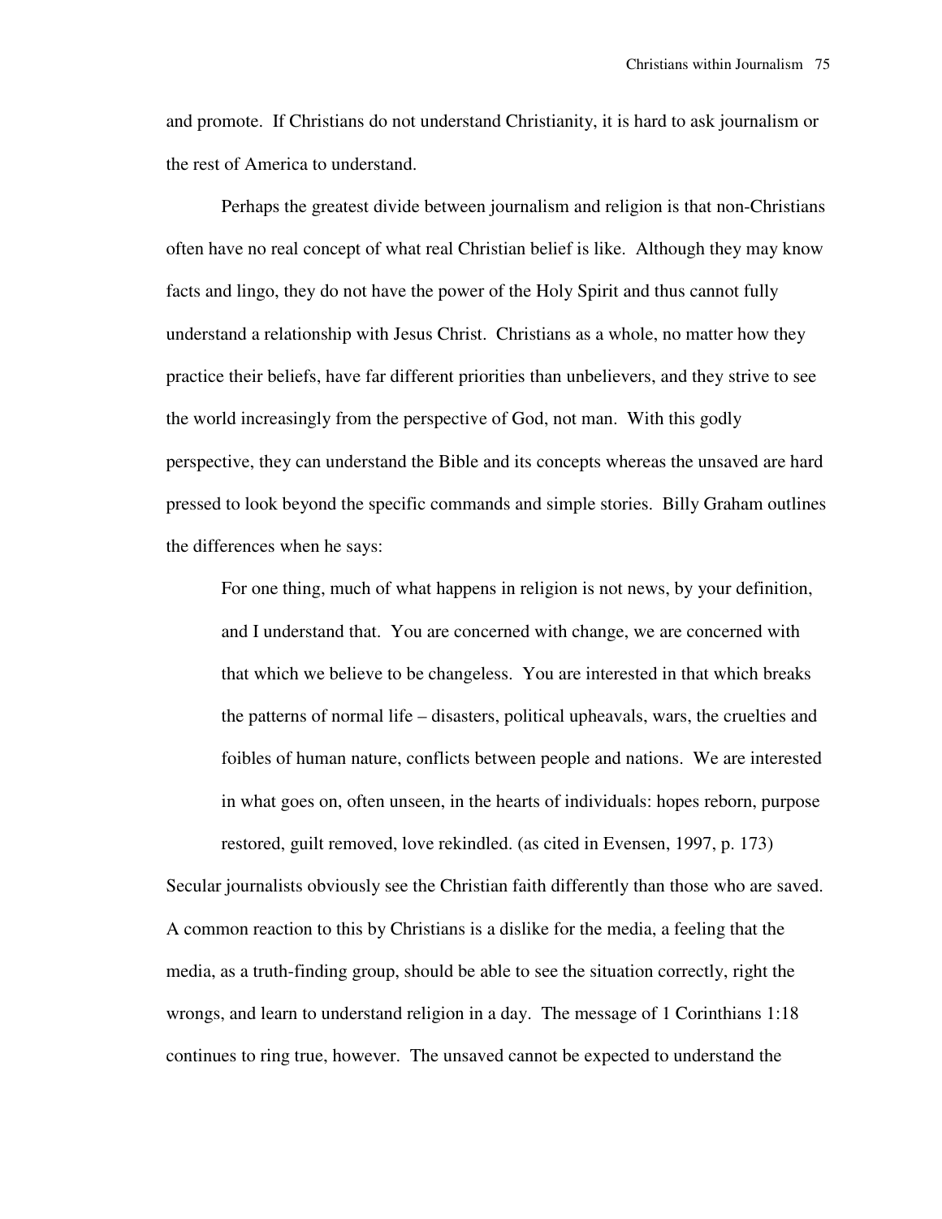and promote. If Christians do not understand Christianity, it is hard to ask journalism or the rest of America to understand.

Perhaps the greatest divide between journalism and religion is that non-Christians often have no real concept of what real Christian belief is like. Although they may know facts and lingo, they do not have the power of the Holy Spirit and thus cannot fully understand a relationship with Jesus Christ. Christians as a whole, no matter how they practice their beliefs, have far different priorities than unbelievers, and they strive to see the world increasingly from the perspective of God, not man. With this godly perspective, they can understand the Bible and its concepts whereas the unsaved are hard pressed to look beyond the specific commands and simple stories. Billy Graham outlines the differences when he says:

> For one thing, much of what happens in religion is not news, by your definition, and I understand that. You are concerned with change, we are concerned with that which we believe to be changeless. You are interested in that which breaks the patterns of normal life – disasters, political upheavals, wars, the cruelties and foibles of human nature, conflicts between people and nations. We are interested in what goes on, often unseen, in the hearts of individuals: hopes reborn, purpose restored, guilt removed, love rekindled. (as cited in Evensen, 1997, p. 173)

Secular journalists obviously see the Christian faith differently than those who are saved. A common reaction to this by Christians is a dislike for the media, a feeling that the media, as a truth-finding group, should be able to see the situation correctly, right the wrongs, and learn to understand religion in a day. The message of 1 Corinthians 1:18 continues to ring true, however. The unsaved cannot be expected to understand the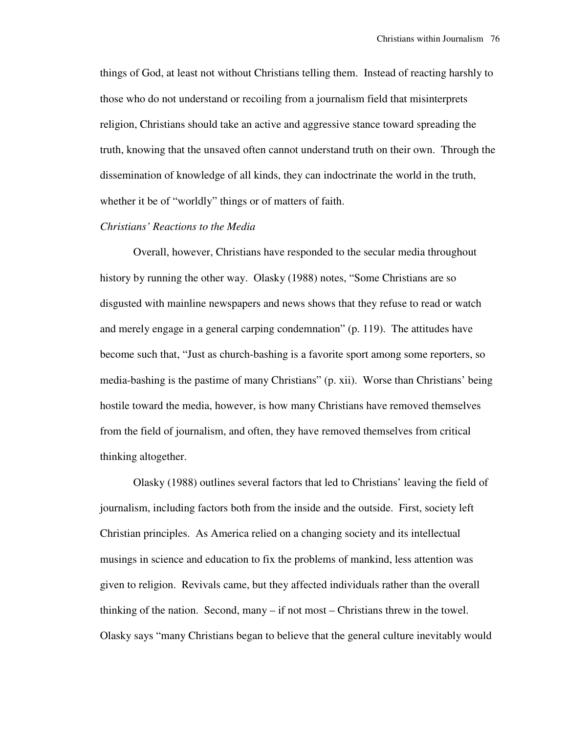things of God, at least not without Christians telling them. Instead of reacting harshly to those who do not understand or recoiling from a journalism field that misinterprets religion, Christians should take an active and aggressive stance toward spreading the truth, knowing that the unsaved often cannot understand truth on their own. Through the dissemination of knowledge of all kinds, they can indoctrinate the world in the truth, whether it be of "worldly" things or of matters of faith.

*Christians' Reactions to the Media*

Overall, however, Christians have responded to the secular media throughout history by running the other way. Olasky (1988) notes, "Some Christians are so disgusted with mainline newspapers and news shows that they refuse to read or watch and merely engage in a general carping condemnation" (p. 119). The attitudes have become such that, "Just as church-bashing is a favorite sport among some reporters, so media-bashing is the pastime of many Christians" (p. xii). Worse than Christians' being hostile toward the media, however, is how many Christians have removed themselves from the field of journalism, and often, they have removed themselves from critical thinking altogether.

Olasky (1988) outlines several factors that led to Christians' leaving the field of journalism, including factors both from the inside and the outside. First, society left Christian principles. As America relied on a changing society and its intellectual musings in science and education to fix the problems of mankind, less attention was given to religion. Revivals came, but they affected individuals rather than the overall thinking of the nation. Second, many – if not most – Christians threw in the towel. Olasky says "many Christians began to believe that the general culture inevitably would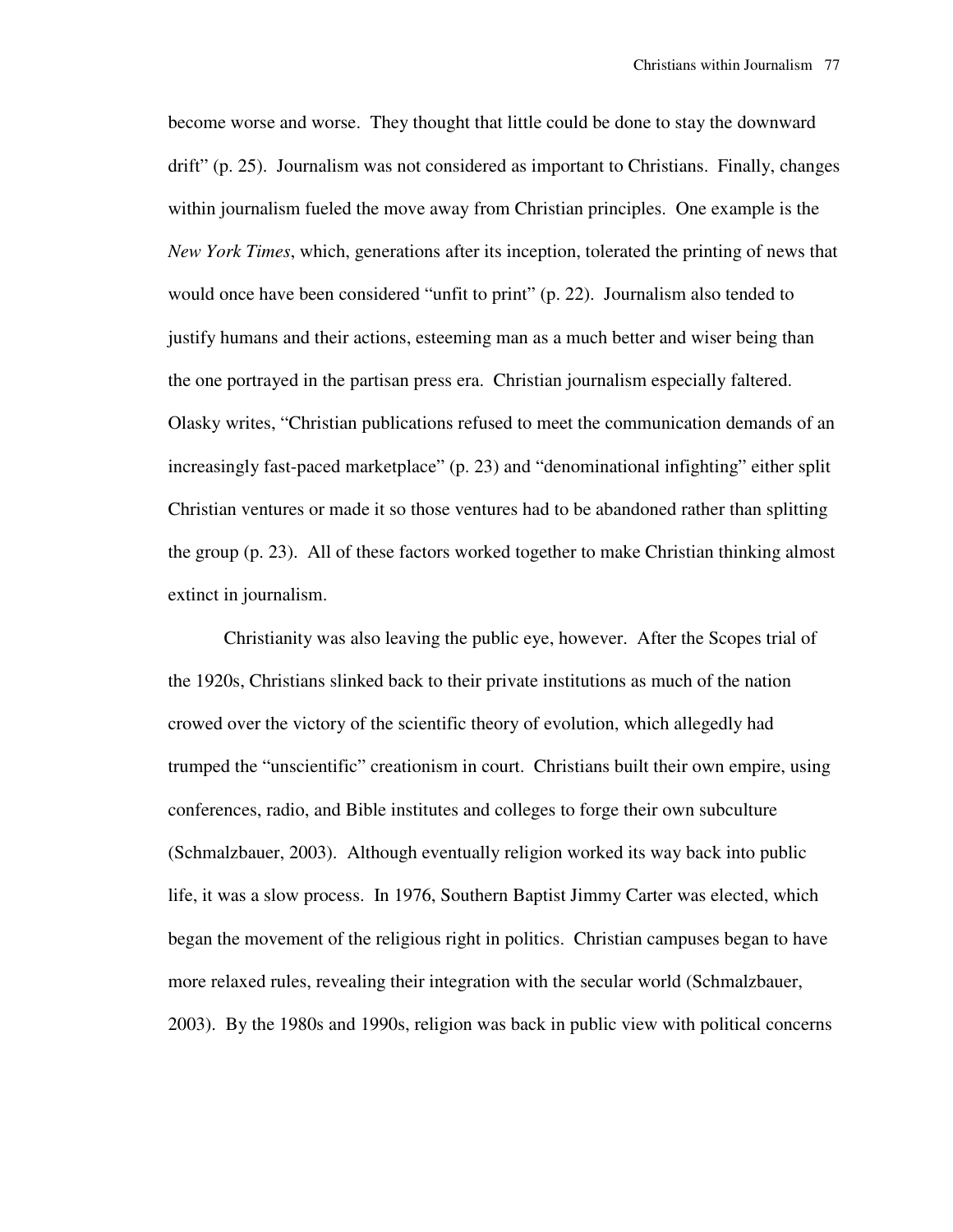become worse and worse. They thought that little could be done to stay the downward drift" (p. 25). Journalism was not considered as important to Christians. Finally, changes within journalism fueled the move away from Christian principles. One example is the *New York Times*, which, generations after its inception, tolerated the printing of news that would once have been considered "unfit to print" (p. 22). Journalism also tended to justify humans and their actions, esteeming man as a much better and wiser being than the one portrayed in the partisan press era. Christian journalism especially faltered. Olasky writes, "Christian publications refused to meet the communication demands of an increasingly fast-paced marketplace" (p. 23) and "denominational infighting" either split Christian ventures or made it so those ventures had to be abandoned rather than splitting the group (p. 23). All of these factors worked together to make Christian thinking almost extinct in journalism.

Christianity was also leaving the public eye, however. After the Scopes trial of the 1920s, Christians slinked back to their private institutions as much of the nation crowed over the victory of the scientific theory of evolution, which allegedly had trumped the "unscientific" creationism in court. Christians built their own empire, using conferences, radio, and Bible institutes and colleges to forge their own subculture (Schmalzbauer, 2003). Although eventually religion worked its way back into public life, it was a slow process. In 1976, Southern Baptist Jimmy Carter was elected, which began the movement of the religious right in politics. Christian campuses began to have more relaxed rules, revealing their integration with the secular world (Schmalzbauer, 2003). By the 1980s and 1990s, religion was back in public view with political concerns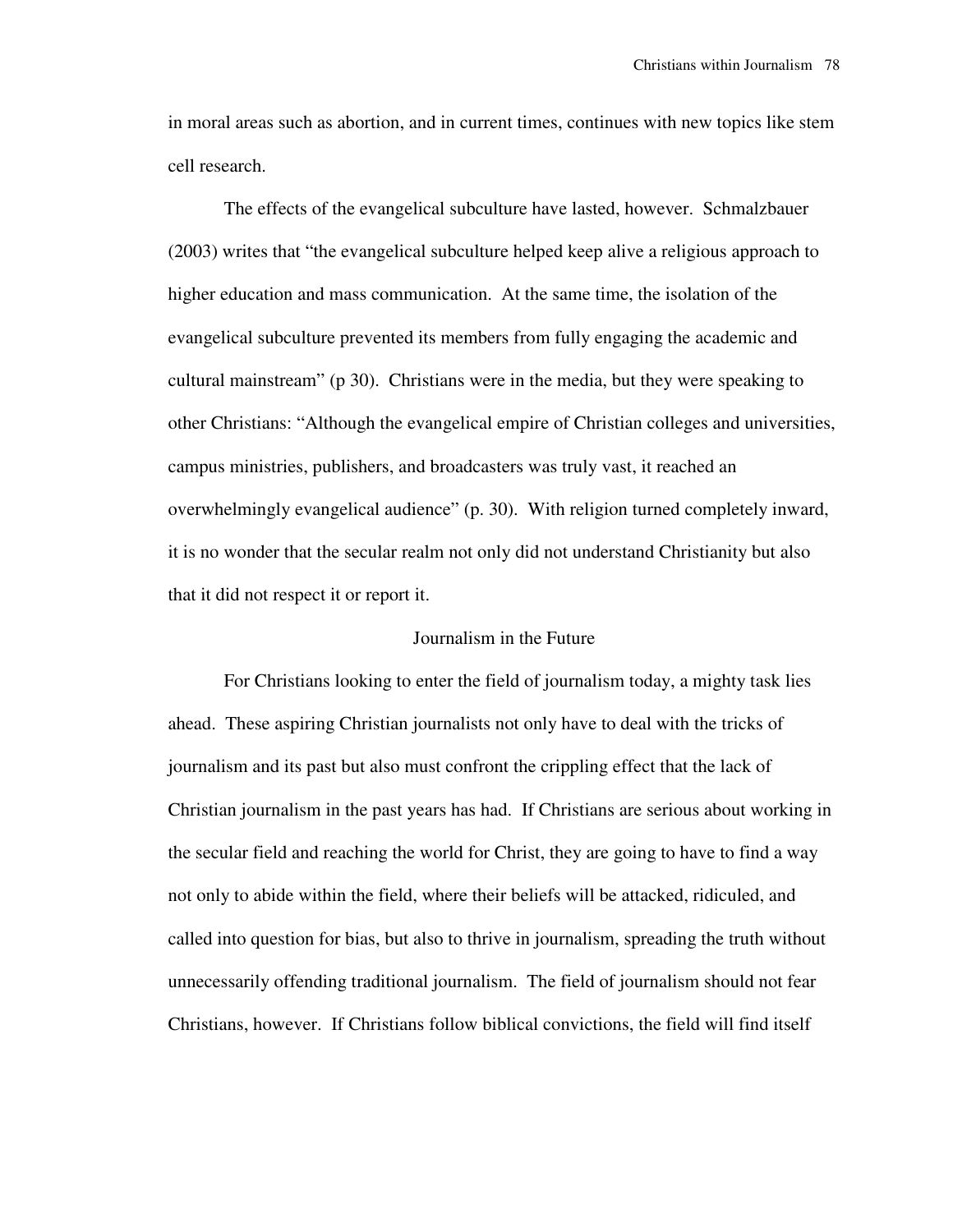in moral areas such as abortion, and in current times, continues with new topics like stem cell research.

The effects of the evangelical subculture have lasted, however. Schmalzbauer (2003) writes that "the evangelical subculture helped keep alive a religious approach to higher education and mass communication. At the same time, the isolation of the evangelical subculture prevented its members from fully engaging the academic and cultural mainstream" (p 30). Christians were in the media, but they were speaking to other Christians: "Although the evangelical empire of Christian colleges and universities, campus ministries, publishers, and broadcasters was truly vast, it reached an overwhelmingly evangelical audience" (p. 30). With religion turned completely inward, it is no wonder that the secular realm not only did not understand Christianity but also that it did not respect it or report it.

## Journalism in the Future

For Christians looking to enter the field of journalism today, a mighty task lies ahead. These aspiring Christian journalists not only have to deal with the tricks of journalism and its past but also must confront the crippling effect that the lack of Christian journalism in the past years has had. If Christians are serious about working in the secular field and reaching the world for Christ, they are going to have to find a way not only to abide within the field, where their beliefs will be attacked, ridiculed, and called into question for bias, but also to thrive in journalism, spreading the truth without unnecessarily offending traditional journalism. The field of journalism should not fear Christians, however. If Christians follow biblical convictions, the field will find itself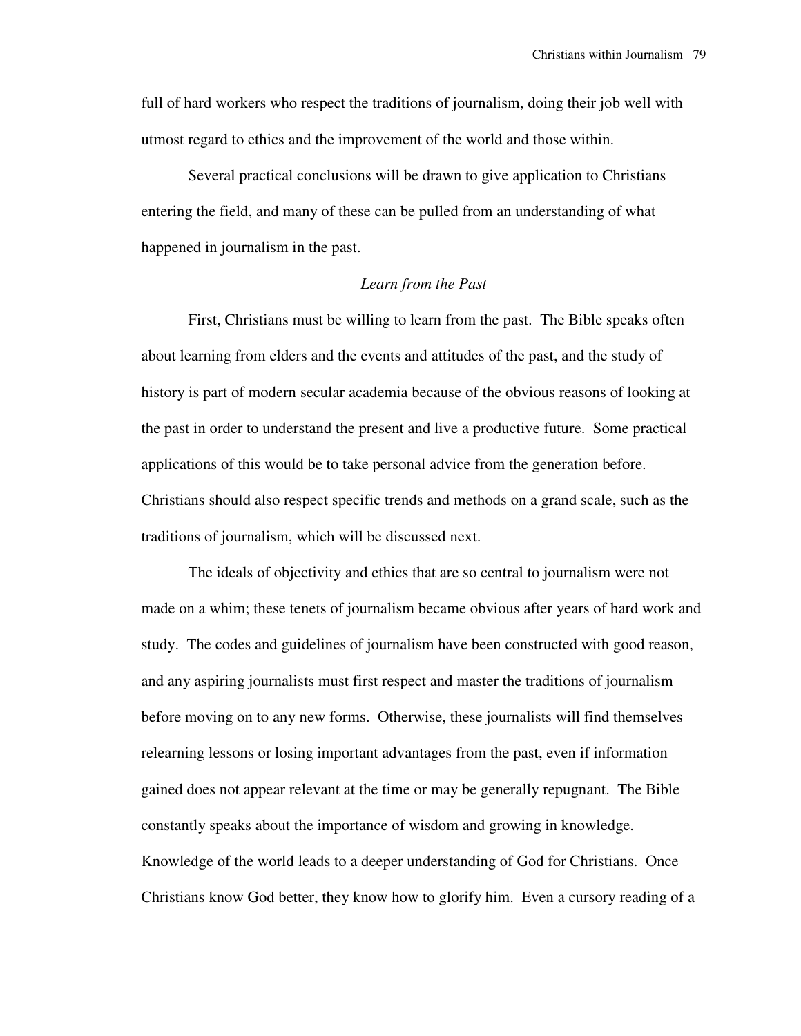full of hard workers who respect the traditions of journalism, doing their job well with utmost regard to ethics and the improvement of the world and those within.

Several practical conclusions will be drawn to give application to Christians entering the field, and many of these can be pulled from an understanding of what happened in journalism in the past.

### *Learn from the Past*

First, Christians must be willing to learn from the past. The Bible speaks often about learning from elders and the events and attitudes of the past, and the study of history is part of modern secular academia because of the obvious reasons of looking at the past in order to understand the present and live a productive future. Some practical applications of this would be to take personal advice from the generation before. Christians should also respect specific trends and methods on a grand scale, such as the traditions of journalism, which will be discussed next.

The ideals of objectivity and ethics that are so central to journalism were not made on a whim; these tenets of journalism became obvious after years of hard work and study. The codes and guidelines of journalism have been constructed with good reason, and any aspiring journalists must first respect and master the traditions of journalism before moving on to any new forms. Otherwise, these journalists will find themselves relearning lessons or losing important advantages from the past, even if information gained does not appear relevant at the time or may be generally repugnant. The Bible constantly speaks about the importance of wisdom and growing in knowledge. Knowledge of the world leads to a deeper understanding of God for Christians. Once Christians know God better, they know how to glorify him. Even a cursory reading of a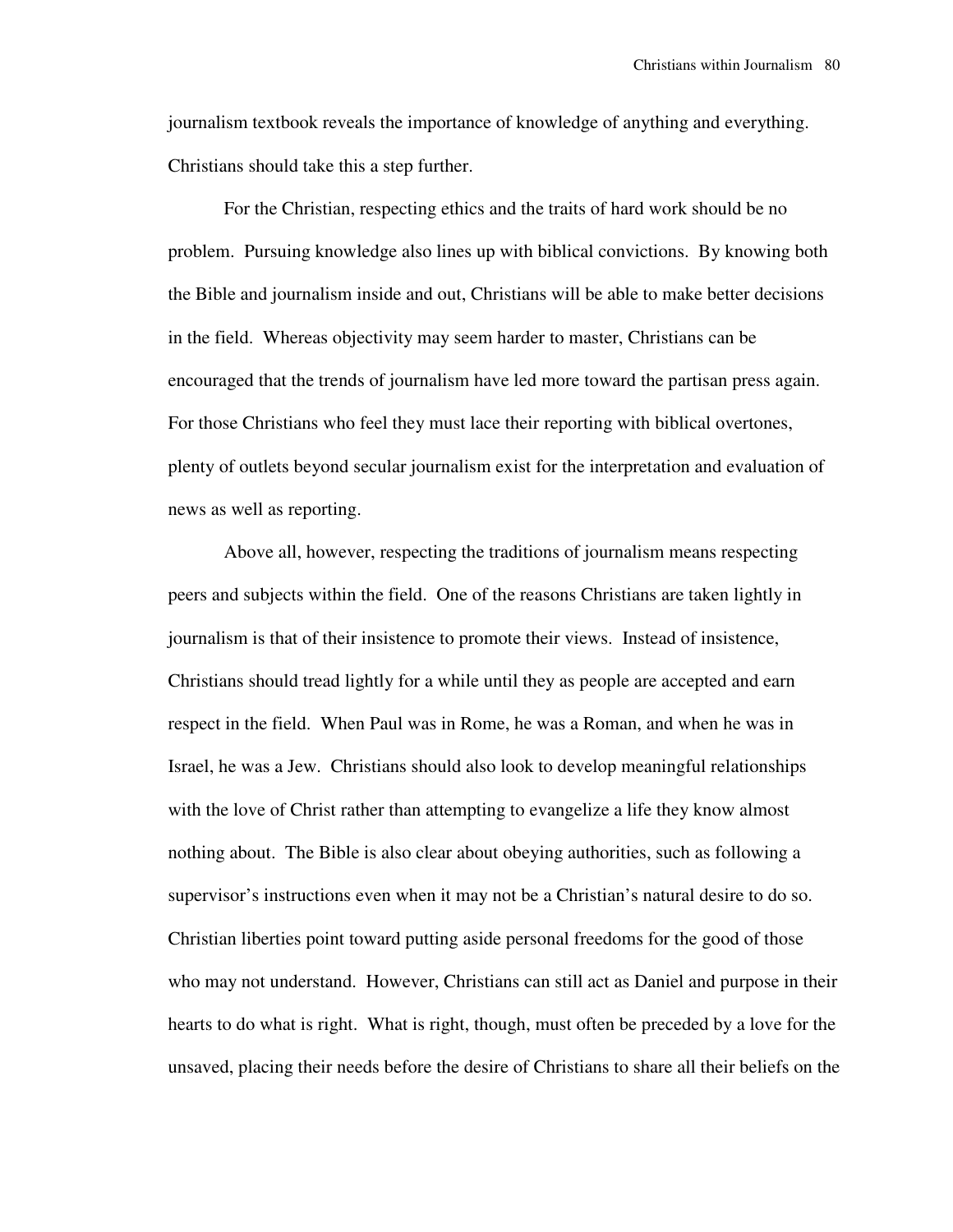journalism textbook reveals the importance of knowledge of anything and everything. Christians should take this a step further.

For the Christian, respecting ethics and the traits of hard work should be no problem. Pursuing knowledge also lines up with biblical convictions. By knowing both the Bible and journalism inside and out, Christians will be able to make better decisions in the field. Whereas objectivity may seem harder to master, Christians can be encouraged that the trends of journalism have led more toward the partisan press again. For those Christians who feel they must lace their reporting with biblical overtones, plenty of outlets beyond secular journalism exist for the interpretation and evaluation of news as well as reporting.

Above all, however, respecting the traditions of journalism means respecting peers and subjects within the field. One of the reasons Christians are taken lightly in journalism is that of their insistence to promote their views. Instead of insistence, Christians should tread lightly for a while until they as people are accepted and earn respect in the field. When Paul was in Rome, he was a Roman, and when he was in Israel, he was a Jew. Christians should also look to develop meaningful relationships with the love of Christ rather than attempting to evangelize a life they know almost nothing about. The Bible is also clear about obeying authorities, such as following a supervisor's instructions even when it may not be a Christian's natural desire to do so. Christian liberties point toward putting aside personal freedoms for the good of those who may not understand. However, Christians can still act as Daniel and purpose in their hearts to do what is right. What is right, though, must often be preceded by a love for the unsaved, placing their needs before the desire of Christians to share all their beliefs on the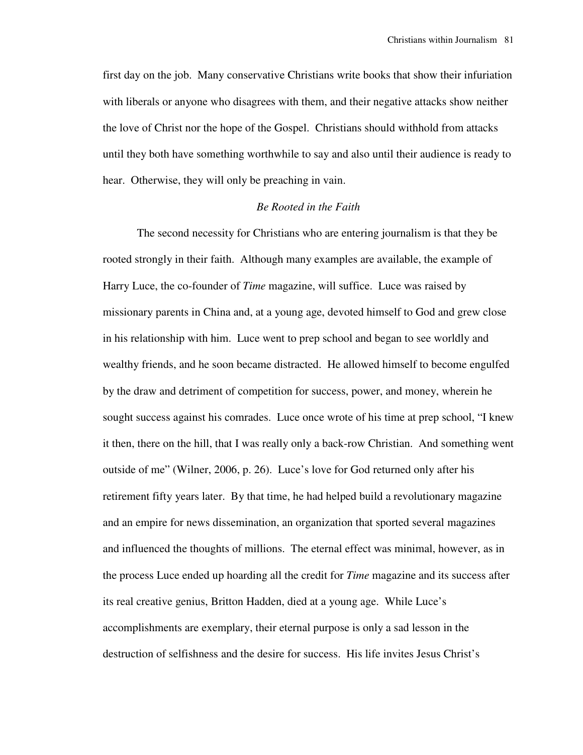first day on the job. Many conservative Christians write books that show their infuriation with liberals or anyone who disagrees with them, and their negative attacks show neither the love of Christ nor the hope of the Gospel. Christians should withhold from attacks until they both have something worthwhile to say and also until their audience is ready to hear. Otherwise, they will only be preaching in vain.

### *Be Rooted in the Faith*

The second necessity for Christians who are entering journalism is that they be rooted strongly in their faith. Although many examples are available, the example of Harry Luce, the co-founder of *Time* magazine, will suffice. Luce was raised by missionary parents in China and, at a young age, devoted himself to God and grew close in his relationship with him. Luce went to prep school and began to see worldly and wealthy friends, and he soon became distracted. He allowed himself to become engulfed by the draw and detriment of competition for success, power, and money, wherein he sought success against his comrades. Luce once wrote of his time at prep school, "I knew it then, there on the hill, that I was really only a back-row Christian. And something went outside of me" (Wilner, 2006, p. 26). Luce's love for God returned only after his retirement fifty years later. By that time, he had helped build a revolutionary magazine and an empire for news dissemination, an organization that sported several magazines and influenced the thoughts of millions. The eternal effect was minimal, however, as in the process Luce ended up hoarding all the credit for *Time* magazine and its success after its real creative genius, Britton Hadden, died at a young age. While Luce's accomplishments are exemplary, their eternal purpose is only a sad lesson in the destruction of selfishness and the desire for success. His life invites Jesus Christ's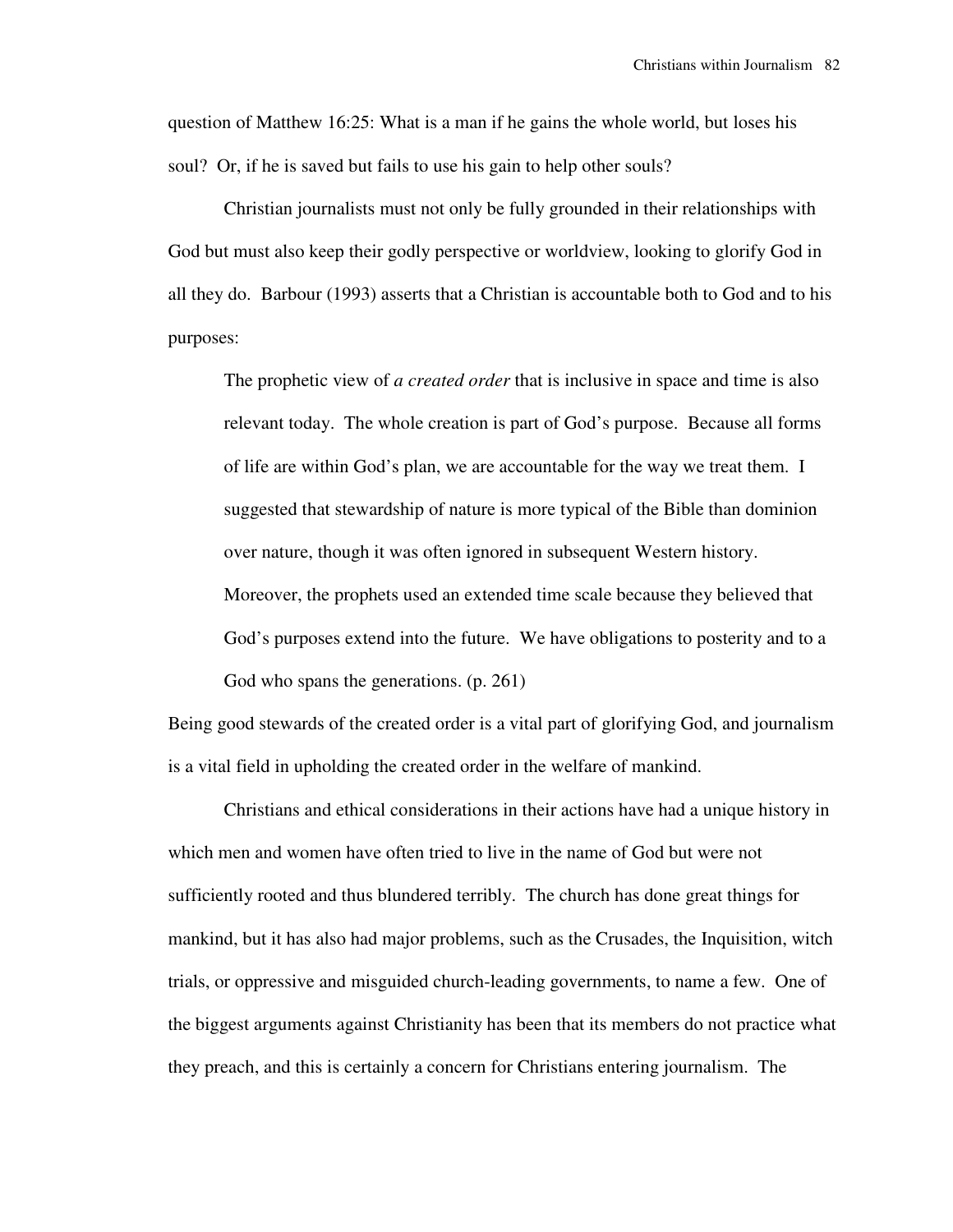question of Matthew 16:25: What is a man if he gains the whole world, but loses his soul? Or, if he is saved but fails to use his gain to help other souls?

Christian journalists must not only be fully grounded in their relationships with God but must also keep their godly perspective or worldview, looking to glorify God in all they do. Barbour (1993) asserts that a Christian is accountable both to God and to his purposes:

> The prophetic view of *a created order* that is inclusive in space and time is also relevant today. The whole creation is part of God's purpose. Because all forms of life are within God's plan, we are accountable for the way we treat them. I suggested that stewardship of nature is more typical of the Bible than dominion over nature, though it was often ignored in subsequent Western history. Moreover, the prophets used an extended time scale because they believed that God's purposes extend into the future. We have obligations to posterity and to a God who spans the generations. (p. 261)

Being good stewards of the created order is a vital part of glorifying God, and journalism is a vital field in upholding the created order in the welfare of mankind.

Christians and ethical considerations in their actions have had a unique history in which men and women have often tried to live in the name of God but were not sufficiently rooted and thus blundered terribly. The church has done great things for mankind, but it has also had major problems, such as the Crusades, the Inquisition, witch trials, or oppressive and misguided church-leading governments, to name a few. One of the biggest arguments against Christianity has been that its members do not practice what they preach, and this is certainly a concern for Christians entering journalism. The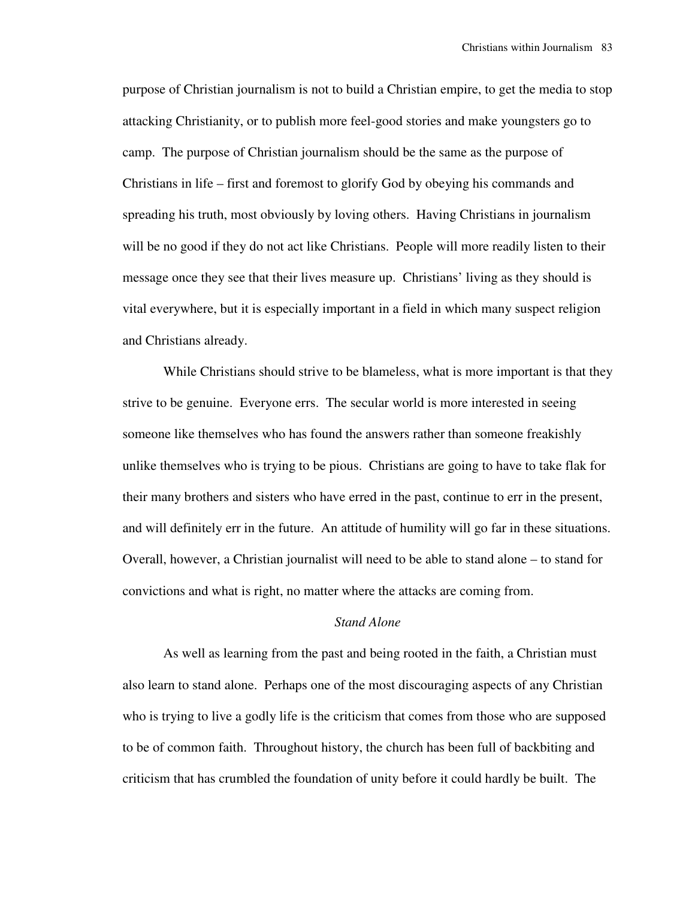purpose of Christian journalism is not to build a Christian empire, to get the media to stop attacking Christianity, or to publish more feel-good stories and make youngsters go to camp. The purpose of Christian journalism should be the same as the purpose of Christians in life – first and foremost to glorify God by obeying his commands and spreading his truth, most obviously by loving others. Having Christians in journalism will be no good if they do not act like Christians. People will more readily listen to their message once they see that their lives measure up. Christians' living as they should is vital everywhere, but it is especially important in a field in which many suspect religion and Christians already.

While Christians should strive to be blameless, what is more important is that they strive to be genuine. Everyone errs. The secular world is more interested in seeing someone like themselves who has found the answers rather than someone freakishly unlike themselves who is trying to be pious. Christians are going to have to take flak for their many brothers and sisters who have erred in the past, continue to err in the present, and will definitely err in the future. An attitude of humility will go far in these situations. Overall, however, a Christian journalist will need to be able to stand alone – to stand for convictions and what is right, no matter where the attacks are coming from.

### *Stand Alone*

As well as learning from the past and being rooted in the faith, a Christian must also learn to stand alone. Perhaps one of the most discouraging aspects of any Christian who is trying to live a godly life is the criticism that comes from those who are supposed to be of common faith. Throughout history, the church has been full of backbiting and criticism that has crumbled the foundation of unity before it could hardly be built. The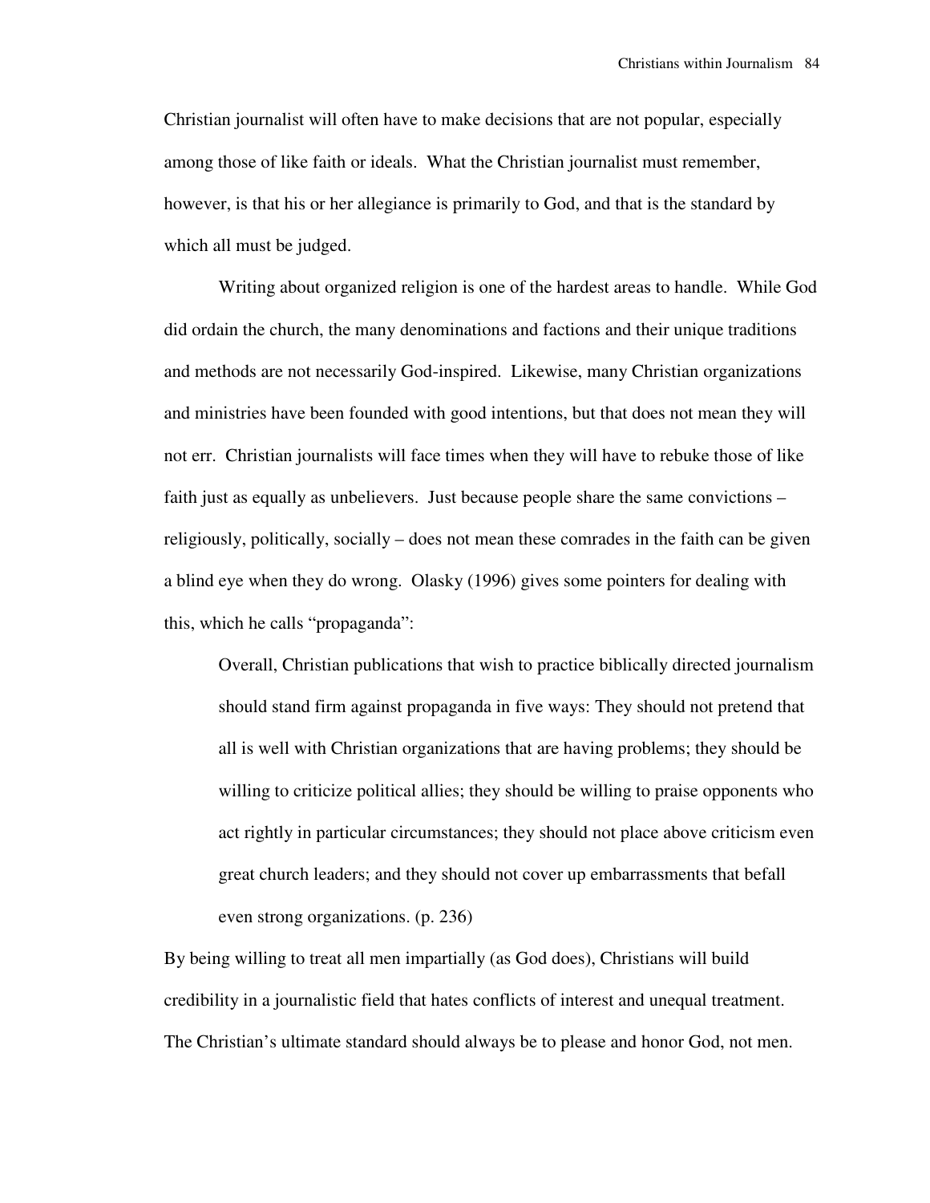Christian journalist will often have to make decisions that are not popular, especially among those of like faith or ideals. What the Christian journalist must remember, however, is that his or her allegiance is primarily to God, and that is the standard by which all must be judged.

Writing about organized religion is one of the hardest areas to handle. While God did ordain the church, the many denominations and factions and their unique traditions and methods are not necessarily God-inspired. Likewise, many Christian organizations and ministries have been founded with good intentions, but that does not mean they will not err. Christian journalists will face times when they will have to rebuke those of like faith just as equally as unbelievers. Just because people share the same convictions – religiously, politically, socially – does not mean these comrades in the faith can be given a blind eye when they do wrong. Olasky (1996) gives some pointers for dealing with this, which he calls "propaganda":

> Overall, Christian publications that wish to practice biblically directed journalism should stand firm against propaganda in five ways: They should not pretend that all is well with Christian organizations that are having problems; they should be willing to criticize political allies; they should be willing to praise opponents who act rightly in particular circumstances; they should not place above criticism even great church leaders; and they should not cover up embarrassments that befall even strong organizations. (p. 236)

By being willing to treat all men impartially (as God does), Christians will build credibility in a journalistic field that hates conflicts of interest and unequal treatment. The Christian's ultimate standard should always be to please and honor God, not men.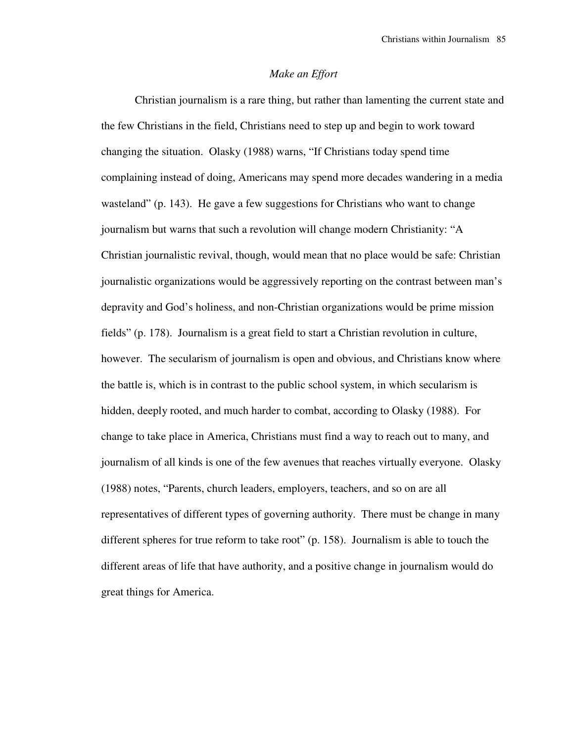*Make an Effort*

Christian journalism is a rare thing, but rather than lamenting the current state and the few Christians in the field, Christians need to step up and begin to work toward changing the situation. Olasky (1988) warns, "If Christians today spend time complaining instead of doing, Americans may spend more decades wandering in a media wasteland" (p. 143). He gave a few suggestions for Christians who want to change journalism but warns that such a revolution will change modern Christianity: "A Christian journalistic revival, though, would mean that no place would be safe: Christian journalistic organizations would be aggressively reporting on the contrast between man's depravity and God's holiness, and non-Christian organizations would be prime mission fields" (p. 178). Journalism is a great field to start a Christian revolution in culture, however. The secularism of journalism is open and obvious, and Christians know where the battle is, which is in contrast to the public school system, in which secularism is hidden, deeply rooted, and much harder to combat, according to Olasky (1988). For change to take place in America, Christians must find a way to reach out to many, and journalism of all kinds is one of the few avenues that reaches virtually everyone. Olasky (1988) notes, "Parents, church leaders, employers, teachers, and so on are all representatives of different types of governing authority. There must be change in many different spheres for true reform to take root" (p. 158). Journalism is able to touch the different areas of life that have authority, and a positive change in journalism would do great things for America.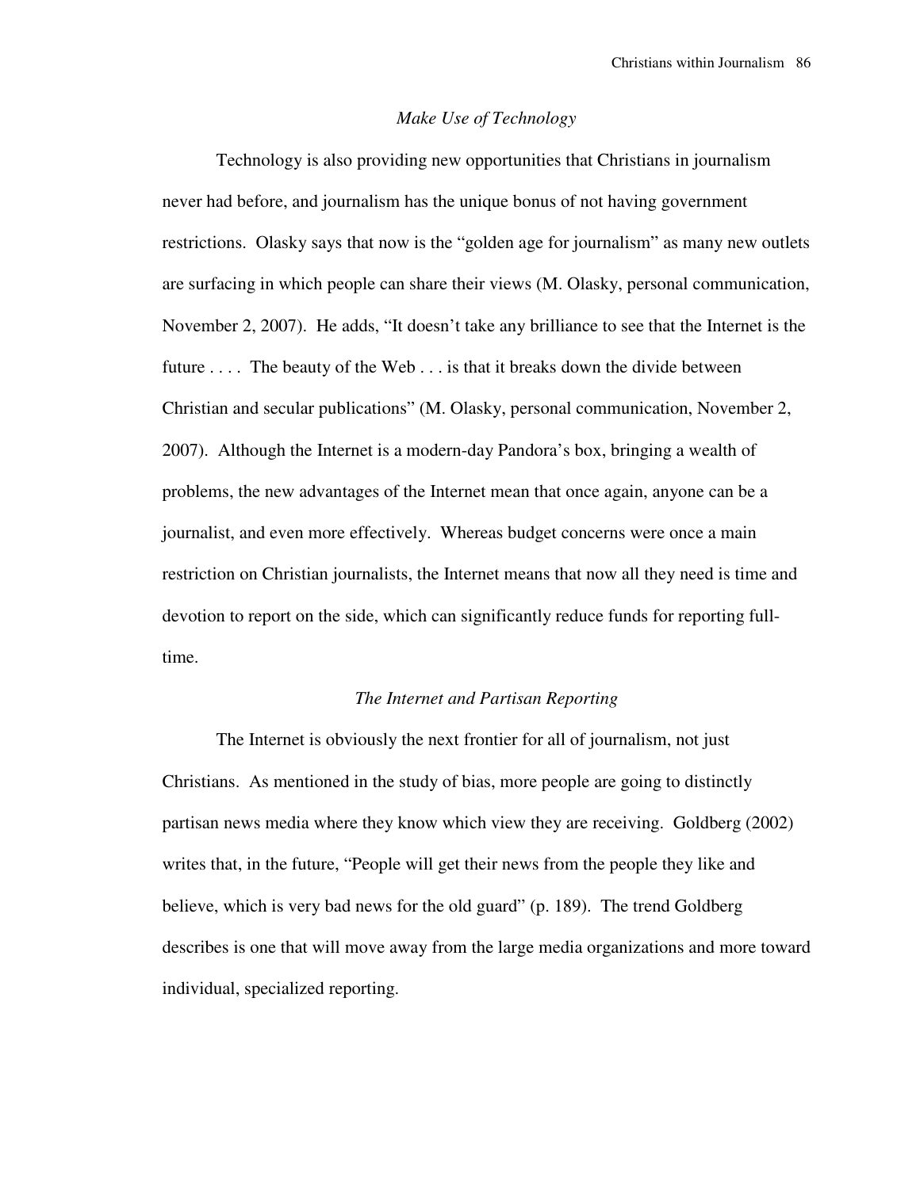### *Make Use of Technology*

Technology is also providing new opportunities that Christians in journalism never had before, and journalism has the unique bonus of not having government restrictions. Olasky says that now is the "golden age for journalism" as many new outlets are surfacing in which people can share their views (M. Olasky, personal communication, November 2, 2007). He adds, "It doesn't take any brilliance to see that the Internet is the future . . . . The beauty of the Web . . . is that it breaks down the divide between Christian and secular publications" (M. Olasky, personal communication, November 2, 2007). Although the Internet is a modern-day Pandora's box, bringing a wealth of problems, the new advantages of the Internet mean that once again, anyone can be a journalist, and even more effectively. Whereas budget concerns were once a main restriction on Christian journalists, the Internet means that now all they need is time and devotion to report on the side, which can significantly reduce funds for reporting full-time.

### *The Internet and Partisan Reporting*

The Internet is obviously the next frontier for all of journalism, not just Christians. As mentioned in the study of bias, more people are going to distinctly partisan news media where they know which view they are receiving. Goldberg (2002) writes that, in the future, "People will get their news from the people they like and believe, which is very bad news for the old guard" (p. 189). The trend Goldberg describes is one that will move away from the large media organizations and more toward individual, specialized reporting.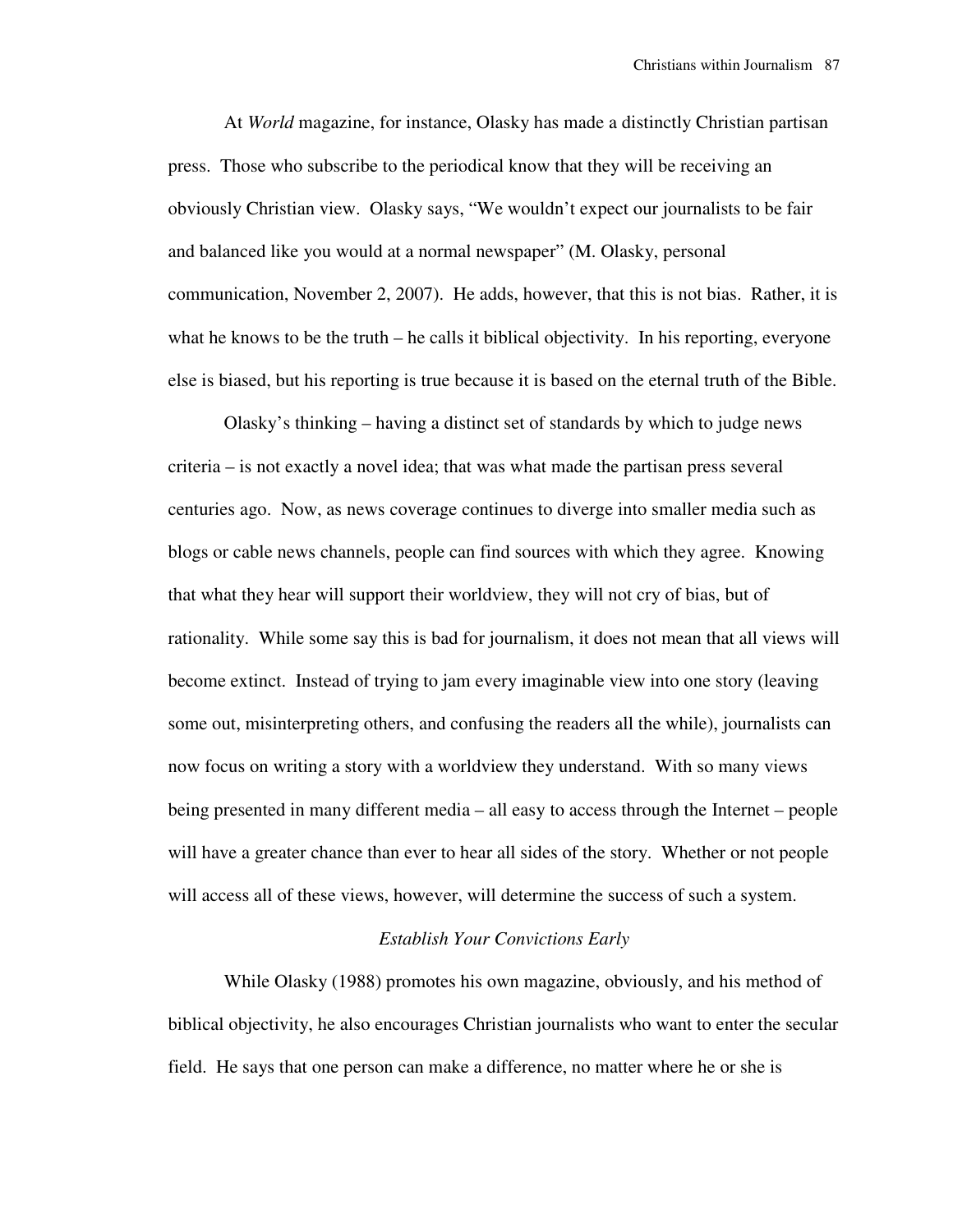At *World* magazine, for instance, Olasky has made a distinctly Christian partisan press. Those who subscribe to the periodical know that they will be receiving an obviously Christian view. Olasky says, "We wouldn't expect our journalists to be fair and balanced like you would at a normal newspaper" (M. Olasky, personal communication, November 2, 2007). He adds, however, that this is not bias. Rather, it is what he knows to be the truth – he calls it biblical objectivity. In his reporting, everyone else is biased, but his reporting is true because it is based on the eternal truth of the Bible.

Olasky's thinking – having a distinct set of standards by which to judge news criteria – is not exactly a novel idea; that was what made the partisan press several centuries ago. Now, as news coverage continues to diverge into smaller media such as blogs or cable news channels, people can find sources with which they agree. Knowing that what they hear will support their worldview, they will not cry of bias, but of rationality. While some say this is bad for journalism, it does not mean that all views will become extinct. Instead of trying to jam every imaginable view into one story (leaving some out, misinterpreting others, and confusing the readers all the while), journalists can now focus on writing a story with a worldview they understand. With so many views being presented in many different media – all easy to access through the Internet – people will have a greater chance than ever to hear all sides of the story. Whether or not people will access all of these views, however, will determine the success of such a system.

### *Establish Your Convictions Early*

While Olasky (1988) promotes his own magazine, obviously, and his method of biblical objectivity, he also encourages Christian journalists who want to enter the secular field. He says that one person can make a difference, no matter where he or she is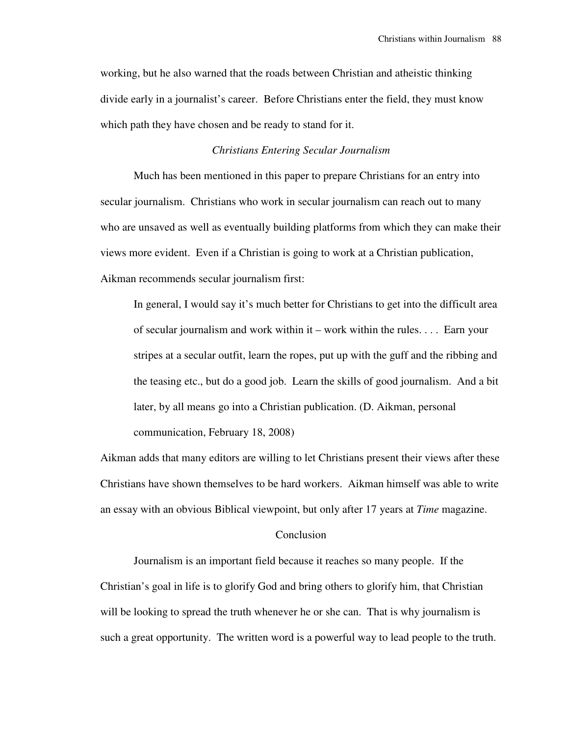working, but he also warned that the roads between Christian and atheistic thinking divide early in a journalist's career. Before Christians enter the field, they must know which path they have chosen and be ready to stand for it.

### *Christians Entering Secular Journalism*

Much has been mentioned in this paper to prepare Christians for an entry into secular journalism. Christians who work in secular journalism can reach out to many who are unsaved as well as eventually building platforms from which they can make their views more evident. Even if a Christian is going to work at a Christian publication, Aikman recommends secular journalism first:

> In general, I would say it's much better for Christians to get into the difficult area of secular journalism and work within it – work within the rules. . . . Earn your stripes at a secular outfit, learn the ropes, put up with the guff and the ribbing and the teasing etc., but do a good job. Learn the skills of good journalism. And a bit later, by all means go into a Christian publication. (D. Aikman, personal communication, February 18, 2008)

Aikman adds that many editors are willing to let Christians present their views after these Christians have shown themselves to be hard workers. Aikman himself was able to write an essay with an obvious Biblical viewpoint, but only after 17 years at *Time* magazine.

## Conclusion

Journalism is an important field because it reaches so many people. If the Christian's goal in life is to glorify God and bring others to glorify him, that Christian will be looking to spread the truth whenever he or she can. That is why journalism is such a great opportunity. The written word is a powerful way to lead people to the truth.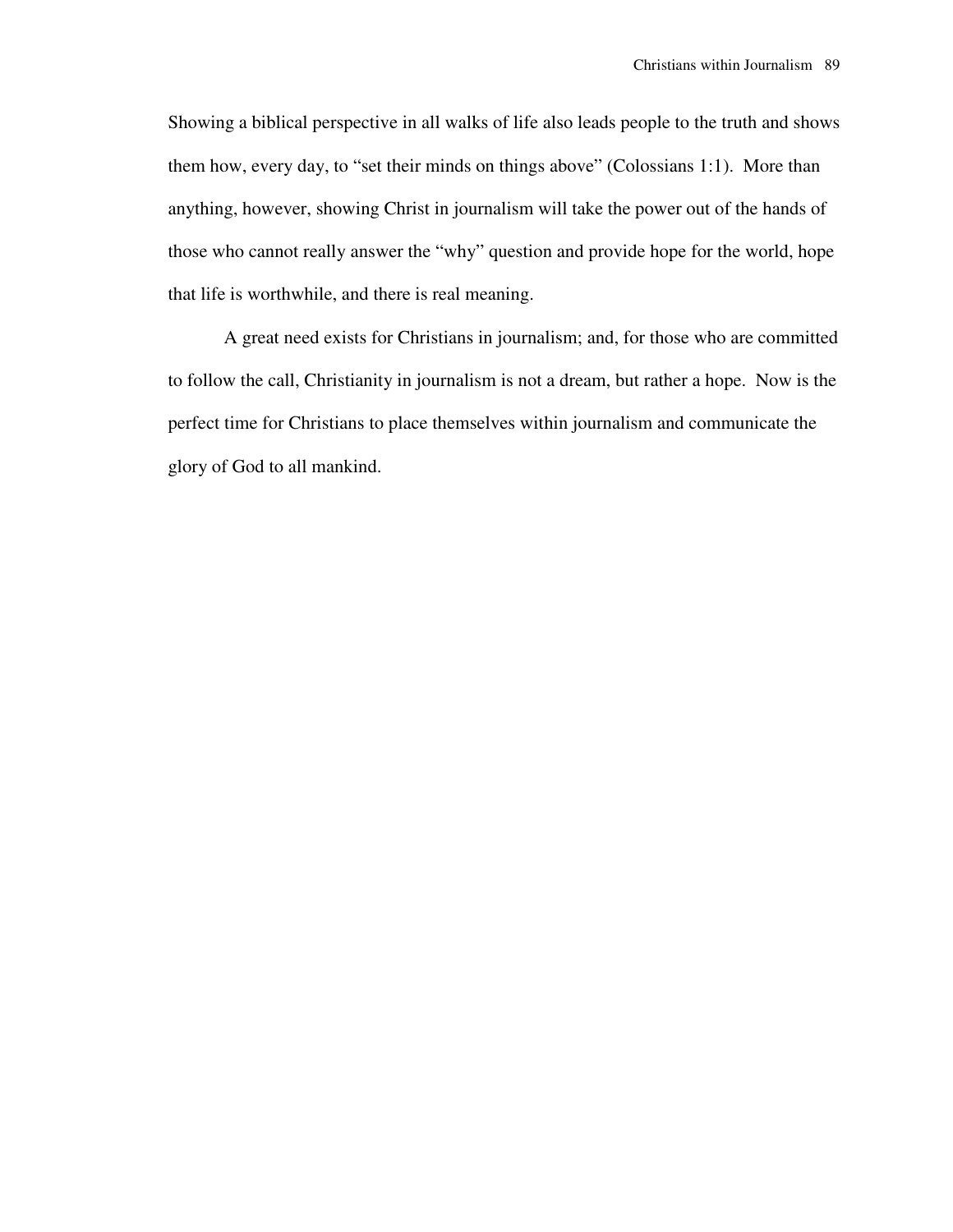Showing a biblical perspective in all walks of life also leads people to the truth and shows them how, every day, to “set their minds on things above” (Colossians 1:1). More than anything, however, showing Christ in journalism will take the power out of the hands of those who cannot really answer the “why” question and provide hope for the world, hope that life is worthwhile, and there is real meaning.

A great need exists for Christians in journalism; and, for those who are committed to follow the call, Christianity in journalism is not a dream, but rather a hope. Now is the perfect time for Christians to place themselves within journalism and communicate the glory of God to all mankind.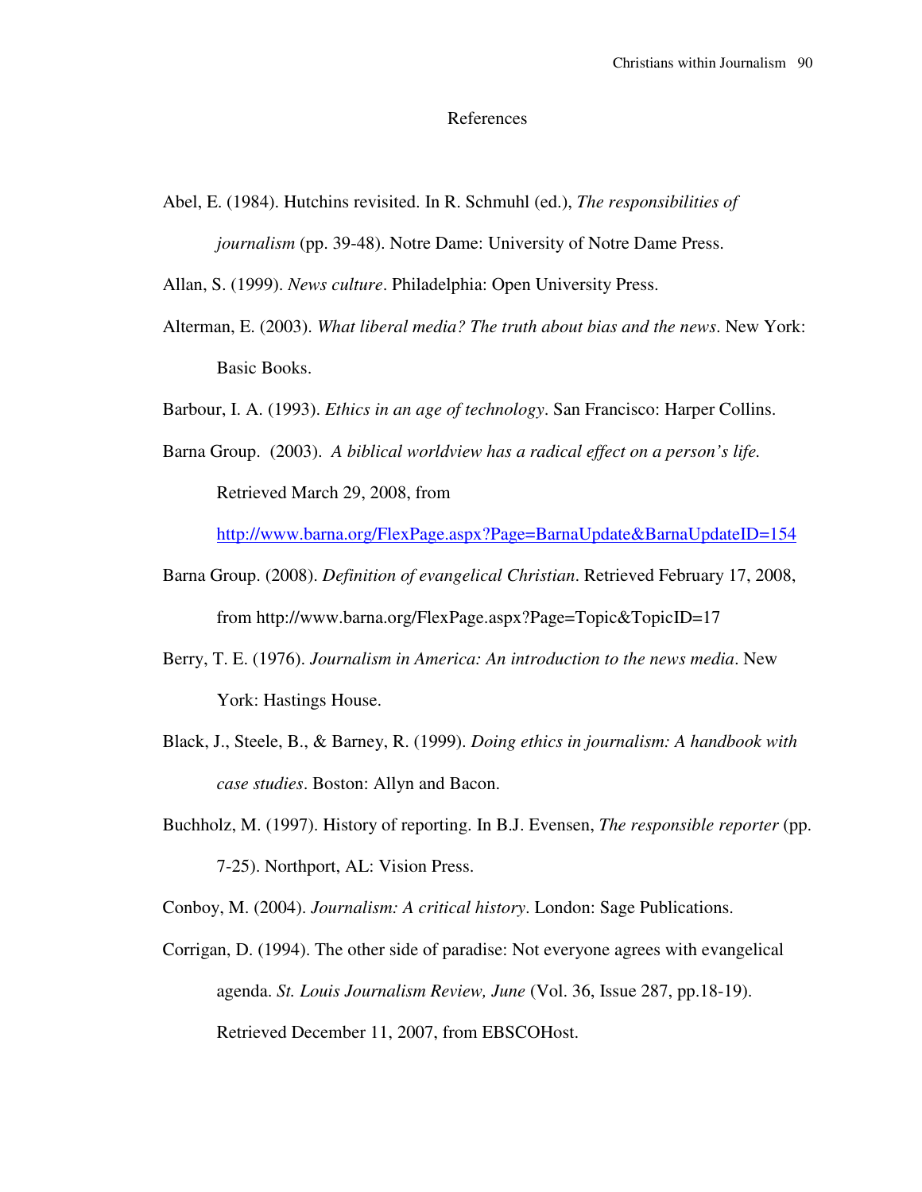# References

Abel, E. (1984). Hutchins revisited. In R. Schmuhl (ed.), *The responsibilities of journalism* (pp. 39-48). Notre Dame: University of Notre Dame Press.

Allan, S. (1999). *News culture*. Philadelphia: Open University Press.

Alterman, E. (2003). *What liberal media? The truth about bias and the news*. New York: Basic Books.

Barbour, I. A. (1993). *Ethics in an age of technology*. San Francisco: Harper Collins.

Barna Group. (2003). *A biblical worldview has a radical effect on a person's life.* Retrieved March 29, 2008, from http://www.barna.org/FlexPage.aspx?Page=BarnaUpdate&BarnaUpdateID=154

Barna Group. (2008). *Definition of evangelical Christian*. Retrieved February 17, 2008, from http://www.barna.org/FlexPage.aspx?Page=Topic&TopicID=17

Berry, T. E. (1976). *Journalism in America: An introduction to the news media*. New York: Hastings House.

Black, J., Steele, B., & Barney, R. (1999). *Doing ethics in journalism: A handbook with case studies*. Boston: Allyn and Bacon.

Buchholz, M. (1997). History of reporting. In B.J. Evensen, *The responsible reporter* (pp. 7-25). Northport, AL: Vision Press.

Conboy, M. (2004). *Journalism: A critical history*. London: Sage Publications.

Corrigan, D. (1994). The other side of paradise: Not everyone agrees with evangelical agenda. *St. Louis Journalism Review, June* (Vol. 36, Issue 287, pp.18-19). Retrieved December 11, 2007, from EBSCOHost.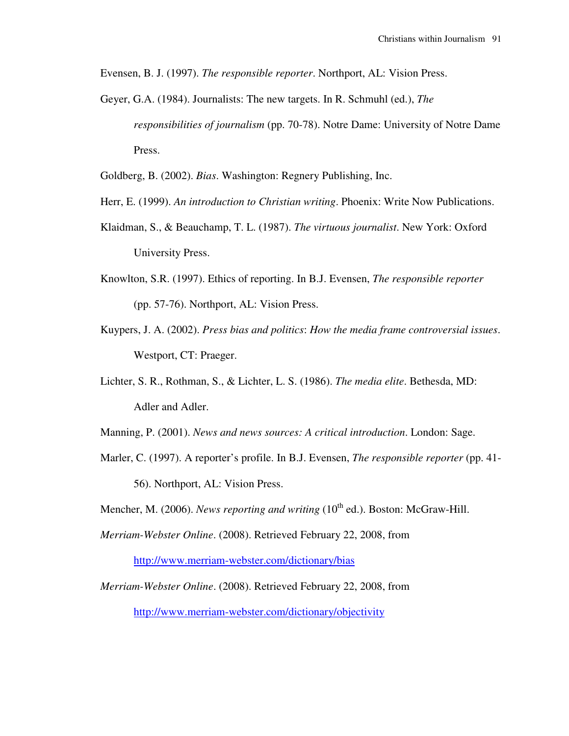Evensen, B. J. (1997). *The responsible reporter*. Northport, AL: Vision Press.

Geyer, G.A. (1984). Journalists: The new targets. In R. Schmuhl (ed.), *The responsibilities of journalism* (pp. 70-78). Notre Dame: University of Notre Dame Press.

Goldberg, B. (2002). *Bias*. Washington: Regnery Publishing, Inc.

Herr, E. (1999). *An introduction to Christian writing*. Phoenix: Write Now Publications.

Klaidman, S., & Beauchamp, T. L. (1987). *The virtuous journalist*. New York: Oxford University Press.

Knowlton, S.R. (1997). Ethics of reporting. In B.J. Evensen, *The responsible reporter* (pp. 57-76). Northport, AL: Vision Press.

Kuypers, J. A. (2002). *Press bias and politics*: *How the media frame controversial issues*. Westport, CT: Praeger.

Lichter, S. R., Rothman, S., & Lichter, L. S. (1986). *The media elite*. Bethesda, MD: Adler and Adler.

Manning, P. (2001). *News and news sources: A critical introduction*. London: Sage.

Marler, C. (1997). A reporter's profile. In B.J. Evensen, *The responsible reporter* (pp. 41-56). Northport, AL: Vision Press.

Mencher, M. (2006). *News reporting and writing* (10th ed.). Boston: McGraw-Hill.

*Merriam-Webster Online*. (2008). Retrieved February 22, 2008, from http://www.merriam-webster.com/dictionary/bias

*Merriam-Webster Online*. (2008). Retrieved February 22, 2008, from http://www.merriam-webster.com/dictionary/objectivity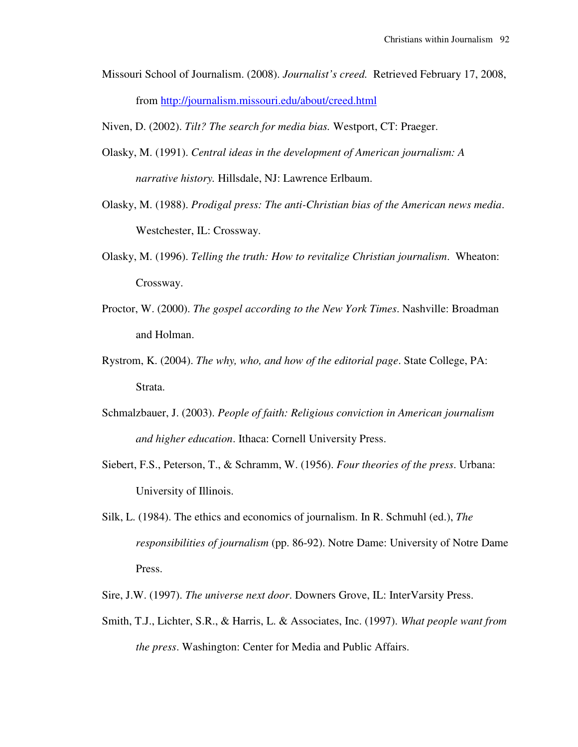Missouri School of Journalism. (2008). *Journalist's creed.* Retrieved February 17, 2008, from http://journalism.missouri.edu/about/creed.html

Niven, D. (2002). *Tilt? The search for media bias.* Westport, CT: Praeger.

Olasky, M. (1991). *Central ideas in the development of American journalism: A narrative history.* Hillsdale, NJ: Lawrence Erlbaum.

Olasky, M. (1988). *Prodigal press: The anti-Christian bias of the American news media*. Westchester, IL: Crossway.

Olasky, M. (1996). *Telling the truth: How to revitalize Christian journalism*. Wheaton: Crossway.

Proctor, W. (2000). *The gospel according to the New York Times*. Nashville: Broadman and Holman.

Rystrom, K. (2004). *The why, who, and how of the editorial page*. State College, PA: Strata.

Schmalzbauer, J. (2003). *People of faith: Religious conviction in American journalism and higher education*. Ithaca: Cornell University Press.

Siebert, F.S., Peterson, T., & Schramm, W. (1956). *Four theories of the press*. Urbana: University of Illinois.

Silk, L. (1984). The ethics and economics of journalism. In R. Schmuhl (ed.), *The responsibilities of journalism* (pp. 86-92). Notre Dame: University of Notre Dame Press.

Sire, J.W. (1997). *The universe next door*. Downers Grove, IL: InterVarsity Press.

Smith, T.J., Lichter, S.R., & Harris, L. & Associates, Inc. (1997). *What people want from the press*. Washington: Center for Media and Public Affairs.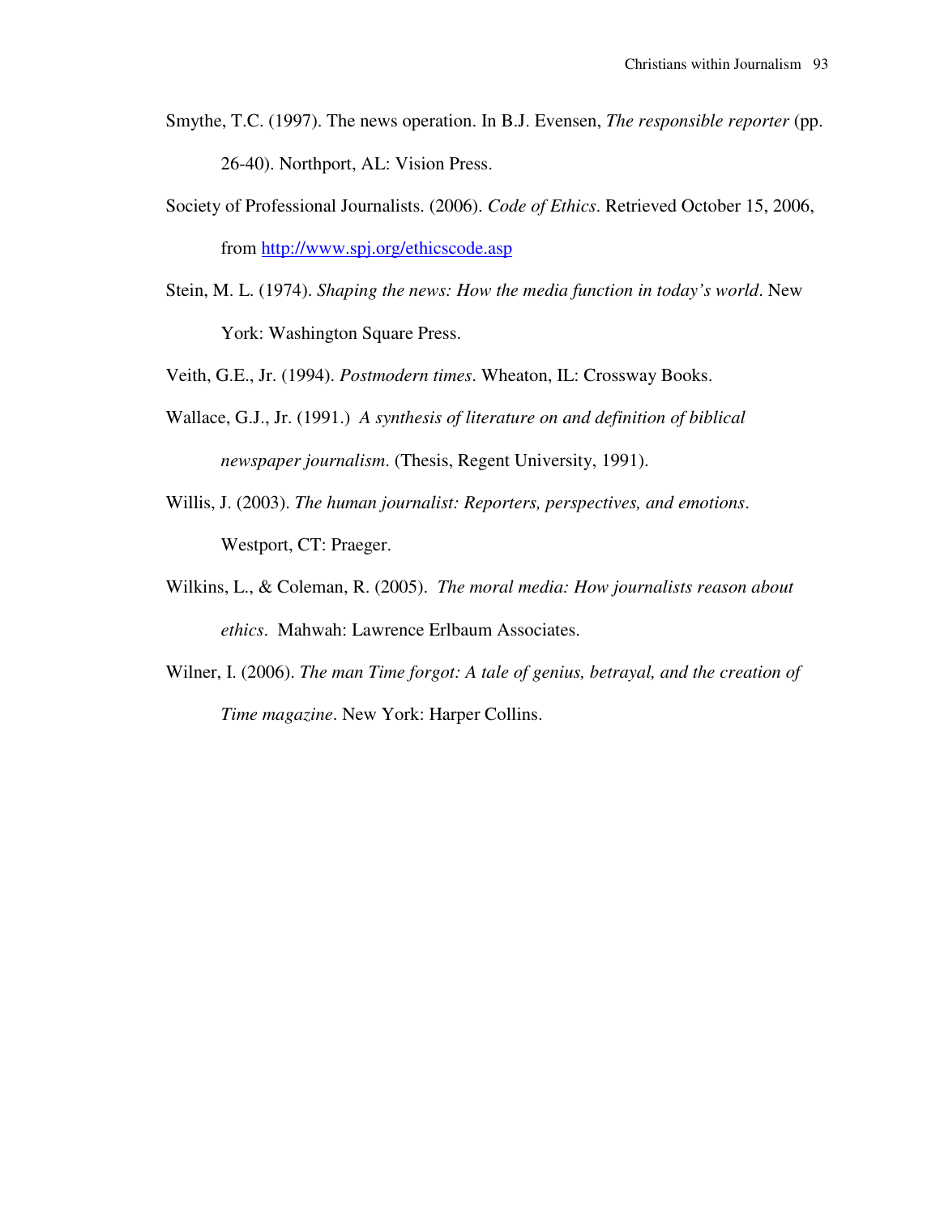Smythe, T.C. (1997). The news operation. In B.J. Evensen, *The responsible reporter* (pp. 26-40). Northport, AL: Vision Press.

Society of Professional Journalists. (2006). *Code of Ethics*. Retrieved October 15, 2006, from http://www.spj.org/ethicscode.asp

Stein, M. L. (1974). *Shaping the news: How the media function in today's world*. New York: Washington Square Press.

Veith, G.E., Jr. (1994). *Postmodern times*. Wheaton, IL: Crossway Books.

Wallace, G.J., Jr. (1991.) *A synthesis of literature on and definition of biblical newspaper journalism*. (Thesis, Regent University, 1991).

Willis, J. (2003). *The human journalist: Reporters, perspectives, and emotions*. Westport, CT: Praeger.

Wilkins, L., & Coleman, R. (2005). *The moral media: How journalists reason about ethics*. Mahwah: Lawrence Erlbaum Associates.

Wilner, I. (2006). *The man Time forgot: A tale of genius, betrayal, and the creation of Time magazine*. New York: Harper Collins.